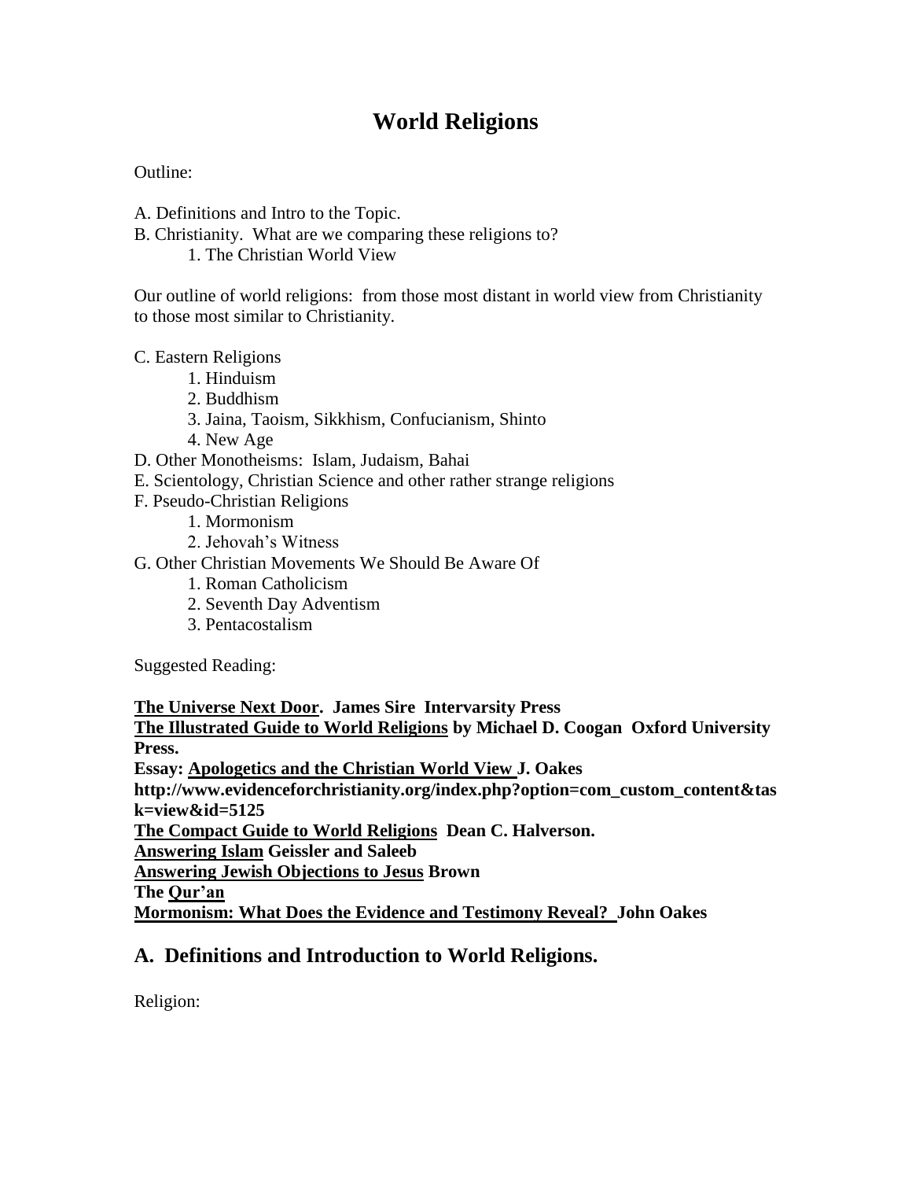# World Religions

Outline:

A. Definitions and Intro to the Topic.
B. Christianity. What are we comparing these religions to?
    1. The Christian World View

Our outline of world religions: from those most distant in world view from Christianity to those most similar to Christianity.

C. Eastern Religions
    1. Hinduism
    2. Buddhism
    3. Jaina, Taoism, Sikkhism, Confucianism, Shinto
    4. New Age
D. Other Monotheisms: Islam, Judaism, Bahai
E. Scientology, Christian Science and other rather strange religions
F. Pseudo-Christian Religions
    1. Mormonism
    2. Jehovah's Witness
G. Other Christian Movements We Should Be Aware Of
    1. Roman Catholicism
    2. Seventh Day Adventism
    3. Pentacostalism

Suggested Reading:

**The Universe Next Door. James Sire Intervarsity Press**
**The Illustrated Guide to World Religions by Michael D. Coogan Oxford University Press.**
**Essay: Apologetics and the Christian World View J. Oakes**
**http://www.evidenceforchristianity.org/index.php?option=com_custom_content&task=view&id=5125**
**The Compact Guide to World Religions Dean C. Halverson.**
**Answering Islam Geissler and Saleeb**
**Answering Jewish Objections to Jesus Brown**
**The Qur'an**
**Mormonism: What Does the Evidence and Testimony Reveal? John Oakes**

## A. Definitions and Introduction to World Religions.

Religion: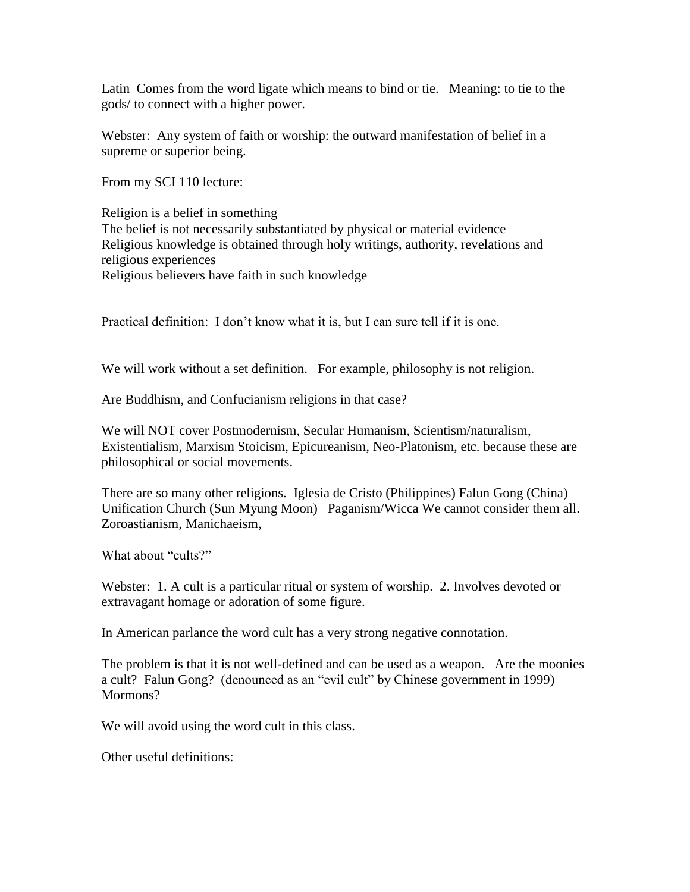Latin  Comes from the word ligate which means to bind or tie.   Meaning: to tie to the gods/ to connect with a higher power.

Webster:  Any system of faith or worship: the outward manifestation of belief in a supreme or superior being.

From my SCI 110 lecture:

Religion is a belief in something
The belief is not necessarily substantiated by physical or material evidence
Religious knowledge is obtained through holy writings, authority, revelations and religious experiences
Religious believers have faith in such knowledge

Practical definition:  I don't know what it is, but I can sure tell if it is one.

We will work without a set definition.   For example, philosophy is not religion.

Are Buddhism, and Confucianism religions in that case?

We will NOT cover Postmodernism, Secular Humanism, Scientism/naturalism, Existentialism, Marxism Stoicism, Epicureanism, Neo-Platonism, etc. because these are philosophical or social movements.

There are so many other religions.  Iglesia de Cristo (Philippines) Falun Gong (China) Unification Church (Sun Myung Moon)   Paganism/Wicca We cannot consider them all. Zoroastianism, Manichaeism,

What about "cults?"

Webster:  1. A cult is a particular ritual or system of worship.  2. Involves devoted or extravagant homage or adoration of some figure.

In American parlance the word cult has a very strong negative connotation.

The problem is that it is not well-defined and can be used as a weapon.   Are the moonies a cult?  Falun Gong?  (denounced as an "evil cult" by Chinese government in 1999) Mormons?

We will avoid using the word cult in this class.

Other useful definitions: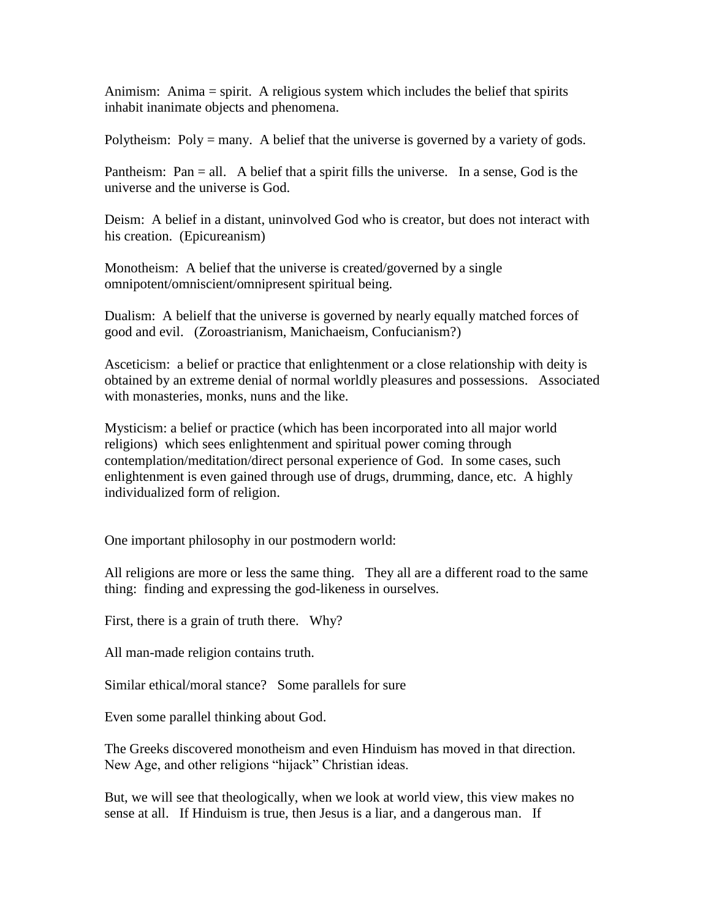Animism: Anima = spirit. A religious system which includes the belief that spirits inhabit inanimate objects and phenomena.

Polytheism: Poly = many. A belief that the universe is governed by a variety of gods.

Pantheism: Pan = all. A belief that a spirit fills the universe. In a sense, God is the universe and the universe is God.

Deism: A belief in a distant, uninvolved God who is creator, but does not interact with his creation. (Epicureanism)

Monotheism: A belief that the universe is created/governed by a single omnipotent/omniscient/omnipresent spiritual being.

Dualism: A belielf that the universe is governed by nearly equally matched forces of good and evil. (Zoroastrianism, Manichaeism, Confucianism?)

Asceticism: a belief or practice that enlightenment or a close relationship with deity is obtained by an extreme denial of normal worldly pleasures and possessions. Associated with monasteries, monks, nuns and the like.

Mysticism: a belief or practice (which has been incorporated into all major world religions) which sees enlightenment and spiritual power coming through contemplation/meditation/direct personal experience of God. In some cases, such enlightenment is even gained through use of drugs, drumming, dance, etc. A highly individualized form of religion.

One important philosophy in our postmodern world:

All religions are more or less the same thing. They all are a different road to the same thing: finding and expressing the god-likeness in ourselves.

First, there is a grain of truth there. Why?

All man-made religion contains truth.

Similar ethical/moral stance? Some parallels for sure

Even some parallel thinking about God.

The Greeks discovered monotheism and even Hinduism has moved in that direction. New Age, and other religions "hijack" Christian ideas.

But, we will see that theologically, when we look at world view, this view makes no sense at all. If Hinduism is true, then Jesus is a liar, and a dangerous man. If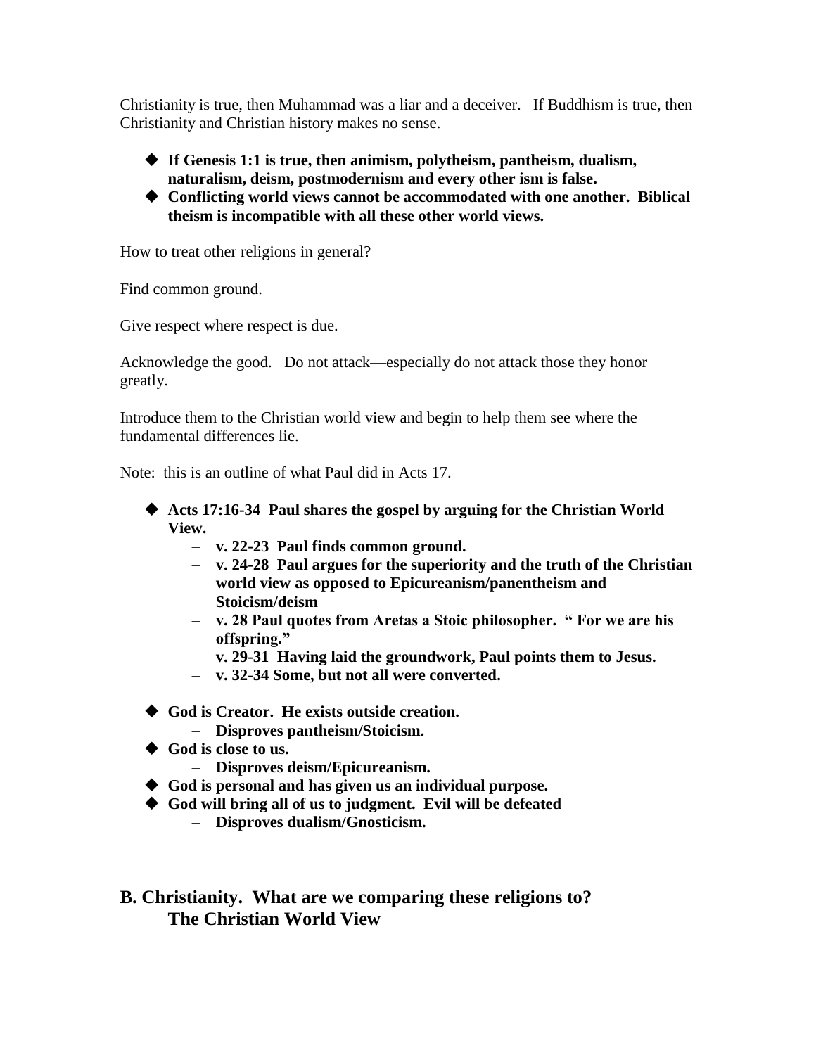Christianity is true, then Muhammad was a liar and a deceiver. If Buddhism is true, then Christianity and Christian history makes no sense.

- **If Genesis 1:1 is true, then animism, polytheism, pantheism, dualism, naturalism, deism, postmodernism and every other ism is false.**
- **Conflicting world views cannot be accommodated with one another. Biblical theism is incompatible with all these other world views.**

How to treat other religions in general?

Find common ground.

Give respect where respect is due.

Acknowledge the good. Do not attack—especially do not attack those they honor greatly.

Introduce them to the Christian world view and begin to help them see where the fundamental differences lie.

Note: this is an outline of what Paul did in Acts 17.

- **Acts 17:16-34 Paul shares the gospel by arguing for the Christian World View.**
  - **v. 22-23 Paul finds common ground.**
  - **v. 24-28 Paul argues for the superiority and the truth of the Christian world view as opposed to Epicureanism/panentheism and Stoicism/deism**
  - **v. 28 Paul quotes from Aretas a Stoic philosopher. " For we are his offspring."**
  - **v. 29-31 Having laid the groundwork, Paul points them to Jesus.**
  - **v. 32-34 Some, but not all were converted.**

- **God is Creator. He exists outside creation.**
  - **Disproves pantheism/Stoicism.**
- **God is close to us.**
  - **Disproves deism/Epicureanism.**
- **God is personal and has given us an individual purpose.**
- **God will bring all of us to judgment. Evil will be defeated**
  - **Disproves dualism/Gnosticism.**

## B. Christianity. What are we comparing these religions to? The Christian World View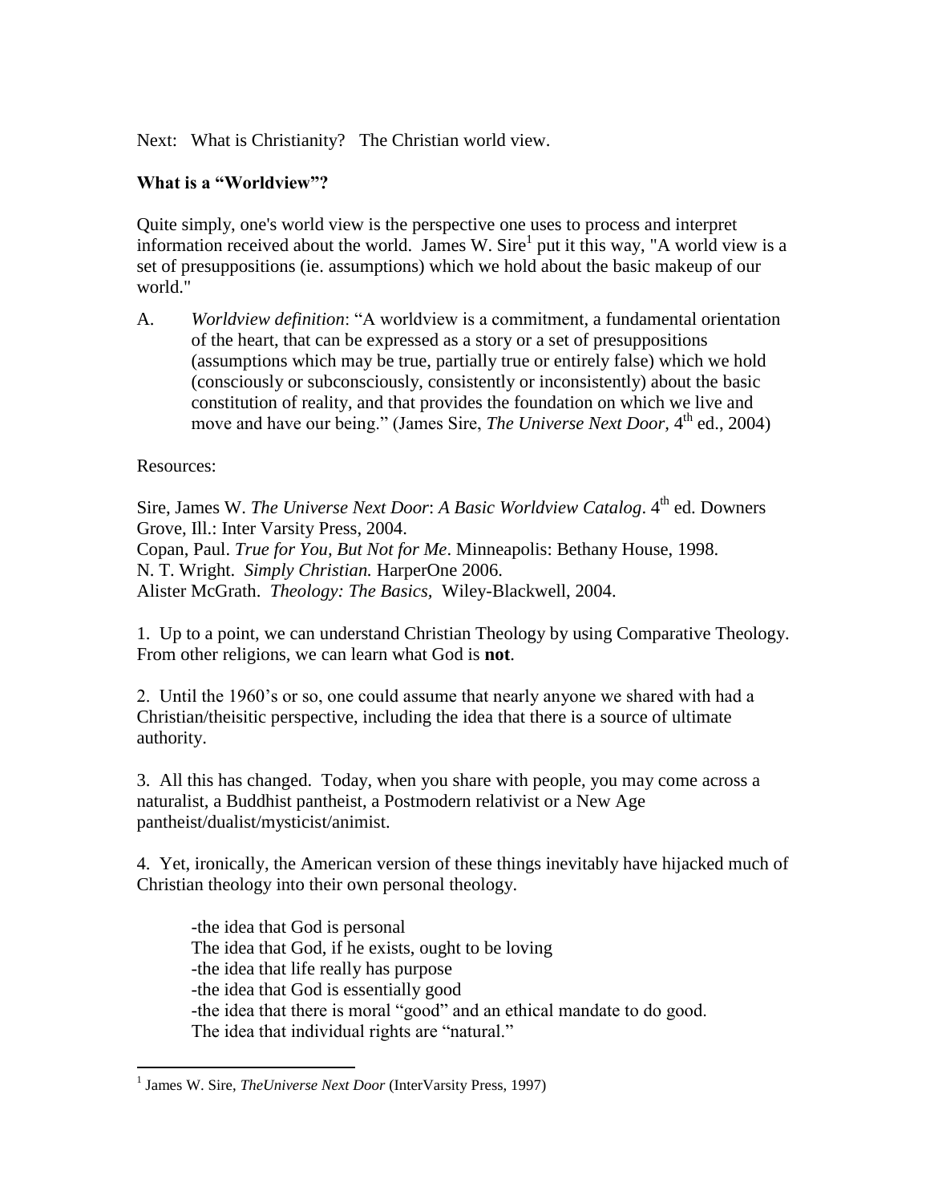Next: What is Christianity? The Christian world view.

**What is a "Worldview"?**

Quite simply, one's world view is the perspective one uses to process and interpret information received about the world. James W. Sire[1] put it this way, "A world view is a set of presuppositions (ie. assumptions) which we hold about the basic makeup of our world."

A. *Worldview definition*: "A worldview is a commitment, a fundamental orientation of the heart, that can be expressed as a story or a set of presuppositions (assumptions which may be true, partially true or entirely false) which we hold (consciously or subconsciously, consistently or inconsistently) about the basic constitution of reality, and that provides the foundation on which we live and move and have our being." (James Sire, *The Universe Next Door,* 4th ed., 2004)

Resources:

Sire, James W. *The Universe Next Door*: *A Basic Worldview Catalog*. 4th ed. Downers Grove, Ill.: Inter Varsity Press, 2004.
Copan, Paul. *True for You, But Not for Me*. Minneapolis: Bethany House, 1998.
N. T. Wright. *Simply Christian.* HarperOne 2006.
Alister McGrath. *Theology: The Basics,* Wiley-Blackwell, 2004.

1. Up to a point, we can understand Christian Theology by using Comparative Theology. From other religions, we can learn what God is **not**.

2. Until the 1960's or so, one could assume that nearly anyone we shared with had a Christian/theisitic perspective, including the idea that there is a source of ultimate authority.

3. All this has changed. Today, when you share with people, you may come across a naturalist, a Buddhist pantheist, a Postmodern relativist or a New Age pantheist/dualist/mysticist/animist.

4. Yet, ironically, the American version of these things inevitably have hijacked much of Christian theology into their own personal theology.

> -the idea that God is personal
> The idea that God, if he exists, ought to be loving
> -the idea that life really has purpose
> -the idea that God is essentially good
> -the idea that there is moral "good" and an ethical mandate to do good.
> The idea that individual rights are "natural."

[1] James W. Sire, *TheUniverse Next Door* (InterVarsity Press, 1997)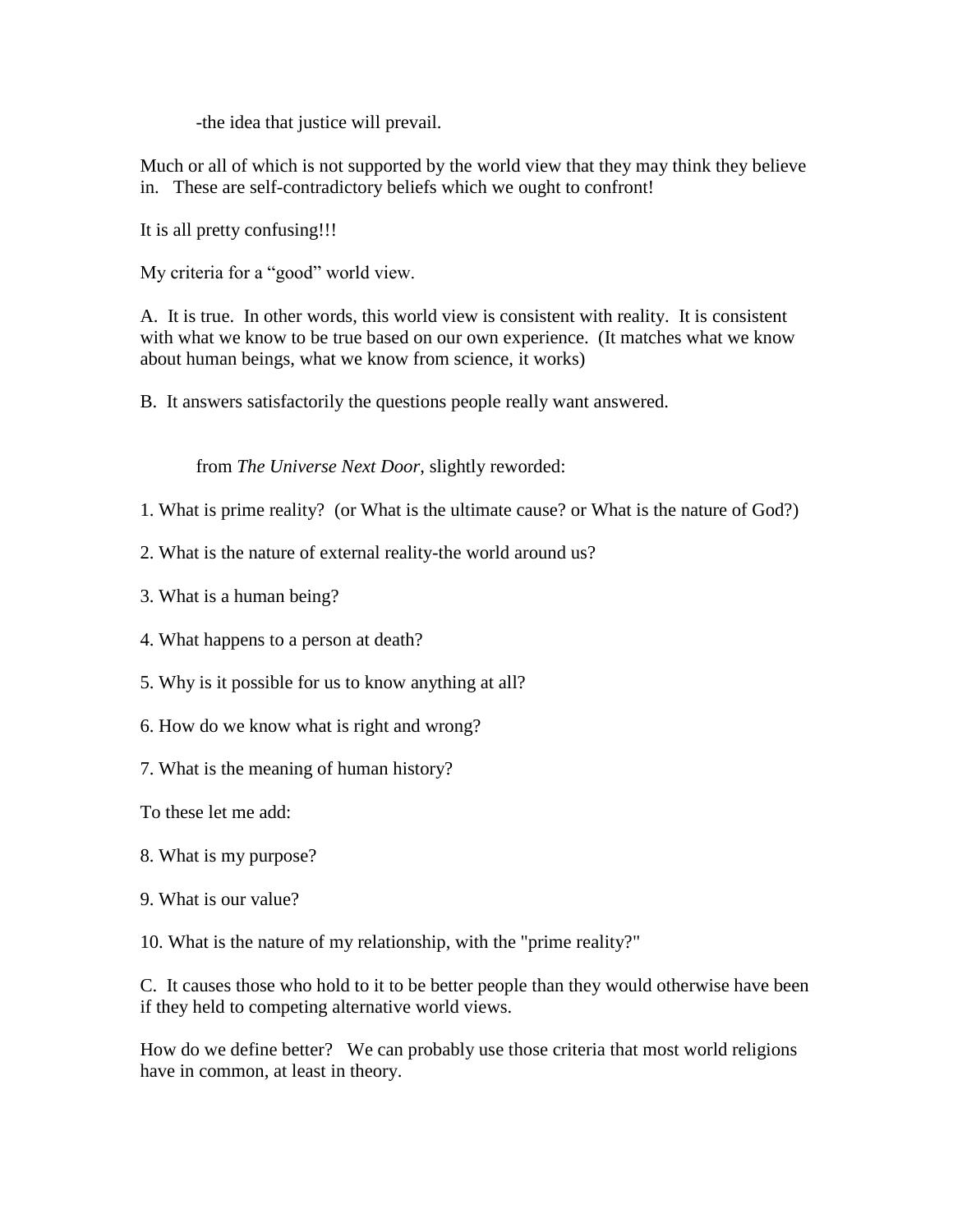-the idea that justice will prevail.

Much or all of which is not supported by the world view that they may think they believe in. These are self-contradictory beliefs which we ought to confront!

It is all pretty confusing!!!

My criteria for a “good” world view.

A. It is true. In other words, this world view is consistent with reality. It is consistent with what we know to be true based on our own experience. (It matches what we know about human beings, what we know from science, it works)

B. It answers satisfactorily the questions people really want answered.

from *The Universe Next Door*, slightly reworded:

1. What is prime reality? (or What is the ultimate cause? or What is the nature of God?)

2. What is the nature of external reality-the world around us?

3. What is a human being?

4. What happens to a person at death?

5. Why is it possible for us to know anything at all?

6. How do we know what is right and wrong?

7. What is the meaning of human history?

To these let me add:

8. What is my purpose?

9. What is our value?

10. What is the nature of my relationship, with the "prime reality?"

C. It causes those who hold to it to be better people than they would otherwise have been if they held to competing alternative world views.

How do we define better? We can probably use those criteria that most world religions have in common, at least in theory.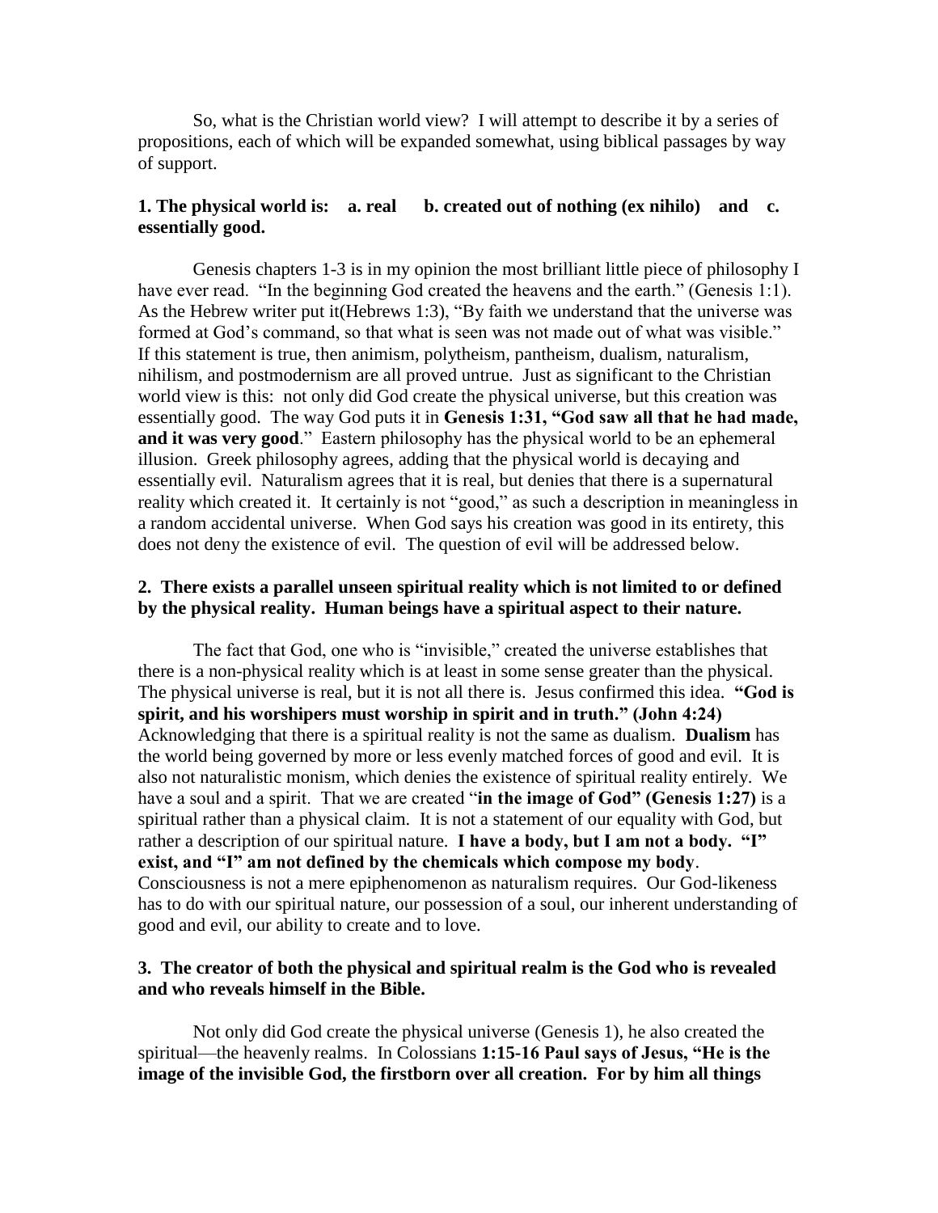So, what is the Christian world view? I will attempt to describe it by a series of propositions, each of which will be expanded somewhat, using biblical passages by way of support.

**1. The physical world is: a. real b. created out of nothing (ex nihilo) and c. essentially good.**

Genesis chapters 1-3 is in my opinion the most brilliant little piece of philosophy I have ever read. "In the beginning God created the heavens and the earth." (Genesis 1:1). As the Hebrew writer put it(Hebrews 1:3), "By faith we understand that the universe was formed at God's command, so that what is seen was not made out of what was visible." If this statement is true, then animism, polytheism, pantheism, dualism, naturalism, nihilism, and postmodernism are all proved untrue. Just as significant to the Christian world view is this: not only did God create the physical universe, but this creation was essentially good. The way God puts it in **Genesis 1:31, "God saw all that he had made, and it was very good**." Eastern philosophy has the physical world to be an ephemeral illusion. Greek philosophy agrees, adding that the physical world is decaying and essentially evil. Naturalism agrees that it is real, but denies that there is a supernatural reality which created it. It certainly is not "good," as such a description in meaningless in a random accidental universe. When God says his creation was good in its entirety, this does not deny the existence of evil. The question of evil will be addressed below.

**2. There exists a parallel unseen spiritual reality which is not limited to or defined by the physical reality. Human beings have a spiritual aspect to their nature.**

The fact that God, one who is "invisible," created the universe establishes that there is a non-physical reality which is at least in some sense greater than the physical. The physical universe is real, but it is not all there is. Jesus confirmed this idea. **"God is spirit, and his worshipers must worship in spirit and in truth." (John 4:24)** Acknowledging that there is a spiritual reality is not the same as dualism. **Dualism** has the world being governed by more or less evenly matched forces of good and evil. It is also not naturalistic monism, which denies the existence of spiritual reality entirely. We have a soul and a spirit. That we are created "**in the image of God" (Genesis 1:27)** is a spiritual rather than a physical claim. It is not a statement of our equality with God, but rather a description of our spiritual nature. **I have a body, but I am not a body. "I" exist, and "I" am not defined by the chemicals which compose my body**. Consciousness is not a mere epiphenomenon as naturalism requires. Our God-likeness has to do with our spiritual nature, our possession of a soul, our inherent understanding of good and evil, our ability to create and to love.

**3. The creator of both the physical and spiritual realm is the God who is revealed and who reveals himself in the Bible.**

Not only did God create the physical universe (Genesis 1), he also created the spiritual—the heavenly realms. In Colossians **1:15-16 Paul says of Jesus, "He is the image of the invisible God, the firstborn over all creation. For by him all things**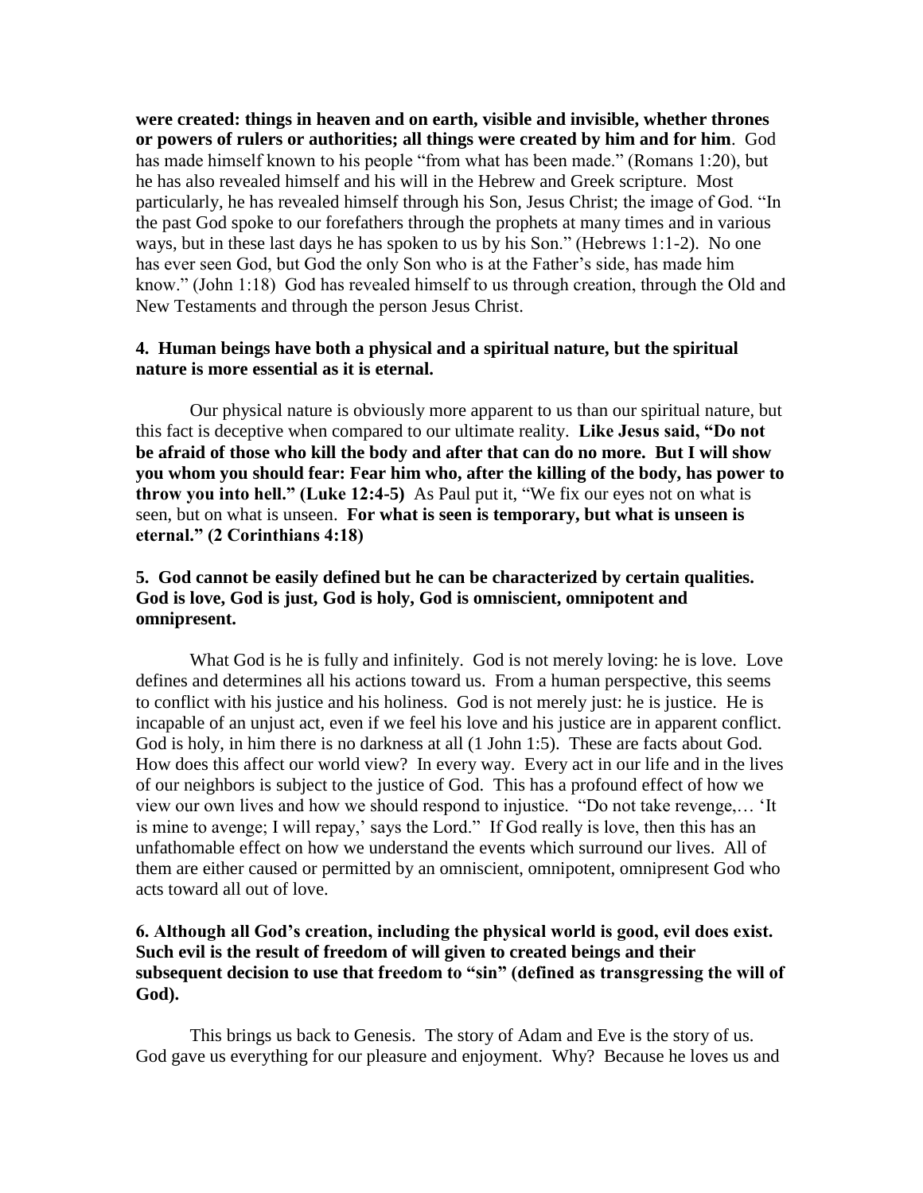**were created: things in heaven and on earth, visible and invisible, whether thrones or powers of rulers or authorities; all things were created by him and for him**. God has made himself known to his people "from what has been made." (Romans 1:20), but he has also revealed himself and his will in the Hebrew and Greek scripture. Most particularly, he has revealed himself through his Son, Jesus Christ; the image of God. "In the past God spoke to our forefathers through the prophets at many times and in various ways, but in these last days he has spoken to us by his Son." (Hebrews 1:1-2). No one has ever seen God, but God the only Son who is at the Father's side, has made him know." (John 1:18) God has revealed himself to us through creation, through the Old and New Testaments and through the person Jesus Christ.

**4. Human beings have both a physical and a spiritual nature, but the spiritual nature is more essential as it is eternal.**

Our physical nature is obviously more apparent to us than our spiritual nature, but this fact is deceptive when compared to our ultimate reality. **Like Jesus said, "Do not be afraid of those who kill the body and after that can do no more. But I will show you whom you should fear: Fear him who, after the killing of the body, has power to throw you into hell." (Luke 12:4-5)** As Paul put it, "We fix our eyes not on what is seen, but on what is unseen. **For what is seen is temporary, but what is unseen is eternal." (2 Corinthians 4:18)**

**5. God cannot be easily defined but he can be characterized by certain qualities. God is love, God is just, God is holy, God is omniscient, omnipotent and omnipresent.**

What God is he is fully and infinitely. God is not merely loving: he is love. Love defines and determines all his actions toward us. From a human perspective, this seems to conflict with his justice and his holiness. God is not merely just: he is justice. He is incapable of an unjust act, even if we feel his love and his justice are in apparent conflict. God is holy, in him there is no darkness at all (1 John 1:5). These are facts about God. How does this affect our world view? In every way. Every act in our life and in the lives of our neighbors is subject to the justice of God. This has a profound effect of how we view our own lives and how we should respond to injustice. "Do not take revenge,… 'It is mine to avenge; I will repay,' says the Lord." If God really is love, then this has an unfathomable effect on how we understand the events which surround our lives. All of them are either caused or permitted by an omniscient, omnipotent, omnipresent God who acts toward all out of love.

**6. Although all God's creation, including the physical world is good, evil does exist. Such evil is the result of freedom of will given to created beings and their subsequent decision to use that freedom to "sin" (defined as transgressing the will of God).**

This brings us back to Genesis. The story of Adam and Eve is the story of us. God gave us everything for our pleasure and enjoyment. Why? Because he loves us and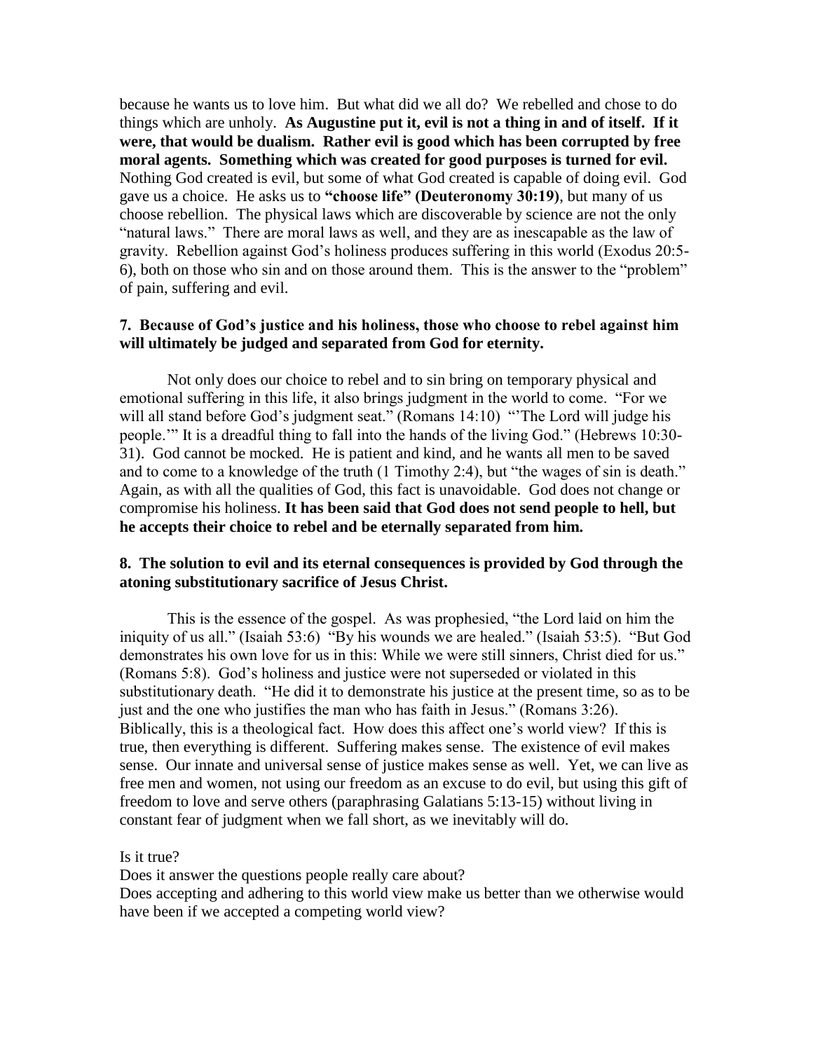because he wants us to love him. But what did we all do? We rebelled and chose to do things which are unholy. **As Augustine put it, evil is not a thing in and of itself. If it were, that would be dualism. Rather evil is good which has been corrupted by free moral agents. Something which was created for good purposes is turned for evil.** Nothing God created is evil, but some of what God created is capable of doing evil. God gave us a choice. He asks us to **"choose life" (Deuteronomy 30:19)**, but many of us choose rebellion. The physical laws which are discoverable by science are not the only "natural laws." There are moral laws as well, and they are as inescapable as the law of gravity. Rebellion against God's holiness produces suffering in this world (Exodus 20:5-6), both on those who sin and on those around them. This is the answer to the "problem" of pain, suffering and evil.

**7. Because of God's justice and his holiness, those who choose to rebel against him will ultimately be judged and separated from God for eternity.**

Not only does our choice to rebel and to sin bring on temporary physical and emotional suffering in this life, it also brings judgment in the world to come. "For we will all stand before God's judgment seat." (Romans 14:10) "'The Lord will judge his people.'" It is a dreadful thing to fall into the hands of the living God." (Hebrews 10:30-31). God cannot be mocked. He is patient and kind, and he wants all men to be saved and to come to a knowledge of the truth (1 Timothy 2:4), but "the wages of sin is death." Again, as with all the qualities of God, this fact is unavoidable. God does not change or compromise his holiness. **It has been said that God does not send people to hell, but he accepts their choice to rebel and be eternally separated from him.**

**8. The solution to evil and its eternal consequences is provided by God through the atoning substitutionary sacrifice of Jesus Christ.**

This is the essence of the gospel. As was prophesied, "the Lord laid on him the iniquity of us all." (Isaiah 53:6) "By his wounds we are healed." (Isaiah 53:5). "But God demonstrates his own love for us in this: While we were still sinners, Christ died for us." (Romans 5:8). God's holiness and justice were not superseded or violated in this substitutionary death. "He did it to demonstrate his justice at the present time, so as to be just and the one who justifies the man who has faith in Jesus." (Romans 3:26). Biblically, this is a theological fact. How does this affect one's world view? If this is true, then everything is different. Suffering makes sense. The existence of evil makes sense. Our innate and universal sense of justice makes sense as well. Yet, we can live as free men and women, not using our freedom as an excuse to do evil, but using this gift of freedom to love and serve others (paraphrasing Galatians 5:13-15) without living in constant fear of judgment when we fall short, as we inevitably will do.

Is it true?
Does it answer the questions people really care about?
Does accepting and adhering to this world view make us better than we otherwise would have been if we accepted a competing world view?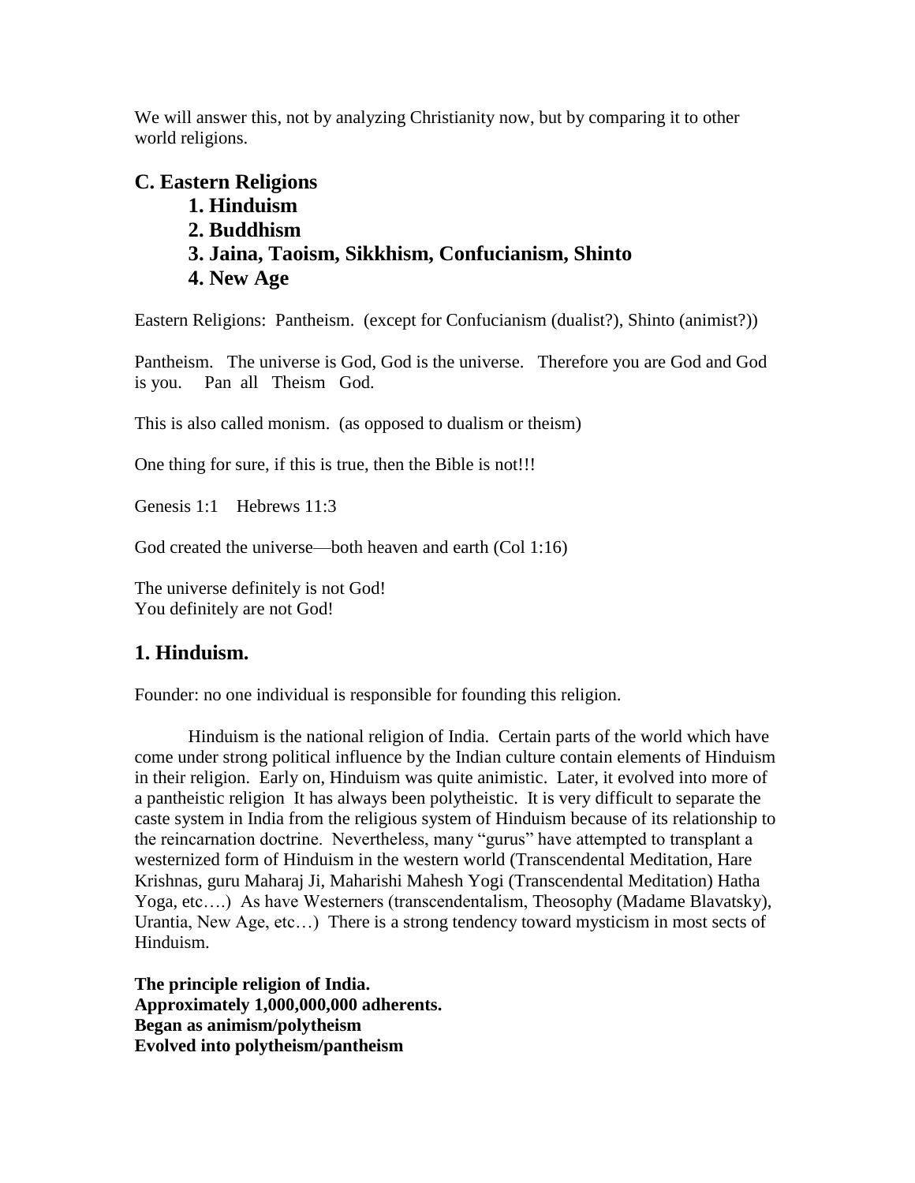We will answer this, not by analyzing Christianity now, but by comparing it to other world religions.

## C. Eastern Religions

### 1. Hinduism
### 2. Buddhism
### 3. Jaina, Taoism, Sikkhism, Confucianism, Shinto
### 4. New Age

Eastern Religions: Pantheism. (except for Confucianism (dualist?), Shinto (animist?))

Pantheism. The universe is God, God is the universe. Therefore you are God and God is you. Pan all Theism God.

This is also called monism. (as opposed to dualism or theism)

One thing for sure, if this is true, then the Bible is not!!!

Genesis 1:1 Hebrews 11:3

God created the universe—both heaven and earth (Col 1:16)

The universe definitely is not God!
You definitely are not God!

## 1. Hinduism.

Founder: no one individual is responsible for founding this religion.

Hinduism is the national religion of India. Certain parts of the world which have come under strong political influence by the Indian culture contain elements of Hinduism in their religion. Early on, Hinduism was quite animistic. Later, it evolved into more of a pantheistic religion It has always been polytheistic. It is very difficult to separate the caste system in India from the religious system of Hinduism because of its relationship to the reincarnation doctrine. Nevertheless, many "gurus" have attempted to transplant a westernized form of Hinduism in the western world (Transcendental Meditation, Hare Krishnas, guru Maharaj Ji, Maharishi Mahesh Yogi (Transcendental Meditation) Hatha Yoga, etc….) As have Westerners (transcendentalism, Theosophy (Madame Blavatsky), Urantia, New Age, etc…) There is a strong tendency toward mysticism in most sects of Hinduism.

**The principle religion of India.**
**Approximately 1,000,000,000 adherents.**
**Began as animism/polytheism**
**Evolved into polytheism/pantheism**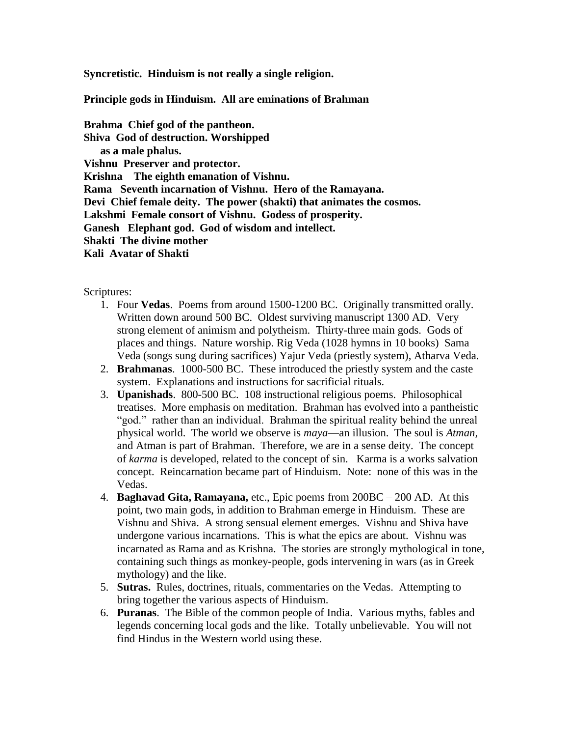**Syncretistic. Hinduism is not really a single religion.**

**Principle gods in Hinduism. All are eminations of Brahman**

**Brahma Chief god of the pantheon.**
**Shiva God of destruction. Worshipped as a male phalus.**
**Vishnu Preserver and protector.**
**Krishna The eighth emanation of Vishnu.**
**Rama Seventh incarnation of Vishnu. Hero of the Ramayana.**
**Devi Chief female deity. The power (shakti) that animates the cosmos.**
**Lakshmi Female consort of Vishnu. Godess of prosperity.**
**Ganesh Elephant god. God of wisdom and intellect.**
**Shakti The divine mother**
**Kali Avatar of Shakti**

Scriptures:

1. Four **Vedas**. Poems from around 1500-1200 BC. Originally transmitted orally. Written down around 500 BC. Oldest surviving manuscript 1300 AD. Very strong element of animism and polytheism. Thirty-three main gods. Gods of places and things. Nature worship. Rig Veda (1028 hymns in 10 books) Sama Veda (songs sung during sacrifices) Yajur Veda (priestly system), Atharva Veda.
2. **Brahmanas**. 1000-500 BC. These introduced the priestly system and the caste system. Explanations and instructions for sacrificial rituals.
3. **Upanishads**. 800-500 BC. 108 instructional religious poems. Philosophical treatises. More emphasis on meditation. Brahman has evolved into a pantheistic "god." rather than an individual. Brahman the spiritual reality behind the unreal physical world. The world we observe is *maya*—an illusion. The soul is *Atman*, and Atman is part of Brahman. Therefore, we are in a sense deity. The concept of *karma* is developed, related to the concept of sin. Karma is a works salvation concept. Reincarnation became part of Hinduism. Note: none of this was in the Vedas.
4. **Baghavad Gita, Ramayana,** etc., Epic poems from 200BC – 200 AD. At this point, two main gods, in addition to Brahman emerge in Hinduism. These are Vishnu and Shiva. A strong sensual element emerges. Vishnu and Shiva have undergone various incarnations. This is what the epics are about. Vishnu was incarnated as Rama and as Krishna. The stories are strongly mythological in tone, containing such things as monkey-people, gods intervening in wars (as in Greek mythology) and the like.
5. **Sutras.** Rules, doctrines, rituals, commentaries on the Vedas. Attempting to bring together the various aspects of Hinduism.
6. **Puranas**. The Bible of the common people of India. Various myths, fables and legends concerning local gods and the like. Totally unbelievable. You will not find Hindus in the Western world using these.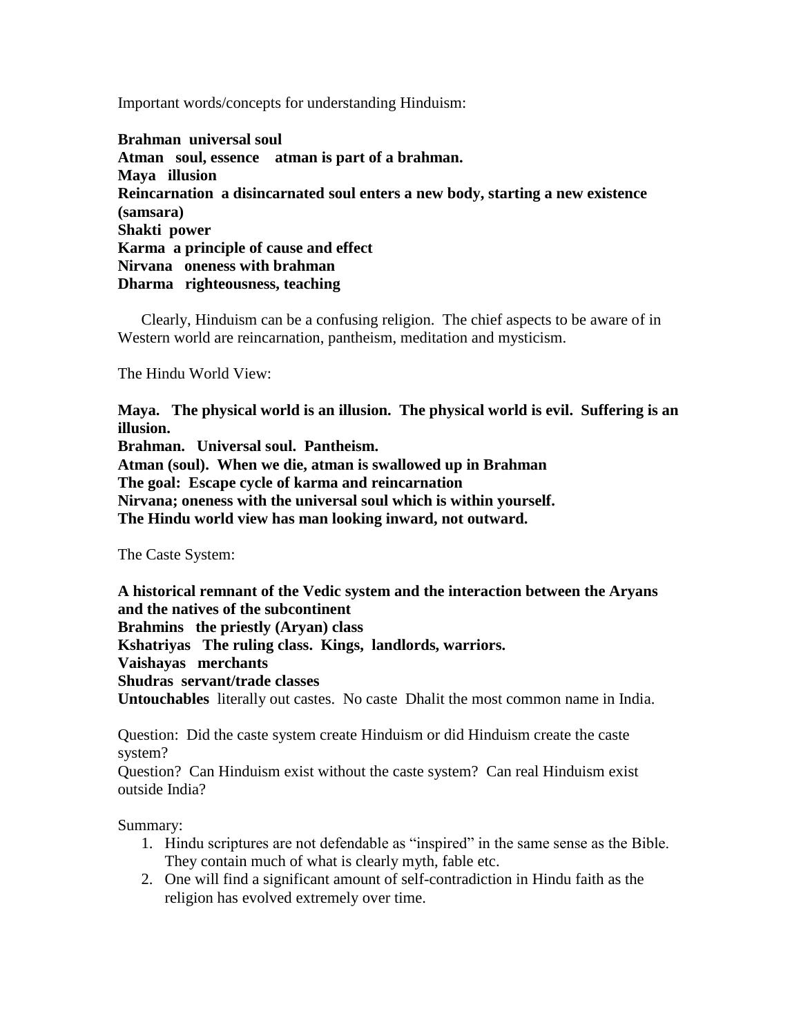Important words/concepts for understanding Hinduism:

**Brahman universal soul**
**Atman soul, essence atman is part of a brahman.**
**Maya illusion**
**Reincarnation a disincarnated soul enters a new body, starting a new existence (samsara)**
**Shakti power**
**Karma a principle of cause and effect**
**Nirvana oneness with brahman**
**Dharma righteousness, teaching**

Clearly, Hinduism can be a confusing religion. The chief aspects to be aware of in Western world are reincarnation, pantheism, meditation and mysticism.

The Hindu World View:

**Maya. The physical world is an illusion. The physical world is evil. Suffering is an illusion.**
**Brahman. Universal soul. Pantheism.**
**Atman (soul). When we die, atman is swallowed up in Brahman**
**The goal: Escape cycle of karma and reincarnation**
**Nirvana; oneness with the universal soul which is within yourself.**
**The Hindu world view has man looking inward, not outward.**

The Caste System:

**A historical remnant of the Vedic system and the interaction between the Aryans and the natives of the subcontinent**
**Brahmins the priestly (Aryan) class**
**Kshatriyas The ruling class. Kings, landlords, warriors.**
**Vaishayas merchants**
**Shudras servant/trade classes**
**Untouchables** literally out castes. No caste Dhalit the most common name in India.

Question: Did the caste system create Hinduism or did Hinduism create the caste system?
Question? Can Hinduism exist without the caste system? Can real Hinduism exist outside India?

Summary:

1. Hindu scriptures are not defendable as "inspired" in the same sense as the Bible. They contain much of what is clearly myth, fable etc.
2. One will find a significant amount of self-contradiction in Hindu faith as the religion has evolved extremely over time.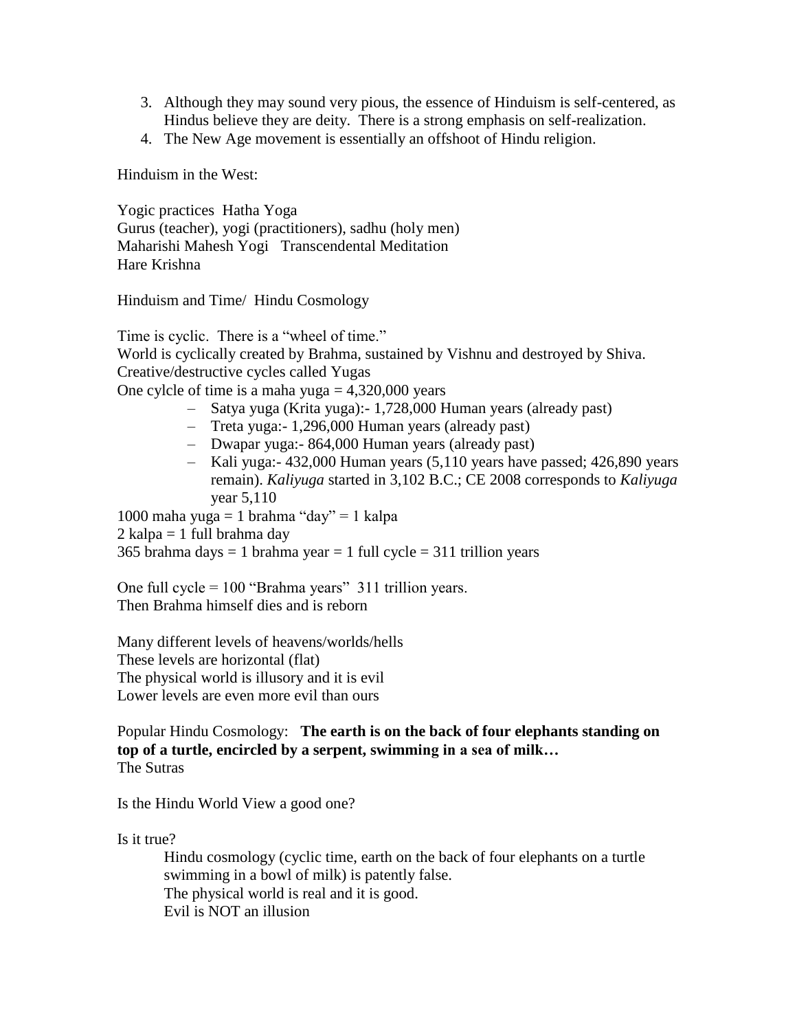3. Although they may sound very pious, the essence of Hinduism is self-centered, as Hindus believe they are deity. There is a strong emphasis on self-realization.
4. The New Age movement is essentially an offshoot of Hindu religion.

Hinduism in the West:

Yogic practices Hatha Yoga
Gurus (teacher), yogi (practitioners), sadhu (holy men)
Maharishi Mahesh Yogi Transcendental Meditation
Hare Krishna

Hinduism and Time/ Hindu Cosmology

Time is cyclic. There is a "wheel of time."
World is cyclically created by Brahma, sustained by Vishnu and destroyed by Shiva.
Creative/destructive cycles called Yugas
One cylcle of time is a maha yuga = 4,320,000 years

- Satya yuga (Krita yuga):- 1,728,000 Human years (already past)
- Treta yuga:- 1,296,000 Human years (already past)
- Dwapar yuga:- 864,000 Human years (already past)
- Kali yuga:- 432,000 Human years (5,110 years have passed; 426,890 years remain). *Kaliyuga* started in 3,102 B.C.; CE 2008 corresponds to *Kaliyuga* year 5,110

1000 maha yuga = 1 brahma "day" = 1 kalpa
2 kalpa = 1 full brahma day
365 brahma days = 1 brahma year = 1 full cycle = 311 trillion years

One full cycle = 100 "Brahma years" 311 trillion years.
Then Brahma himself dies and is reborn

Many different levels of heavens/worlds/hells
These levels are horizontal (flat)
The physical world is illusory and it is evil
Lower levels are even more evil than ours

Popular Hindu Cosmology: **The earth is on the back of four elephants standing on top of a turtle, encircled by a serpent, swimming in a sea of milk…**
The Sutras

Is the Hindu World View a good one?

Is it true?

Hindu cosmology (cyclic time, earth on the back of four elephants on a turtle swimming in a bowl of milk) is patently false.
The physical world is real and it is good.
Evil is NOT an illusion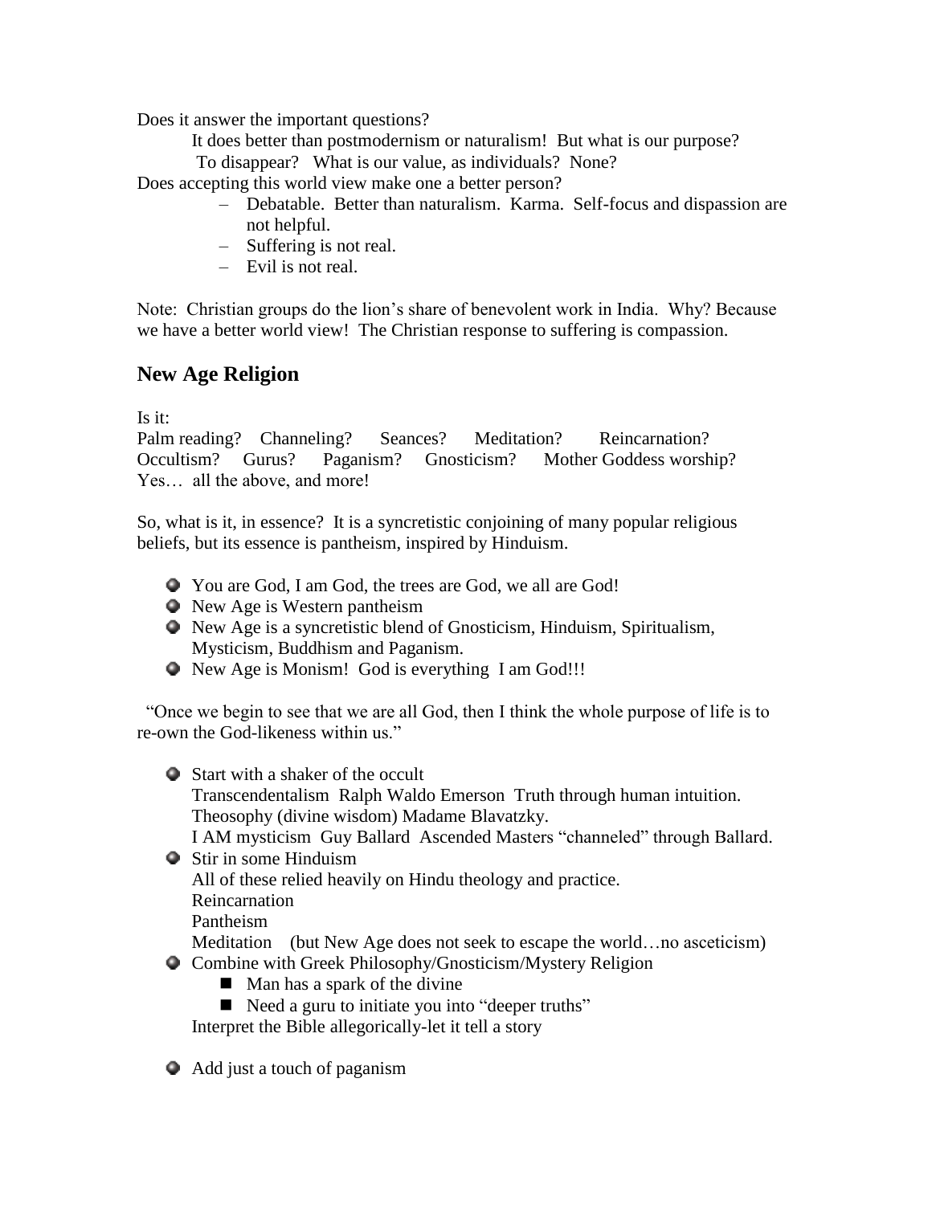Does it answer the important questions?

It does better than postmodernism or naturalism! But what is our purpose? To disappear? What is our value, as individuals? None?

Does accepting this world view make one a better person?

- Debatable. Better than naturalism. Karma. Self-focus and dispassion are not helpful.
- Suffering is not real.
- Evil is not real.

Note: Christian groups do the lion's share of benevolent work in India. Why? Because we have a better world view! The Christian response to suffering is compassion.

## New Age Religion

Is it:

Palm reading? Channeling? Seances? Meditation? Reincarnation? Occultism? Gurus? Paganism? Gnosticism? Mother Goddess worship? Yes… all the above, and more!

So, what is it, in essence? It is a syncretistic conjoining of many popular religious beliefs, but its essence is pantheism, inspired by Hinduism.

- You are God, I am God, the trees are God, we all are God!
- New Age is Western pantheism
- New Age is a syncretistic blend of Gnosticism, Hinduism, Spiritualism, Mysticism, Buddhism and Paganism.
- New Age is Monism! God is everything I am God!!!

"Once we begin to see that we are all God, then I think the whole purpose of life is to re-own the God-likeness within us."

- Start with a shaker of the occult
  Transcendentalism Ralph Waldo Emerson Truth through human intuition.
  Theosophy (divine wisdom) Madame Blavatzky.
  I AM mysticism Guy Ballard Ascended Masters "channeled" through Ballard.
- Stir in some Hinduism
  All of these relied heavily on Hindu theology and practice.
  Reincarnation
  Pantheism
  Meditation (but New Age does not seek to escape the world…no asceticism)
- Combine with Greek Philosophy/Gnosticism/Mystery Religion
  - Man has a spark of the divine
  - Need a guru to initiate you into "deeper truths"

  Interpret the Bible allegorically-let it tell a story
- Add just a touch of paganism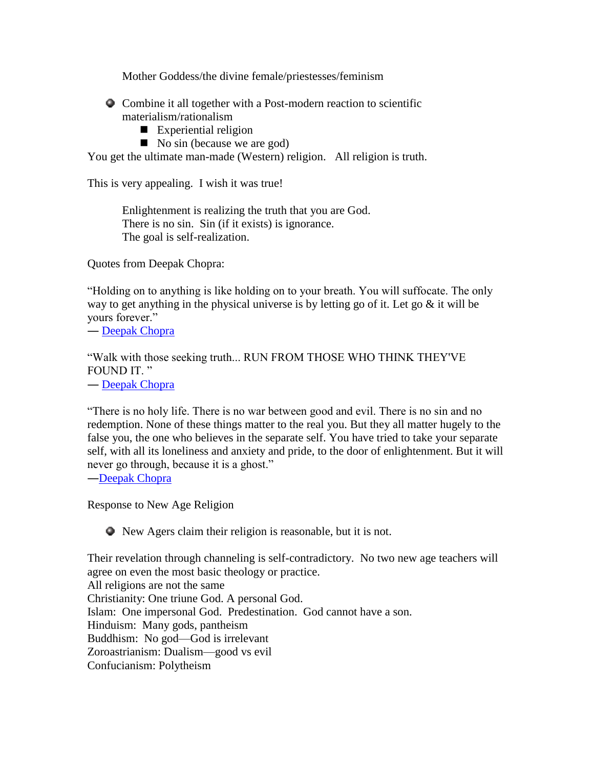Mother Goddess/the divine female/priestesses/feminism

- Combine it all together with a Post-modern reaction to scientific materialism/rationalism
  - Experiential religion
  - No sin (because we are god)

You get the ultimate man-made (Western) religion. All religion is truth.

This is very appealing. I wish it was true!

> Enlightenment is realizing the truth that you are God.
> There is no sin. Sin (if it exists) is ignorance.
> The goal is self-realization.

Quotes from Deepak Chopra:

"Holding on to anything is like holding on to your breath. You will suffocate. The only way to get anything in the physical universe is by letting go of it. Let go & it will be yours forever."
— Deepak Chopra

"Walk with those seeking truth... RUN FROM THOSE WHO THINK THEY'VE FOUND IT. "
— Deepak Chopra

"There is no holy life. There is no war between good and evil. There is no sin and no redemption. None of these things matter to the real you. But they all matter hugely to the false you, the one who believes in the separate self. You have tried to take your separate self, with all its loneliness and anxiety and pride, to the door of enlightenment. But it will never go through, because it is a ghost."
—Deepak Chopra

Response to New Age Religion

- New Agers claim their religion is reasonable, but it is not.

Their revelation through channeling is self-contradictory. No two new age teachers will agree on even the most basic theology or practice.
All religions are not the same
Christianity: One triune God. A personal God.
Islam: One impersonal God. Predestination. God cannot have a son.
Hinduism: Many gods, pantheism
Buddhism: No god—God is irrelevant
Zoroastrianism: Dualism—good vs evil
Confucianism: Polytheism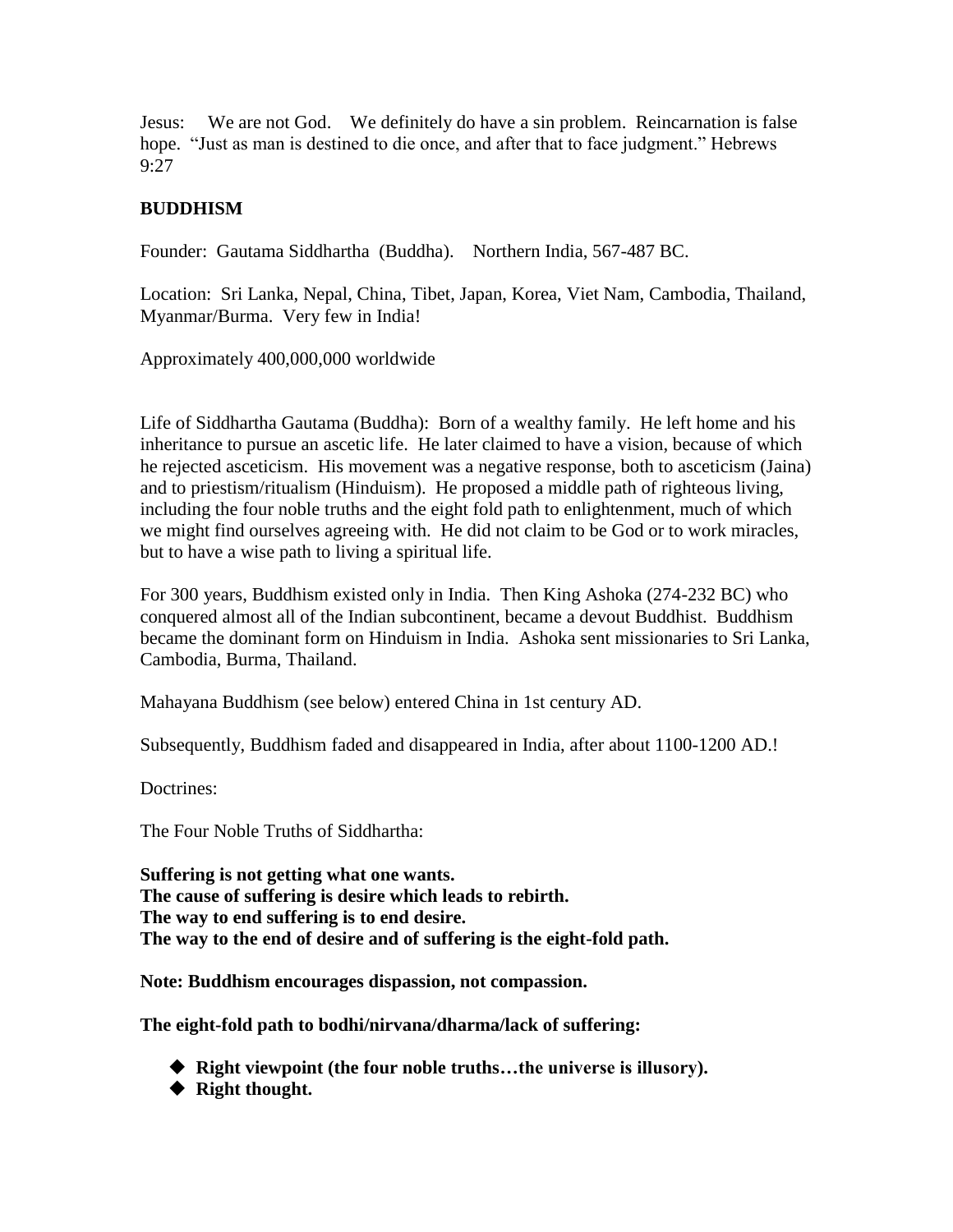Jesus: We are not God. We definitely do have a sin problem. Reincarnation is false hope. "Just as man is destined to die once, and after that to face judgment." Hebrews 9:27

## BUDDHISM

Founder: Gautama Siddhartha (Buddha). Northern India, 567-487 BC.

Location: Sri Lanka, Nepal, China, Tibet, Japan, Korea, Viet Nam, Cambodia, Thailand, Myanmar/Burma. Very few in India!

Approximately 400,000,000 worldwide

Life of Siddhartha Gautama (Buddha): Born of a wealthy family. He left home and his inheritance to pursue an ascetic life. He later claimed to have a vision, because of which he rejected asceticism. His movement was a negative response, both to asceticism (Jaina) and to priestism/ritualism (Hinduism). He proposed a middle path of righteous living, including the four noble truths and the eight fold path to enlightenment, much of which we might find ourselves agreeing with. He did not claim to be God or to work miracles, but to have a wise path to living a spiritual life.

For 300 years, Buddhism existed only in India. Then King Ashoka (274-232 BC) who conquered almost all of the Indian subcontinent, became a devout Buddhist. Buddhism became the dominant form on Hinduism in India. Ashoka sent missionaries to Sri Lanka, Cambodia, Burma, Thailand.

Mahayana Buddhism (see below) entered China in 1st century AD.

Subsequently, Buddhism faded and disappeared in India, after about 1100-1200 AD.!

Doctrines:

The Four Noble Truths of Siddhartha:

**Suffering is not getting what one wants.**
**The cause of suffering is desire which leads to rebirth.**
**The way to end suffering is to end desire.**
**The way to the end of desire and of suffering is the eight-fold path.**

**Note: Buddhism encourages dispassion, not compassion.**

**The eight-fold path to bodhi/nirvana/dharma/lack of suffering:**

- **Right viewpoint (the four noble truths…the universe is illusory).**
- **Right thought.**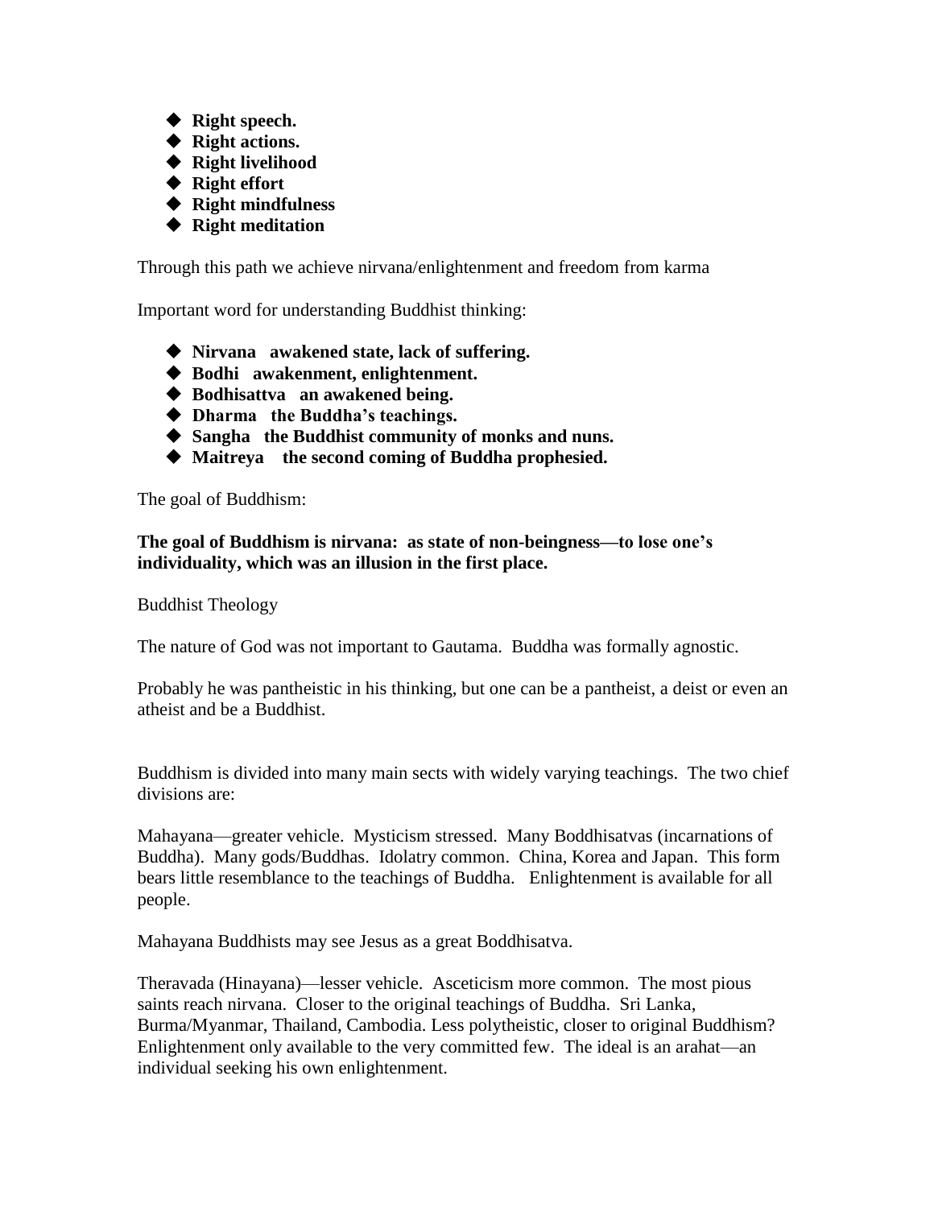- **Right speech.**
- **Right actions.**
- **Right livelihood**
- **Right effort**
- **Right mindfulness**
- **Right meditation**

Through this path we achieve nirvana/enlightenment and freedom from karma

Important word for understanding Buddhist thinking:

- **Nirvana awakened state, lack of suffering.**
- **Bodhi awakenment, enlightenment.**
- **Bodhisattva an awakened being.**
- **Dharma the Buddha's teachings.**
- **Sangha the Buddhist community of monks and nuns.**
- **Maitreya the second coming of Buddha prophesied.**

The goal of Buddhism:

**The goal of Buddhism is nirvana: as state of non-beingness—to lose one's individuality, which was an illusion in the first place.**

Buddhist Theology

The nature of God was not important to Gautama. Buddha was formally agnostic.

Probably he was pantheistic in his thinking, but one can be a pantheist, a deist or even an atheist and be a Buddhist.

Buddhism is divided into many main sects with widely varying teachings. The two chief divisions are:

Mahayana—greater vehicle. Mysticism stressed. Many Boddhisatvas (incarnations of Buddha). Many gods/Buddhas. Idolatry common. China, Korea and Japan. This form bears little resemblance to the teachings of Buddha. Enlightenment is available for all people.

Mahayana Buddhists may see Jesus as a great Boddhisatva.

Theravada (Hinayana)—lesser vehicle. Asceticism more common. The most pious saints reach nirvana. Closer to the original teachings of Buddha. Sri Lanka, Burma/Myanmar, Thailand, Cambodia. Less polytheistic, closer to original Buddhism? Enlightenment only available to the very committed few. The ideal is an arahat—an individual seeking his own enlightenment.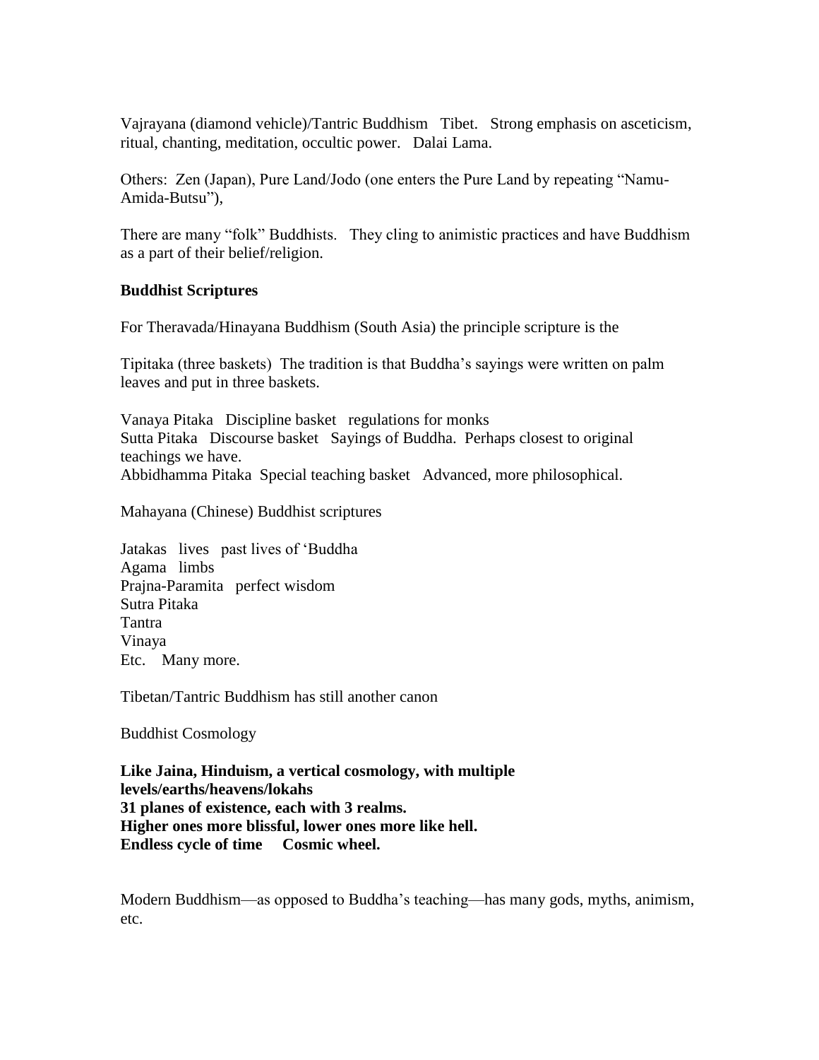Vajrayana (diamond vehicle)/Tantric Buddhism Tibet. Strong emphasis on asceticism, ritual, chanting, meditation, occultic power. Dalai Lama.

Others: Zen (Japan), Pure Land/Jodo (one enters the Pure Land by repeating "Namu-Amida-Butsu"),

There are many "folk" Buddhists. They cling to animistic practices and have Buddhism as a part of their belief/religion.

**Buddhist Scriptures**

For Theravada/Hinayana Buddhism (South Asia) the principle scripture is the

Tipitaka (three baskets) The tradition is that Buddha's sayings were written on palm leaves and put in three baskets.

Vanaya Pitaka Discipline basket regulations for monks
Sutta Pitaka Discourse basket Sayings of Buddha. Perhaps closest to original teachings we have.
Abbidhamma Pitaka Special teaching basket Advanced, more philosophical.

Mahayana (Chinese) Buddhist scriptures

Jatakas lives past lives of 'Buddha
Agama limbs
Prajna-Paramita perfect wisdom
Sutra Pitaka
Tantra
Vinaya
Etc. Many more.

Tibetan/Tantric Buddhism has still another canon

Buddhist Cosmology

**Like Jaina, Hinduism, a vertical cosmology, with multiple levels/earths/heavens/lokahs**
**31 planes of existence, each with 3 realms.**
**Higher ones more blissful, lower ones more like hell.**
**Endless cycle of time Cosmic wheel.**

Modern Buddhism—as opposed to Buddha's teaching—has many gods, myths, animism, etc.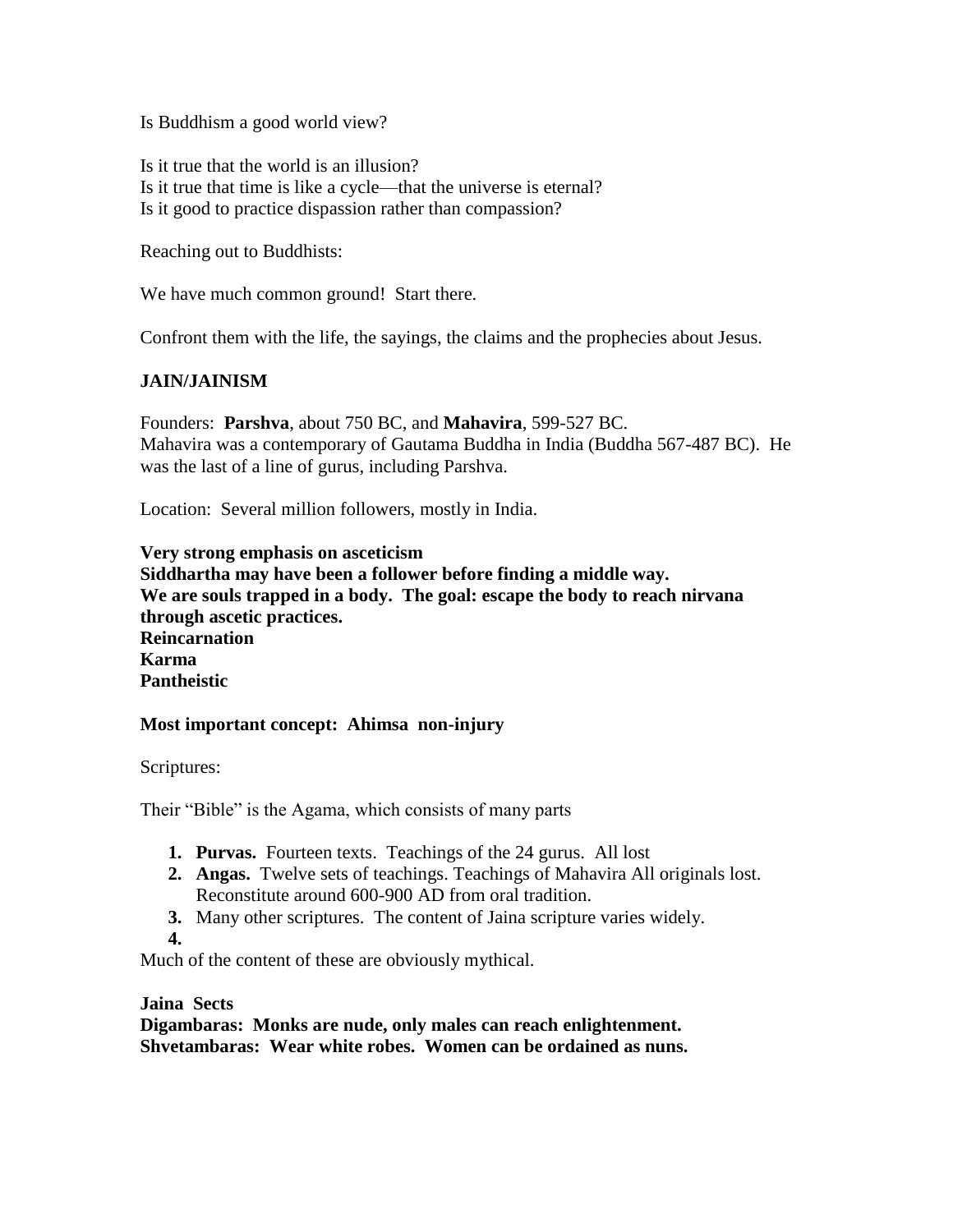Is Buddhism a good world view?

Is it true that the world is an illusion?
Is it true that time is like a cycle—that the universe is eternal?
Is it good to practice dispassion rather than compassion?

Reaching out to Buddhists:

We have much common ground! Start there.

Confront them with the life, the sayings, the claims and the prophecies about Jesus.

**JAIN/JAINISM**

Founders: **Parshva**, about 750 BC, and **Mahavira**, 599-527 BC.
Mahavira was a contemporary of Gautama Buddha in India (Buddha 567-487 BC). He was the last of a line of gurus, including Parshva.

Location: Several million followers, mostly in India.

**Very strong emphasis on asceticism**
**Siddhartha may have been a follower before finding a middle way.**
**We are souls trapped in a body. The goal: escape the body to reach nirvana through ascetic practices.**
**Reincarnation**
**Karma**
**Pantheistic**

**Most important concept: Ahimsa non-injury**

Scriptures:

Their "Bible" is the Agama, which consists of many parts

1. **Purvas.** Fourteen texts. Teachings of the 24 gurus. All lost
2. **Angas.** Twelve sets of teachings. Teachings of Mahavira All originals lost. Reconstitute around 600-900 AD from oral tradition.
3. Many other scriptures. The content of Jaina scripture varies widely.
4.

Much of the content of these are obviously mythical.

**Jaina Sects**
**Digambaras: Monks are nude, only males can reach enlightenment.**
**Shvetambaras: Wear white robes. Women can be ordained as nuns.**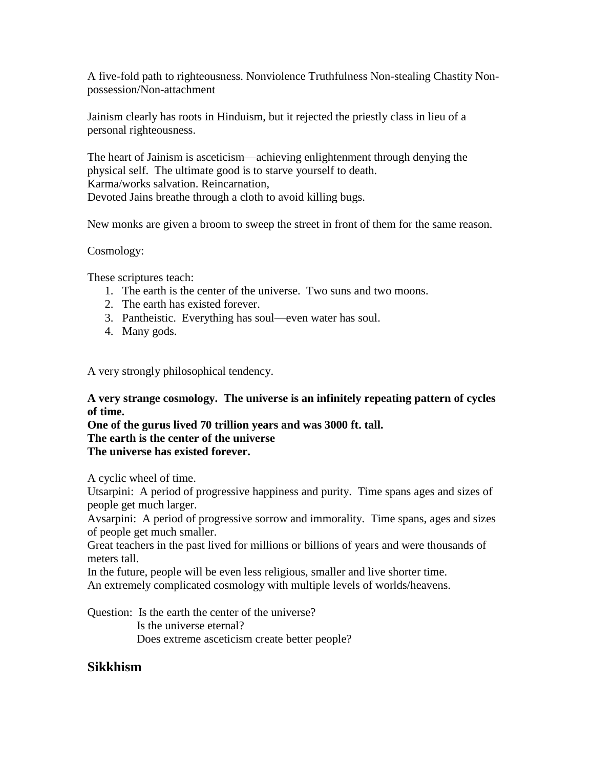A five-fold path to righteousness. Nonviolence Truthfulness Non-stealing Chastity Non-possession/Non-attachment

Jainism clearly has roots in Hinduism, but it rejected the priestly class in lieu of a personal righteousness.

The heart of Jainism is asceticism—achieving enlightenment through denying the physical self. The ultimate good is to starve yourself to death.
Karma/works salvation. Reincarnation,
Devoted Jains breathe through a cloth to avoid killing bugs.

New monks are given a broom to sweep the street in front of them for the same reason.

Cosmology:

These scriptures teach:

1. The earth is the center of the universe. Two suns and two moons.
2. The earth has existed forever.
3. Pantheistic. Everything has soul—even water has soul.
4. Many gods.

A very strongly philosophical tendency.

**A very strange cosmology. The universe is an infinitely repeating pattern of cycles of time.**
**One of the gurus lived 70 trillion years and was 3000 ft. tall.**
**The earth is the center of the universe**
**The universe has existed forever.**

A cyclic wheel of time.
Utsarpini: A period of progressive happiness and purity. Time spans ages and sizes of people get much larger.
Avsarpini: A period of progressive sorrow and immorality. Time spans, ages and sizes of people get much smaller.
Great teachers in the past lived for millions or billions of years and were thousands of meters tall.
In the future, people will be even less religious, smaller and live shorter time.
An extremely complicated cosmology with multiple levels of worlds/heavens.

Question: Is the earth the center of the universe?
Is the universe eternal?
Does extreme asceticism create better people?

## Sikkhism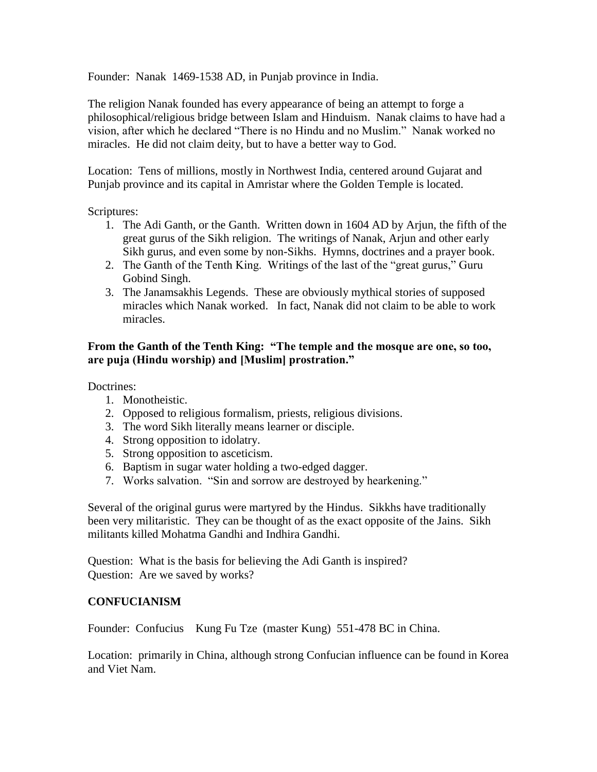Founder: Nanak 1469-1538 AD, in Punjab province in India.

The religion Nanak founded has every appearance of being an attempt to forge a philosophical/religious bridge between Islam and Hinduism. Nanak claims to have had a vision, after which he declared "There is no Hindu and no Muslim." Nanak worked no miracles. He did not claim deity, but to have a better way to God.

Location: Tens of millions, mostly in Northwest India, centered around Gujarat and Punjab province and its capital in Amristar where the Golden Temple is located.

Scriptures:

1. The Adi Ganth, or the Ganth. Written down in 1604 AD by Arjun, the fifth of the great gurus of the Sikh religion. The writings of Nanak, Arjun and other early Sikh gurus, and even some by non-Sikhs. Hymns, doctrines and a prayer book.
2. The Ganth of the Tenth King. Writings of the last of the "great gurus," Guru Gobind Singh.
3. The Janamsakhis Legends. These are obviously mythical stories of supposed miracles which Nanak worked. In fact, Nanak did not claim to be able to work miracles.

**From the Ganth of the Tenth King: "The temple and the mosque are one, so too, are puja (Hindu worship) and [Muslim] prostration."**

Doctrines:

1. Monotheistic.
2. Opposed to religious formalism, priests, religious divisions.
3. The word Sikh literally means learner or disciple.
4. Strong opposition to idolatry.
5. Strong opposition to asceticism.
6. Baptism in sugar water holding a two-edged dagger.
7. Works salvation. "Sin and sorrow are destroyed by hearkening."

Several of the original gurus were martyred by the Hindus. Sikhs have traditionally been very militaristic. They can be thought of as the exact opposite of the Jains. Sikh militants killed Mohatma Gandhi and Indhira Gandhi.

Question: What is the basis for believing the Adi Ganth is inspired?
Question: Are we saved by works?

## CONFUCIANISM

Founder: Confucius Kung Fu Tze (master Kung) 551-478 BC in China.

Location: primarily in China, although strong Confucian influence can be found in Korea and Viet Nam.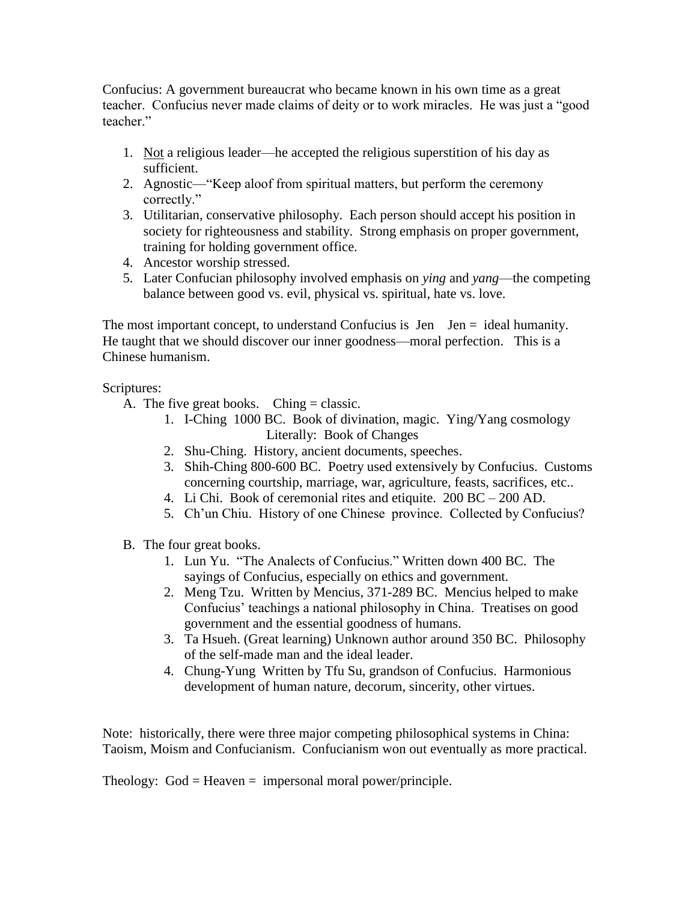Confucius: A government bureaucrat who became known in his own time as a great teacher. Confucius never made claims of deity or to work miracles. He was just a "good teacher."

1. <u>Not</u> a religious leader—he accepted the religious superstition of his day as sufficient.
2. Agnostic—"Keep aloof from spiritual matters, but perform the ceremony correctly."
3. Utilitarian, conservative philosophy. Each person should accept his position in society for righteousness and stability. Strong emphasis on proper government, training for holding government office.
4. Ancestor worship stressed.
5. Later Confucian philosophy involved emphasis on *ying* and *yang*—the competing balance between good vs. evil, physical vs. spiritual, hate vs. love.

The most important concept, to understand Confucius is Jen Jen = ideal humanity. He taught that we should discover our inner goodness—moral perfection. This is a Chinese humanism.

Scriptures:

A. The five great books. Ching = classic.
   1. I-Ching 1000 BC. Book of divination, magic. Ying/Yang cosmology
      Literally: Book of Changes
   2. Shu-Ching. History, ancient documents, speeches.
   3. Shih-Ching 800-600 BC. Poetry used extensively by Confucius. Customs concerning courtship, marriage, war, agriculture, feasts, sacrifices, etc..
   4. Li Chi. Book of ceremonial rites and etiquite. 200 BC – 200 AD.
   5. Ch'un Chiu. History of one Chinese province. Collected by Confucius?

B. The four great books.
   1. Lun Yu. "The Analects of Confucius." Written down 400 BC. The sayings of Confucius, especially on ethics and government.
   2. Meng Tzu. Written by Mencius, 371-289 BC. Mencius helped to make Confucius' teachings a national philosophy in China. Treatises on good government and the essential goodness of humans.
   3. Ta Hsueh. (Great learning) Unknown author around 350 BC. Philosophy of the self-made man and the ideal leader.
   4. Chung-Yung Written by Tfu Su, grandson of Confucius. Harmonious development of human nature, decorum, sincerity, other virtues.

Note: historically, there were three major competing philosophical systems in China: Taoism, Moism and Confucianism. Confucianism won out eventually as more practical.

Theology: God = Heaven = impersonal moral power/principle.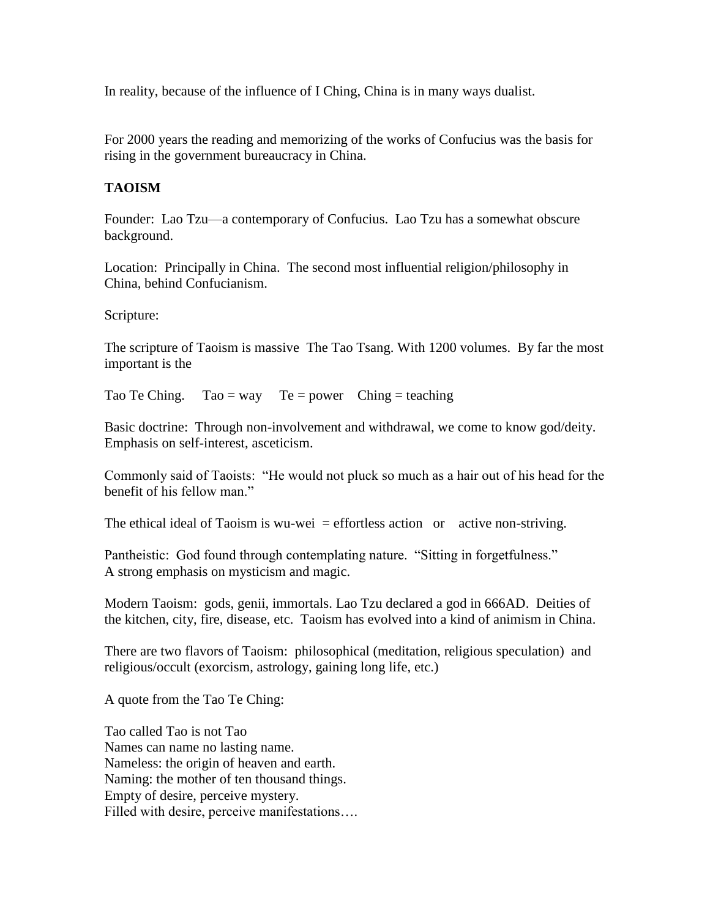In reality, because of the influence of I Ching, China is in many ways dualist.

For 2000 years the reading and memorizing of the works of Confucius was the basis for rising in the government bureaucracy in China.

**TAOISM**

Founder: Lao Tzu—a contemporary of Confucius. Lao Tzu has a somewhat obscure background.

Location: Principally in China. The second most influential religion/philosophy in China, behind Confucianism.

Scripture:

The scripture of Taoism is massive The Tao Tsang. With 1200 volumes. By far the most important is the

Tao Te Ching. Tao = way Te = power Ching = teaching

Basic doctrine: Through non-involvement and withdrawal, we come to know god/deity. Emphasis on self-interest, asceticism.

Commonly said of Taoists: "He would not pluck so much as a hair out of his head for the benefit of his fellow man."

The ethical ideal of Taoism is wu-wei = effortless action or active non-striving.

Pantheistic: God found through contemplating nature. "Sitting in forgetfulness."
A strong emphasis on mysticism and magic.

Modern Taoism: gods, genii, immortals. Lao Tzu declared a god in 666AD. Deities of the kitchen, city, fire, disease, etc. Taoism has evolved into a kind of animism in China.

There are two flavors of Taoism: philosophical (meditation, religious speculation) and religious/occult (exorcism, astrology, gaining long life, etc.)

A quote from the Tao Te Ching:

Tao called Tao is not Tao
Names can name no lasting name.
Nameless: the origin of heaven and earth.
Naming: the mother of ten thousand things.
Empty of desire, perceive mystery.
Filled with desire, perceive manifestations….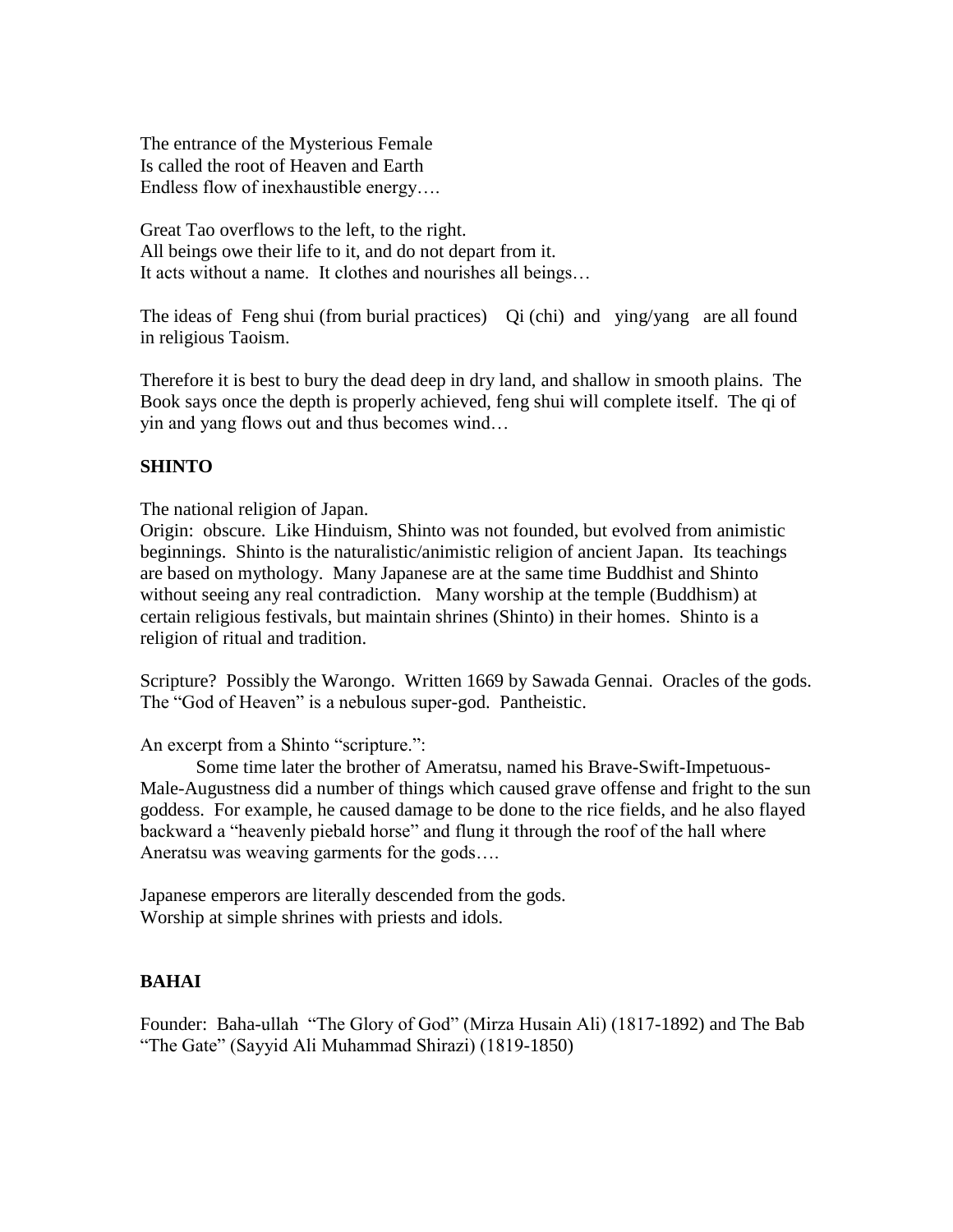The entrance of the Mysterious Female
Is called the root of Heaven and Earth
Endless flow of inexhaustible energy….

Great Tao overflows to the left, to the right.
All beings owe their life to it, and do not depart from it.
It acts without a name. It clothes and nourishes all beings…

The ideas of Feng shui (from burial practices) Qi (chi) and ying/yang are all found in religious Taoism.

Therefore it is best to bury the dead deep in dry land, and shallow in smooth plains. The Book says once the depth is properly achieved, feng shui will complete itself. The qi of yin and yang flows out and thus becomes wind…

**SHINTO**

The national religion of Japan.
Origin: obscure. Like Hinduism, Shinto was not founded, but evolved from animistic beginnings. Shinto is the naturalistic/animistic religion of ancient Japan. Its teachings are based on mythology. Many Japanese are at the same time Buddhist and Shinto without seeing any real contradiction. Many worship at the temple (Buddhism) at certain religious festivals, but maintain shrines (Shinto) in their homes. Shinto is a religion of ritual and tradition.

Scripture? Possibly the Warongo. Written 1669 by Sawada Gennai. Oracles of the gods. The "God of Heaven" is a nebulous super-god. Pantheistic.

An excerpt from a Shinto "scripture.":

Some time later the brother of Ameratsu, named his Brave-Swift-Impetuous-Male-Augustness did a number of things which caused grave offense and fright to the sun goddess. For example, he caused damage to be done to the rice fields, and he also flayed backward a "heavenly piebald horse" and flung it through the roof of the hall where Aneratsu was weaving garments for the gods….

Japanese emperors are literally descended from the gods.
Worship at simple shrines with priests and idols.

**BAHAI**

Founder: Baha-ullah "The Glory of God" (Mirza Husain Ali) (1817-1892) and The Bab "The Gate" (Sayyid Ali Muhammad Shirazi) (1819-1850)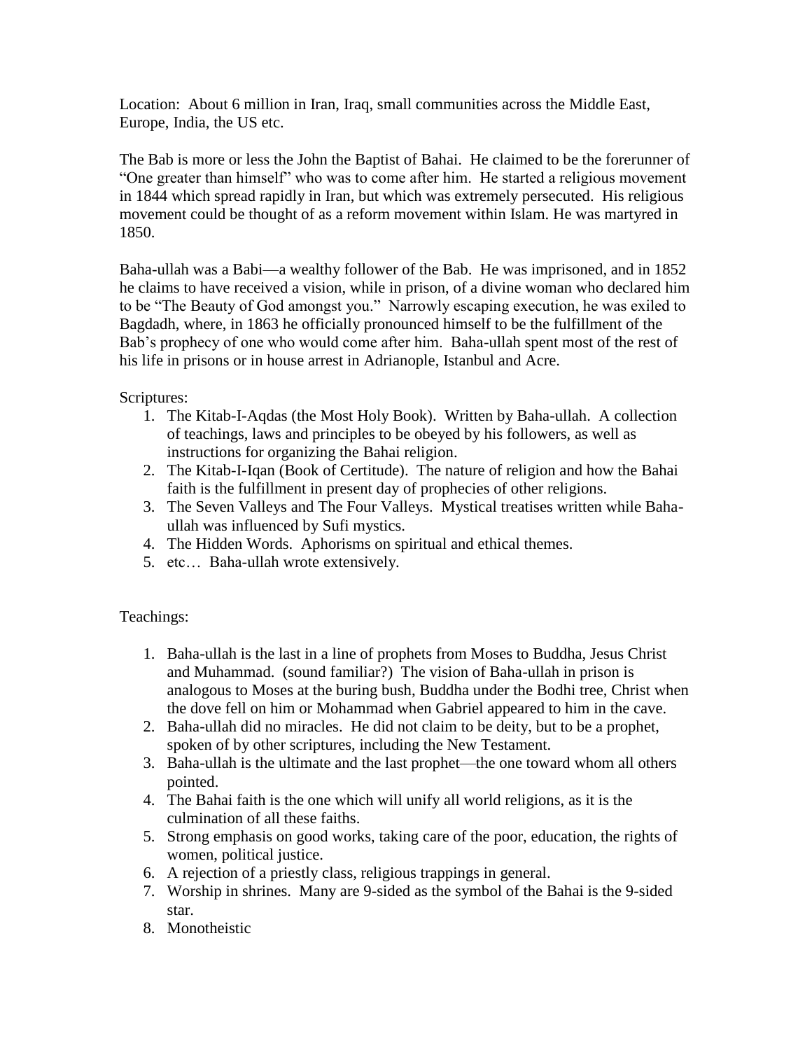Location: About 6 million in Iran, Iraq, small communities across the Middle East, Europe, India, the US etc.

The Bab is more or less the John the Baptist of Bahai. He claimed to be the forerunner of "One greater than himself" who was to come after him. He started a religious movement in 1844 which spread rapidly in Iran, but which was extremely persecuted. His religious movement could be thought of as a reform movement within Islam. He was martyred in 1850.

Baha-ullah was a Babi—a wealthy follower of the Bab. He was imprisoned, and in 1852 he claims to have received a vision, while in prison, of a divine woman who declared him to be "The Beauty of God amongst you." Narrowly escaping execution, he was exiled to Bagdadh, where, in 1863 he officially pronounced himself to be the fulfillment of the Bab's prophecy of one who would come after him. Baha-ullah spent most of the rest of his life in prisons or in house arrest in Adrianople, Istanbul and Acre.

Scriptures:

1. The Kitab-I-Aqdas (the Most Holy Book). Written by Baha-ullah. A collection of teachings, laws and principles to be obeyed by his followers, as well as instructions for organizing the Bahai religion.
2. The Kitab-I-Iqan (Book of Certitude). The nature of religion and how the Bahai faith is the fulfillment in present day of prophecies of other religions.
3. The Seven Valleys and The Four Valleys. Mystical treatises written while Baha-ullah was influenced by Sufi mystics.
4. The Hidden Words. Aphorisms on spiritual and ethical themes.
5. etc… Baha-ullah wrote extensively.

Teachings:

1. Baha-ullah is the last in a line of prophets from Moses to Buddha, Jesus Christ and Muhammad. (sound familiar?) The vision of Baha-ullah in prison is analogous to Moses at the buring bush, Buddha under the Bodhi tree, Christ when the dove fell on him or Mohammad when Gabriel appeared to him in the cave.
2. Baha-ullah did no miracles. He did not claim to be deity, but to be a prophet, spoken of by other scriptures, including the New Testament.
3. Baha-ullah is the ultimate and the last prophet—the one toward whom all others pointed.
4. The Bahai faith is the one which will unify all world religions, as it is the culmination of all these faiths.
5. Strong emphasis on good works, taking care of the poor, education, the rights of women, political justice.
6. A rejection of a priestly class, religious trappings in general.
7. Worship in shrines. Many are 9-sided as the symbol of the Bahai is the 9-sided star.
8. Monotheistic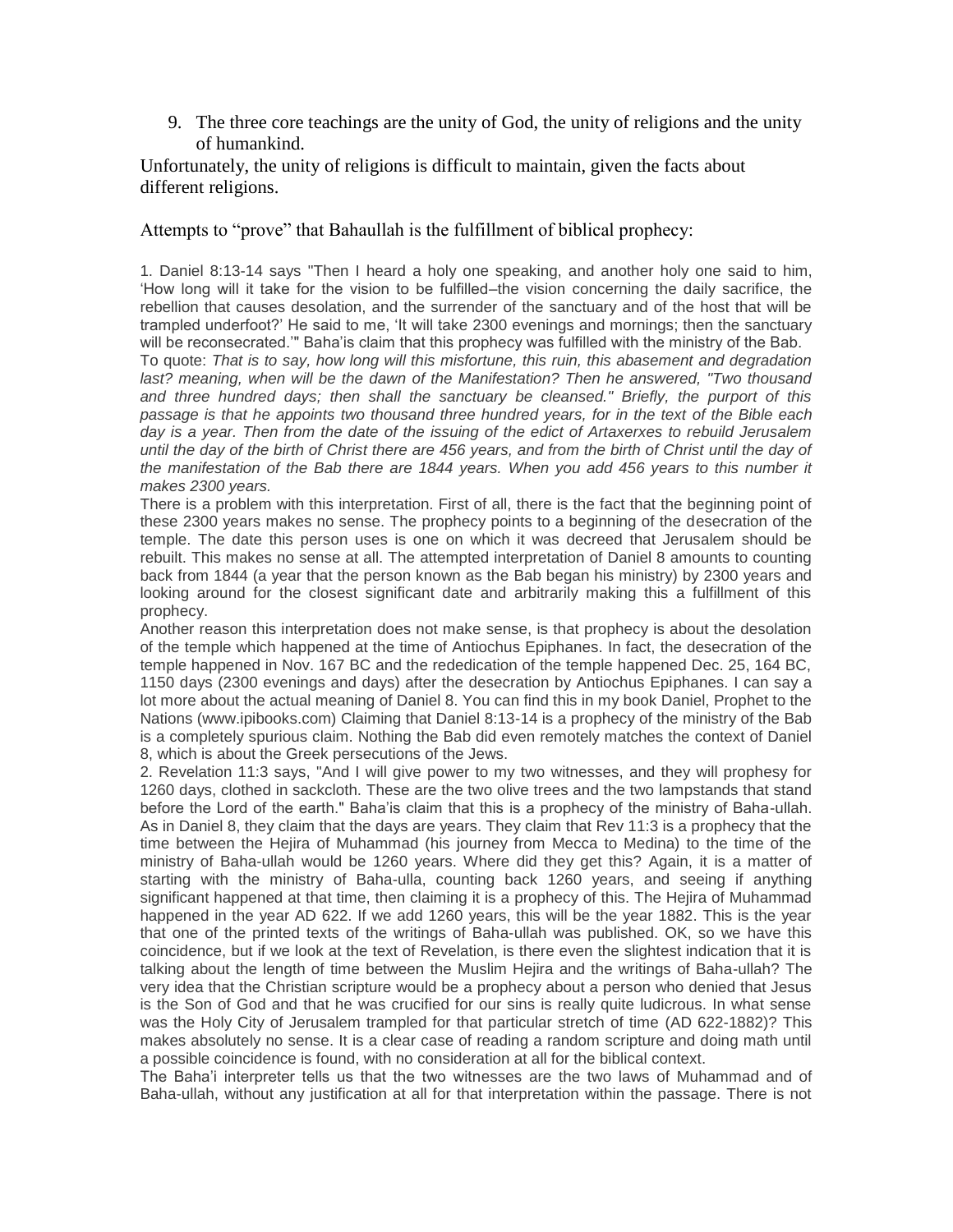9. The three core teachings are the unity of God, the unity of religions and the unity of humankind.

Unfortunately, the unity of religions is difficult to maintain, given the facts about different religions.

Attempts to "prove" that Bahaullah is the fulfillment of biblical prophecy:

1. Daniel 8:13-14 says "Then I heard a holy one speaking, and another holy one said to him, 'How long will it take for the vision to be fulfilled–the vision concerning the daily sacrifice, the rebellion that causes desolation, and the surrender of the sanctuary and of the host that will be trampled underfoot?' He said to me, 'It will take 2300 evenings and mornings; then the sanctuary will be reconsecrated.'" Baha'is claim that this prophecy was fulfilled with the ministry of the Bab. To quote: *That is to say, how long will this misfortune, this ruin, this abasement and degradation last? meaning, when will be the dawn of the Manifestation? Then he answered, "Two thousand and three hundred days; then shall the sanctuary be cleansed." Briefly, the purport of this passage is that he appoints two thousand three hundred years, for in the text of the Bible each day is a year. Then from the date of the issuing of the edict of Artaxerxes to rebuild Jerusalem until the day of the birth of Christ there are 456 years, and from the birth of Christ until the day of the manifestation of the Bab there are 1844 years. When you add 456 years to this number it makes 2300 years.*

There is a problem with this interpretation. First of all, there is the fact that the beginning point of these 2300 years makes no sense. The prophecy points to a beginning of the desecration of the temple. The date this person uses is one on which it was decreed that Jerusalem should be rebuilt. This makes no sense at all. The attempted interpretation of Daniel 8 amounts to counting back from 1844 (a year that the person known as the Bab began his ministry) by 2300 years and looking around for the closest significant date and arbitrarily making this a fulfillment of this prophecy.

Another reason this interpretation does not make sense, is that prophecy is about the desolation of the temple which happened at the time of Antiochus Epiphanes. In fact, the desecration of the temple happened in Nov. 167 BC and the rededication of the temple happened Dec. 25, 164 BC, 1150 days (2300 evenings and days) after the desecration by Antiochus Epiphanes. I can say a lot more about the actual meaning of Daniel 8. You can find this in my book Daniel, Prophet to the Nations (www.ipibooks.com) Claiming that Daniel 8:13-14 is a prophecy of the ministry of the Bab is a completely spurious claim. Nothing the Bab did even remotely matches the context of Daniel 8, which is about the Greek persecutions of the Jews.

2. Revelation 11:3 says, "And I will give power to my two witnesses, and they will prophesy for 1260 days, clothed in sackcloth. These are the two olive trees and the two lampstands that stand before the Lord of the earth." Baha'is claim that this is a prophecy of the ministry of Baha-ullah. As in Daniel 8, they claim that the days are years. They claim that Rev 11:3 is a prophecy that the time between the Hejira of Muhammad (his journey from Mecca to Medina) to the time of the ministry of Baha-ullah would be 1260 years. Where did they get this? Again, it is a matter of starting with the ministry of Baha-ulla, counting back 1260 years, and seeing if anything significant happened at that time, then claiming it is a prophecy of this. The Hejira of Muhammad happened in the year AD 622. If we add 1260 years, this will be the year 1882. This is the year that one of the printed texts of the writings of Baha-ullah was published. OK, so we have this coincidence, but if we look at the text of Revelation, is there even the slightest indication that it is talking about the length of time between the Muslim Hejira and the writings of Baha-ullah? The very idea that the Christian scripture would be a prophecy about a person who denied that Jesus is the Son of God and that he was crucified for our sins is really quite ludicrous. In what sense was the Holy City of Jerusalem trampled for that particular stretch of time (AD 622-1882)? This makes absolutely no sense. It is a clear case of reading a random scripture and doing math until a possible coincidence is found, with no consideration at all for the biblical context.

The Baha'i interpreter tells us that the two witnesses are the two laws of Muhammad and of Baha-ullah, without any justification at all for that interpretation within the passage. There is not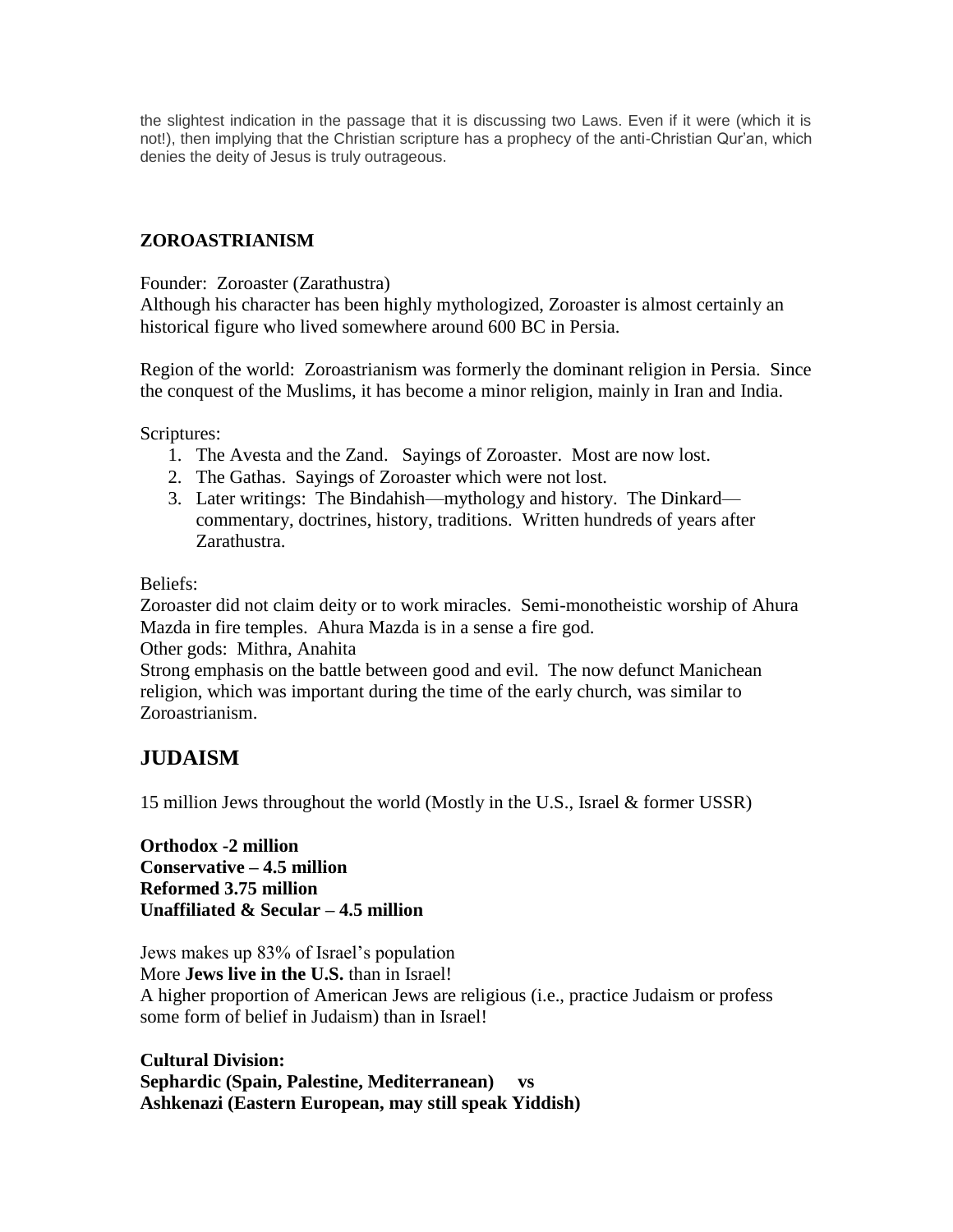the slightest indication in the passage that it is discussing two Laws. Even if it were (which it is not!), then implying that the Christian scripture has a prophecy of the anti-Christian Qur'an, which denies the deity of Jesus is truly outrageous.

### ZOROASTRIANISM

Founder: Zoroaster (Zarathustra)
Although his character has been highly mythologized, Zoroaster is almost certainly an historical figure who lived somewhere around 600 BC in Persia.

Region of the world: Zoroastrianism was formerly the dominant religion in Persia. Since the conquest of the Muslims, it has become a minor religion, mainly in Iran and India.

Scriptures:

1. The Avesta and the Zand. Sayings of Zoroaster. Most are now lost.
2. The Gathas. Sayings of Zoroaster which were not lost.
3. Later writings: The Bindahish—mythology and history. The Dinkard—commentary, doctrines, history, traditions. Written hundreds of years after Zarathustra.

Beliefs:
Zoroaster did not claim deity or to work miracles. Semi-monotheistic worship of Ahura Mazda in fire temples. Ahura Mazda is in a sense a fire god.
Other gods: Mithra, Anahita
Strong emphasis on the battle between good and evil. The now defunct Manichean religion, which was important during the time of the early church, was similar to Zoroastrianism.

## JUDAISM

15 million Jews throughout the world (Mostly in the U.S., Israel & former USSR)

**Orthodox -2 million**
**Conservative – 4.5 million**
**Reformed 3.75 million**
**Unaffiliated & Secular – 4.5 million**

Jews makes up 83% of Israel's population
More **Jews live in the U.S.** than in Israel!
A higher proportion of American Jews are religious (i.e., practice Judaism or profess some form of belief in Judaism) than in Israel!

**Cultural Division:**
**Sephardic (Spain, Palestine, Mediterranean) vs**
**Ashkenazi (Eastern European, may still speak Yiddish)**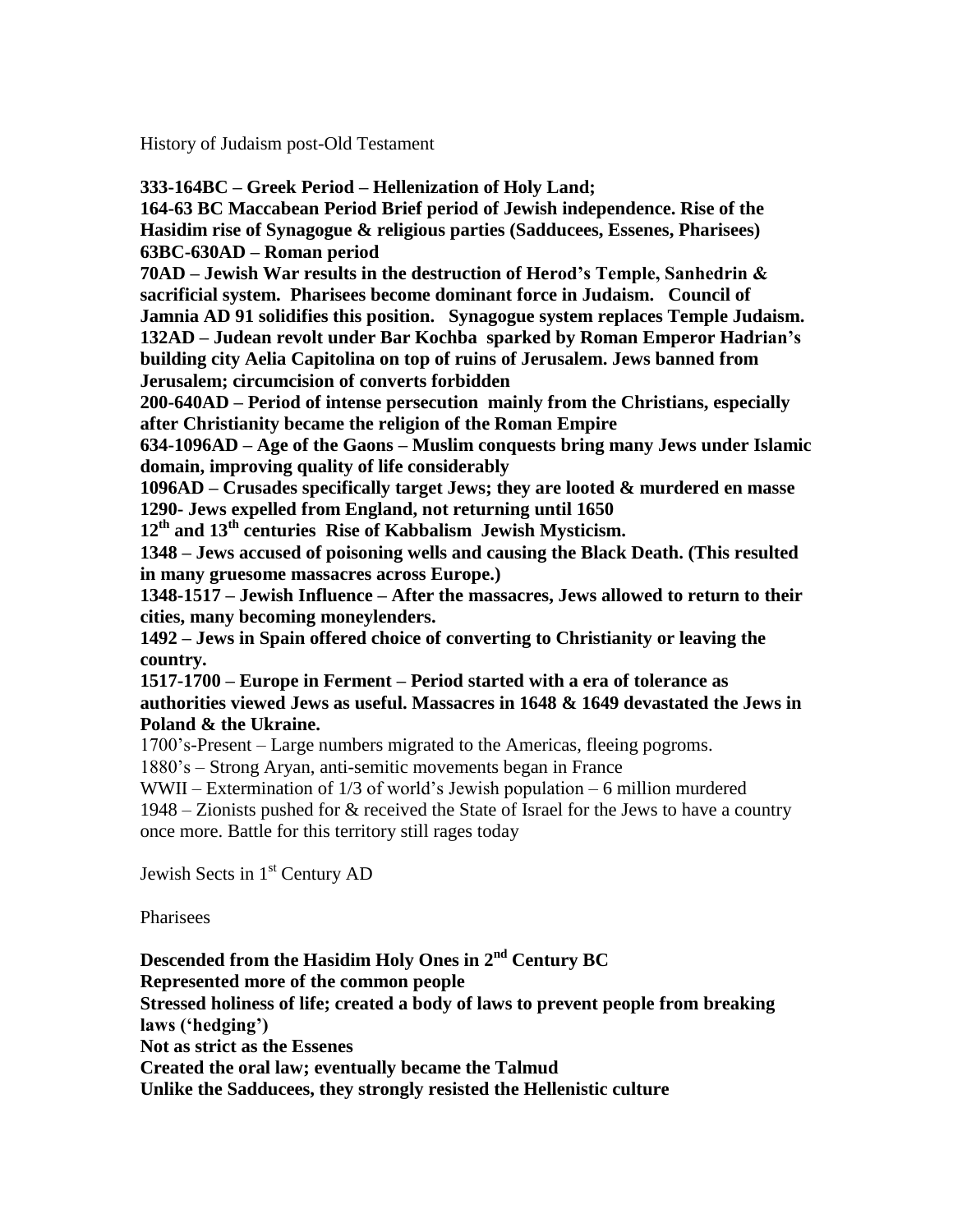History of Judaism post-Old Testament

**333-164BC – Greek Period – Hellenization of Holy Land;**
**164-63 BC Maccabean Period Brief period of Jewish independence. Rise of the Hasidim rise of Synagogue & religious parties (Sadducees, Essenes, Pharisees)**
**63BC-630AD – Roman period**
**70AD – Jewish War results in the destruction of Herod's Temple, Sanhedrin & sacrificial system. Pharisees become dominant force in Judaism. Council of Jamnia AD 91 solidifies this position. Synagogue system replaces Temple Judaism.**
**132AD – Judean revolt under Bar Kochba sparked by Roman Emperor Hadrian's building city Aelia Capitolina on top of ruins of Jerusalem. Jews banned from Jerusalem; circumcision of converts forbidden**
**200-640AD – Period of intense persecution mainly from the Christians, especially after Christianity became the religion of the Roman Empire**
**634-1096AD – Age of the Gaons – Muslim conquests bring many Jews under Islamic domain, improving quality of life considerably**
**1096AD – Crusades specifically target Jews; they are looted & murdered en masse**
**1290- Jews expelled from England, not returning until 1650**
**12th and 13th centuries Rise of Kabbalism Jewish Mysticism.**
**1348 – Jews accused of poisoning wells and causing the Black Death. (This resulted in many gruesome massacres across Europe.)**
**1348-1517 – Jewish Influence – After the massacres, Jews allowed to return to their cities, many becoming moneylenders.**
**1492 – Jews in Spain offered choice of converting to Christianity or leaving the country.**
**1517-1700 – Europe in Ferment – Period started with a era of tolerance as authorities viewed Jews as useful. Massacres in 1648 & 1649 devastated the Jews in Poland & the Ukraine.**
1700's-Present – Large numbers migrated to the Americas, fleeing pogroms.
1880's – Strong Aryan, anti-semitic movements began in France
WWII – Extermination of 1/3 of world's Jewish population – 6 million murdered
1948 – Zionists pushed for & received the State of Israel for the Jews to have a country once more. Battle for this territory still rages today

Jewish Sects in 1st Century AD

Pharisees

**Descended from the Hasidim Holy Ones in 2nd Century BC**
**Represented more of the common people**
**Stressed holiness of life; created a body of laws to prevent people from breaking laws ('hedging')**
**Not as strict as the Essenes**
**Created the oral law; eventually became the Talmud**
**Unlike the Sadducees, they strongly resisted the Hellenistic culture**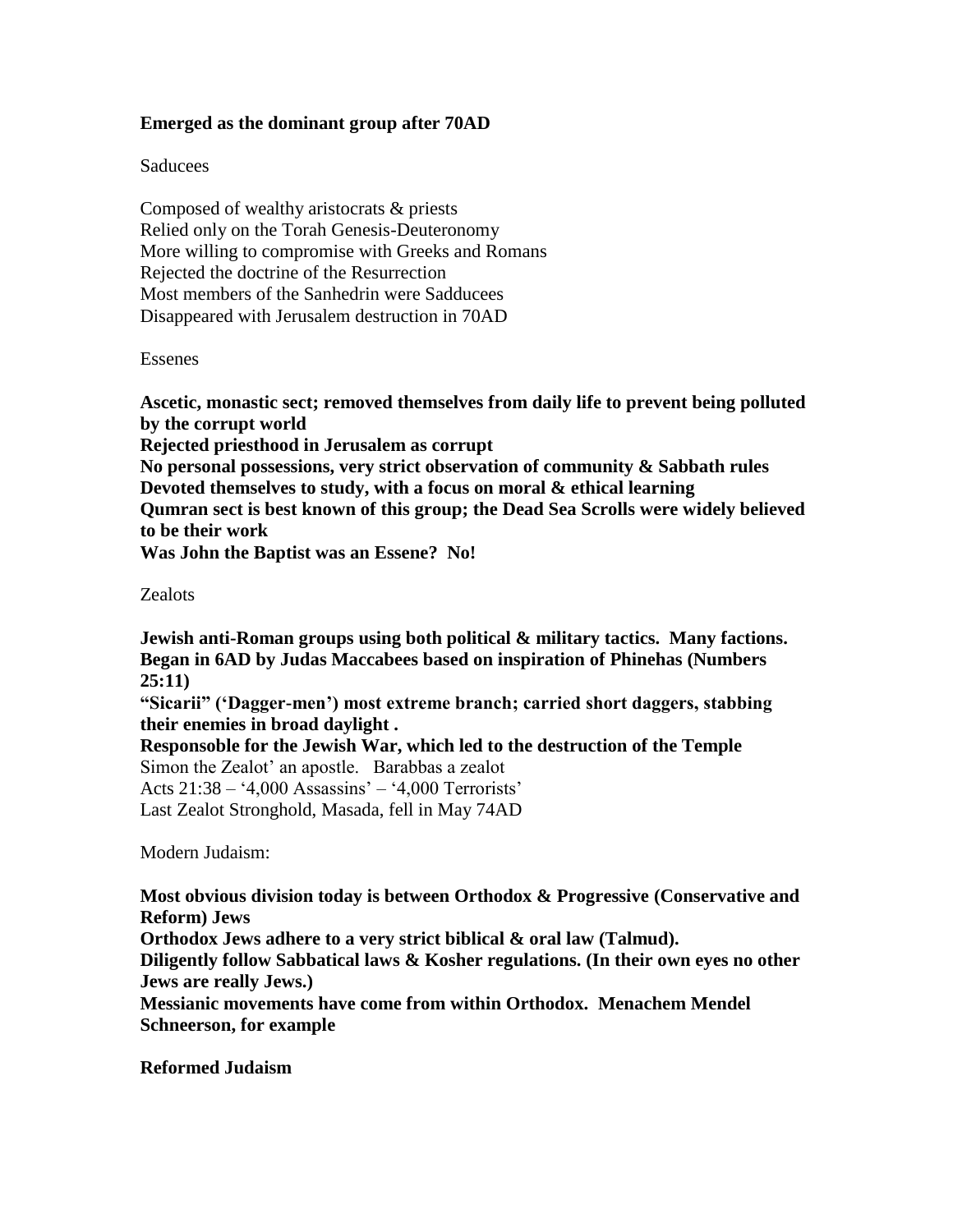**Emerged as the dominant group after 70AD**

Saducees

Composed of wealthy aristocrats & priests
Relied only on the Torah Genesis-Deuteronomy
More willing to compromise with Greeks and Romans
Rejected the doctrine of the Resurrection
Most members of the Sanhedrin were Sadducees
Disappeared with Jerusalem destruction in 70AD

Essenes

**Ascetic, monastic sect; removed themselves from daily life to prevent being polluted by the corrupt world**
**Rejected priesthood in Jerusalem as corrupt**
**No personal possessions, very strict observation of community & Sabbath rules**
**Devoted themselves to study, with a focus on moral & ethical learning**
**Qumran sect is best known of this group; the Dead Sea Scrolls were widely believed to be their work**
**Was John the Baptist was an Essene? No!**

Zealots

**Jewish anti-Roman groups using both political & military tactics. Many factions.**
**Began in 6AD by Judas Maccabees based on inspiration of Phinehas (Numbers 25:11)**
**"Sicarii" ('Dagger-men') most extreme branch; carried short daggers, stabbing their enemies in broad daylight .**
**Responsoble for the Jewish War, which led to the destruction of the Temple**
Simon the Zealot' an apostle. Barabbas a zealot
Acts 21:38 – '4,000 Assassins' – '4,000 Terrorists'
Last Zealot Stronghold, Masada, fell in May 74AD

Modern Judaism:

**Most obvious division today is between Orthodox & Progressive (Conservative and Reform) Jews**
**Orthodox Jews adhere to a very strict biblical & oral law (Talmud).**
**Diligently follow Sabbatical laws & Kosher regulations. (In their own eyes no other Jews are really Jews.)**
**Messianic movements have come from within Orthodox. Menachem Mendel Schneerson, for example**

**Reformed Judaism**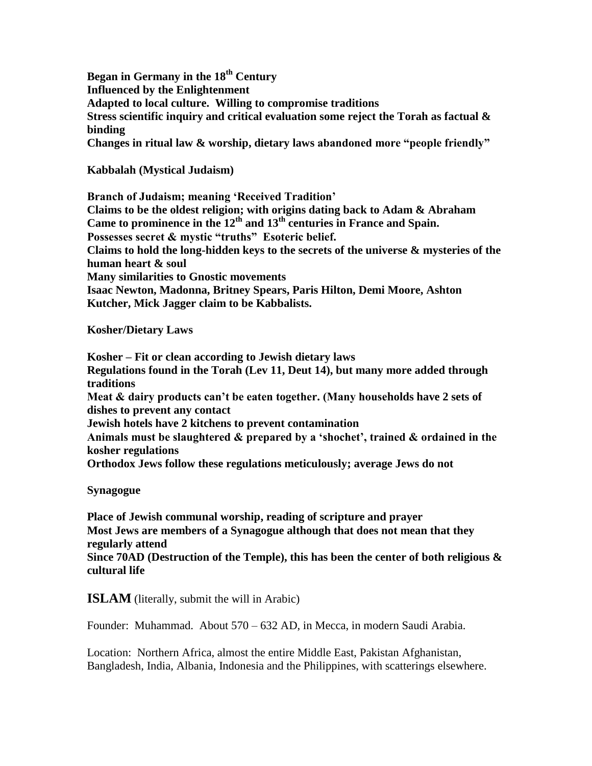**Began in Germany in the 18th Century**
**Influenced by the Enlightenment**
**Adapted to local culture. Willing to compromise traditions**
**Stress scientific inquiry and critical evaluation some reject the Torah as factual & binding**
**Changes in ritual law & worship, dietary laws abandoned more "people friendly"**

**Kabbalah (Mystical Judaism)**

**Branch of Judaism; meaning 'Received Tradition'**
**Claims to be the oldest religion; with origins dating back to Adam & Abraham**
**Came to prominence in the 12th and 13th centuries in France and Spain.**
**Possesses secret & mystic "truths" Esoteric belief.**
**Claims to hold the long-hidden keys to the secrets of the universe & mysteries of the human heart & soul**
**Many similarities to Gnostic movements**
**Isaac Newton, Madonna, Britney Spears, Paris Hilton, Demi Moore, Ashton Kutcher, Mick Jagger claim to be Kabbalists.**

**Kosher/Dietary Laws**

**Kosher – Fit or clean according to Jewish dietary laws**
**Regulations found in the Torah (Lev 11, Deut 14), but many more added through traditions**
**Meat & dairy products can't be eaten together. (Many households have 2 sets of dishes to prevent any contact**
**Jewish hotels have 2 kitchens to prevent contamination**
**Animals must be slaughtered & prepared by a 'shochet', trained & ordained in the kosher regulations**
**Orthodox Jews follow these regulations meticulously; average Jews do not**

**Synagogue**

**Place of Jewish communal worship, reading of scripture and prayer**
**Most Jews are members of a Synagogue although that does not mean that they regularly attend**
**Since 70AD (Destruction of the Temple), this has been the center of both religious & cultural life**

**ISLAM** (literally, submit the will in Arabic)

Founder: Muhammad. About 570 – 632 AD, in Mecca, in modern Saudi Arabia.

Location: Northern Africa, almost the entire Middle East, Pakistan Afghanistan, Bangladesh, India, Albania, Indonesia and the Philippines, with scatterings elsewhere.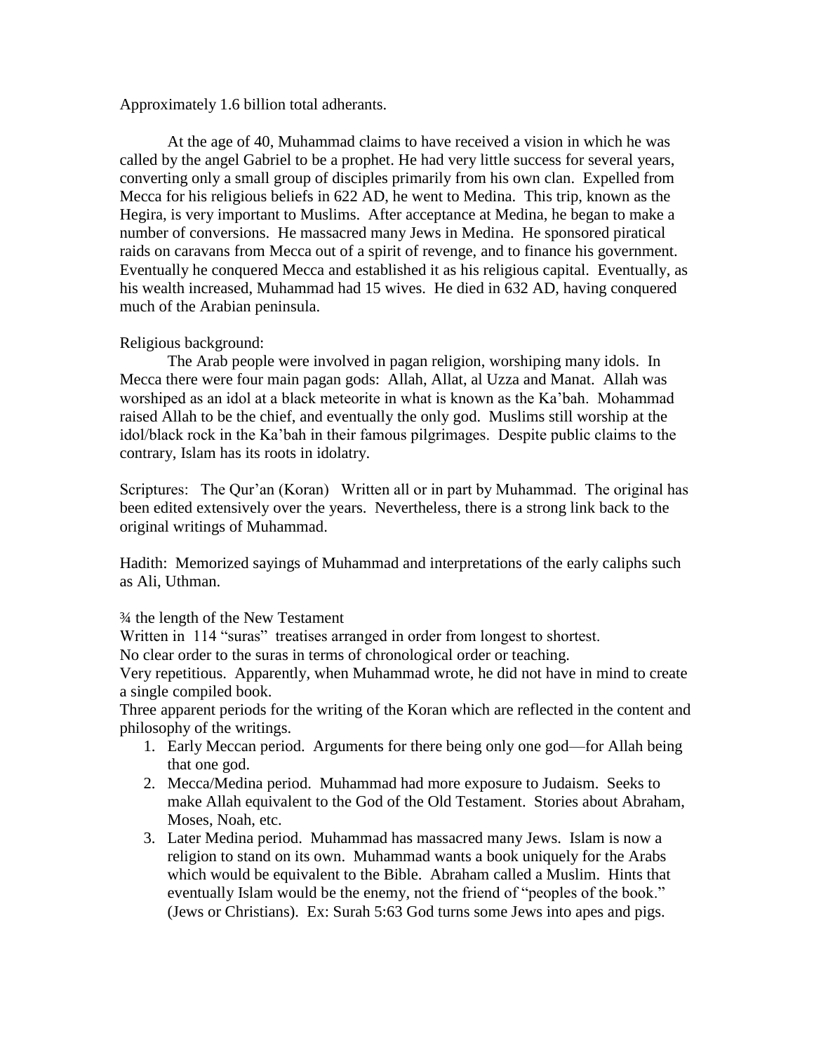Approximately 1.6 billion total adherants.

At the age of 40, Muhammad claims to have received a vision in which he was called by the angel Gabriel to be a prophet. He had very little success for several years, converting only a small group of disciples primarily from his own clan. Expelled from Mecca for his religious beliefs in 622 AD, he went to Medina. This trip, known as the Hegira, is very important to Muslims. After acceptance at Medina, he began to make a number of conversions. He massacred many Jews in Medina. He sponsored piratical raids on caravans from Mecca out of a spirit of revenge, and to finance his government. Eventually he conquered Mecca and established it as his religious capital. Eventually, as his wealth increased, Muhammad had 15 wives. He died in 632 AD, having conquered much of the Arabian peninsula.

Religious background:

The Arab people were involved in pagan religion, worshiping many idols. In Mecca there were four main pagan gods: Allah, Allat, al Uzza and Manat. Allah was worshiped as an idol at a black meteorite in what is known as the Ka'bah. Mohammad raised Allah to be the chief, and eventually the only god. Muslims still worship at the idol/black rock in the Ka'bah in their famous pilgrimages. Despite public claims to the contrary, Islam has its roots in idolatry.

Scriptures: The Qur'an (Koran) Written all or in part by Muhammad. The original has been edited extensively over the years. Nevertheless, there is a strong link back to the original writings of Muhammad.

Hadith: Memorized sayings of Muhammad and interpretations of the early caliphs such as Ali, Uthman.

¾ the length of the New Testament

Written in 114 "suras" treatises arranged in order from longest to shortest.

No clear order to the suras in terms of chronological order or teaching.

Very repetitious. Apparently, when Muhammad wrote, he did not have in mind to create a single compiled book.

Three apparent periods for the writing of the Koran which are reflected in the content and philosophy of the writings.

1. Early Meccan period. Arguments for there being only one god—for Allah being that one god.
2. Mecca/Medina period. Muhammad had more exposure to Judaism. Seeks to make Allah equivalent to the God of the Old Testament. Stories about Abraham, Moses, Noah, etc.
3. Later Medina period. Muhammad has massacred many Jews. Islam is now a religion to stand on its own. Muhammad wants a book uniquely for the Arabs which would be equivalent to the Bible. Abraham called a Muslim. Hints that eventually Islam would be the enemy, not the friend of "peoples of the book." (Jews or Christians). Ex: Surah 5:63 God turns some Jews into apes and pigs.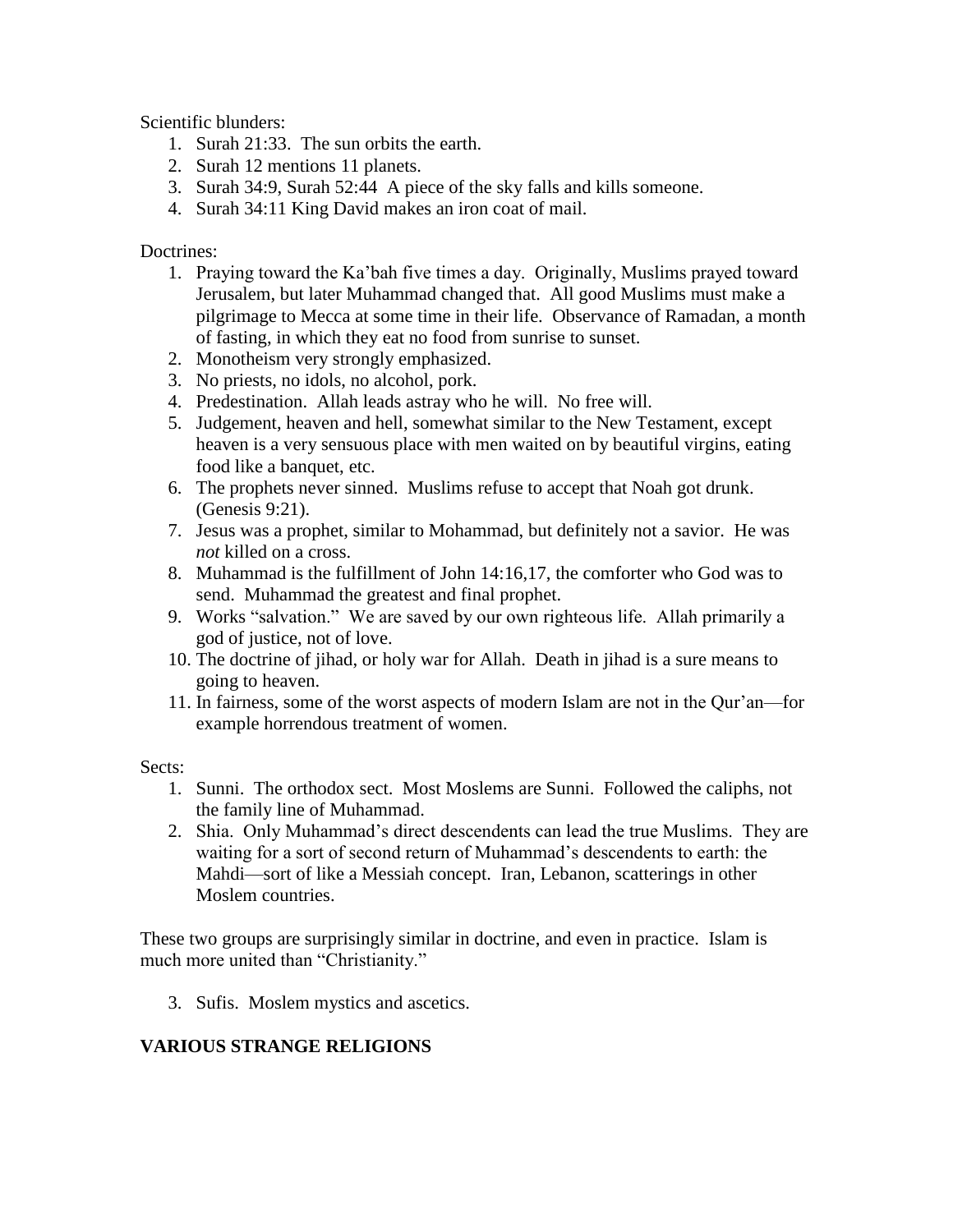Scientific blunders:

1. Surah 21:33. The sun orbits the earth.
2. Surah 12 mentions 11 planets.
3. Surah 34:9, Surah 52:44 A piece of the sky falls and kills someone.
4. Surah 34:11 King David makes an iron coat of mail.

Doctrines:

1. Praying toward the Ka'bah five times a day. Originally, Muslims prayed toward Jerusalem, but later Muhammad changed that. All good Muslims must make a pilgrimage to Mecca at some time in their life. Observance of Ramadan, a month of fasting, in which they eat no food from sunrise to sunset.
2. Monotheism very strongly emphasized.
3. No priests, no idols, no alcohol, pork.
4. Predestination. Allah leads astray who he will. No free will.
5. Judgement, heaven and hell, somewhat similar to the New Testament, except heaven is a very sensuous place with men waited on by beautiful virgins, eating food like a banquet, etc.
6. The prophets never sinned. Muslims refuse to accept that Noah got drunk. (Genesis 9:21).
7. Jesus was a prophet, similar to Mohammad, but definitely not a savior. He was *not* killed on a cross.
8. Muhammad is the fulfillment of John 14:16,17, the comforter who God was to send. Muhammad the greatest and final prophet.
9. Works "salvation." We are saved by our own righteous life. Allah primarily a god of justice, not of love.
10. The doctrine of jihad, or holy war for Allah. Death in jihad is a sure means to going to heaven.
11. In fairness, some of the worst aspects of modern Islam are not in the Qur'an—for example horrendous treatment of women.

Sects:

1. Sunni. The orthodox sect. Most Moslems are Sunni. Followed the caliphs, not the family line of Muhammad.
2. Shia. Only Muhammad's direct descendents can lead the true Muslims. They are waiting for a sort of second return of Muhammad's descendents to earth: the Mahdi—sort of like a Messiah concept. Iran, Lebanon, scatterings in other Moslem countries.

These two groups are surprisingly similar in doctrine, and even in practice. Islam is much more united than "Christianity."

3. Sufis. Moslem mystics and ascetics.

## VARIOUS STRANGE RELIGIONS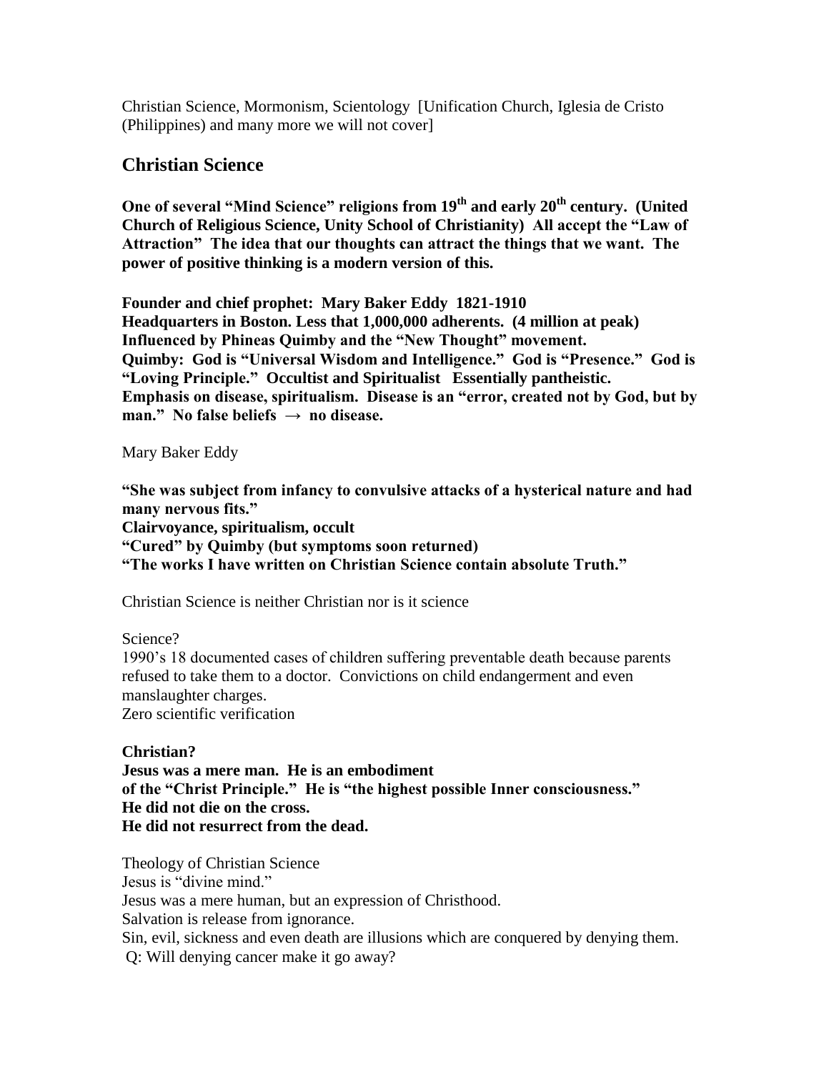Christian Science, Mormonism, Scientology [Unification Church, Iglesia de Cristo (Philippines) and many more we will not cover]

## Christian Science

**One of several "Mind Science" religions from 19th and early 20th century. (United Church of Religious Science, Unity School of Christianity) All accept the "Law of Attraction" The idea that our thoughts can attract the things that we want. The power of positive thinking is a modern version of this.**

**Founder and chief prophet: Mary Baker Eddy 1821-1910**
**Headquarters in Boston. Less that 1,000,000 adherents. (4 million at peak)**
**Influenced by Phineas Quimby and the "New Thought" movement.**
**Quimby: God is "Universal Wisdom and Intelligence." God is "Presence." God is "Loving Principle." Occultist and Spiritualist Essentially pantheistic.**
**Emphasis on disease, spiritualism. Disease is an "error, created not by God, but by man." No false beliefs → no disease.**

Mary Baker Eddy

**"She was subject from infancy to convulsive attacks of a hysterical nature and had many nervous fits."**
**Clairvoyance, spiritualism, occult**
**"Cured" by Quimby (but symptoms soon returned)**
**"The works I have written on Christian Science contain absolute Truth."**

Christian Science is neither Christian nor is it science

Science?
1990's 18 documented cases of children suffering preventable death because parents refused to take them to a doctor. Convictions on child endangerment and even manslaughter charges.
Zero scientific verification

**Christian?**
**Jesus was a mere man. He is an embodiment of the "Christ Principle." He is "the highest possible Inner consciousness."**
**He did not die on the cross.**
**He did not resurrect from the dead.**

Theology of Christian Science
Jesus is "divine mind."
Jesus was a mere human, but an expression of Christhood.
Salvation is release from ignorance.
Sin, evil, sickness and even death are illusions which are conquered by denying them.
Q: Will denying cancer make it go away?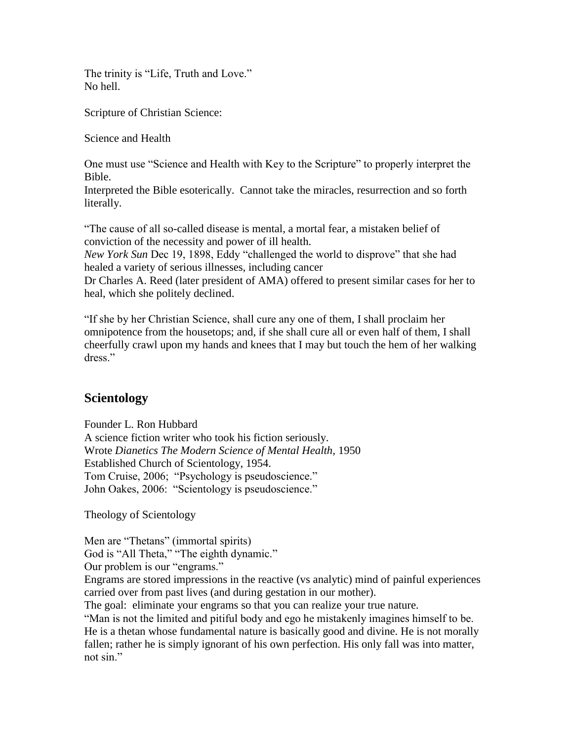The trinity is “Life, Truth and Love.”
No hell.

Scripture of Christian Science:

Science and Health

One must use “Science and Health with Key to the Scripture” to properly interpret the Bible.
Interpreted the Bible esoterically. Cannot take the miracles, resurrection and so forth literally.

“The cause of all so-called disease is mental, a mortal fear, a mistaken belief of conviction of the necessity and power of ill health.
*New York Sun* Dec 19, 1898, Eddy “challenged the world to disprove” that she had healed a variety of serious illnesses, including cancer
Dr Charles A. Reed (later president of AMA) offered to present similar cases for her to heal, which she politely declined.

“If she by her Christian Science, shall cure any one of them, I shall proclaim her omnipotence from the housetops; and, if she shall cure all or even half of them, I shall cheerfully crawl upon my hands and knees that I may but touch the hem of her walking dress.”

## Scientology

Founder L. Ron Hubbard
A science fiction writer who took his fiction seriously.
Wrote *Dianetics The Modern Science of Mental Health,* 1950
Established Church of Scientology, 1954.
Tom Cruise, 2006; “Psychology is pseudoscience.”
John Oakes, 2006: “Scientology is pseudoscience.”

Theology of Scientology

Men are “Thetans” (immortal spirits)
God is “All Theta,” “The eighth dynamic.”
Our problem is our “engrams.”
Engrams are stored impressions in the reactive (vs analytic) mind of painful experiences carried over from past lives (and during gestation in our mother).
The goal: eliminate your engrams so that you can realize your true nature.
“Man is not the limited and pitiful body and ego he mistakenly imagines himself to be. He is a thetan whose fundamental nature is basically good and divine. He is not morally fallen; rather he is simply ignorant of his own perfection. His only fall was into matter, not sin.”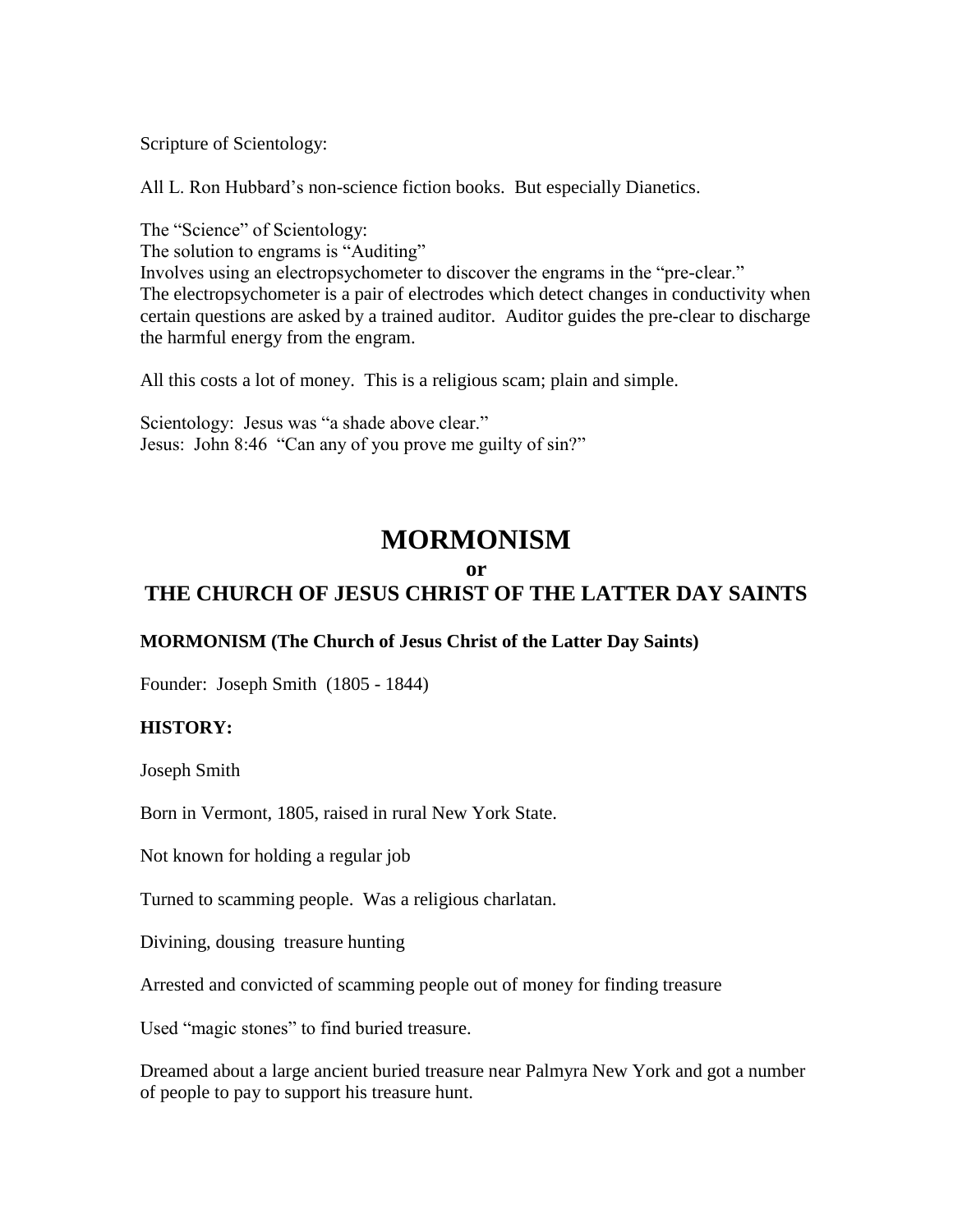Scripture of Scientology:

All L. Ron Hubbard's non-science fiction books.  But especially Dianetics.

The "Science" of Scientology:
The solution to engrams is "Auditing"
Involves using an electropsychometer to discover the engrams in the "pre-clear."
The electropsychometer is a pair of electrodes which detect changes in conductivity when certain questions are asked by a trained auditor.  Auditor guides the pre-clear to discharge the harmful energy from the engram.

All this costs a lot of money.  This is a religious scam; plain and simple.

Scientology:  Jesus was "a shade above clear."
Jesus:  John 8:46  "Can any of you prove me guilty of sin?"

# MORMONISM
## or
# THE CHURCH OF JESUS CHRIST OF THE LATTER DAY SAINTS

**MORMONISM (The Church of Jesus Christ of the Latter Day Saints)**

Founder:  Joseph Smith  (1805 - 1844)

**HISTORY:**

Joseph Smith

Born in Vermont, 1805, raised in rural New York State.

Not known for holding a regular job

Turned to scamming people.  Was a religious charlatan.

Divining, dousing  treasure hunting

Arrested and convicted of scamming people out of money for finding treasure

Used "magic stones" to find buried treasure.

Dreamed about a large ancient buried treasure near Palmyra New York and got a number of people to pay to support his treasure hunt.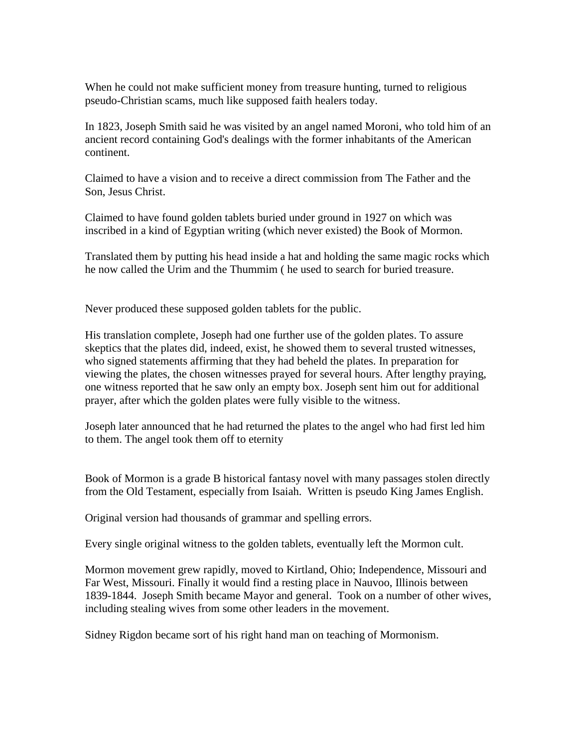When he could not make sufficient money from treasure hunting, turned to religious pseudo-Christian scams, much like supposed faith healers today.

In 1823, Joseph Smith said he was visited by an angel named Moroni, who told him of an ancient record containing God's dealings with the former inhabitants of the American continent.

Claimed to have a vision and to receive a direct commission from The Father and the Son, Jesus Christ.

Claimed to have found golden tablets buried under ground in 1927 on which was inscribed in a kind of Egyptian writing (which never existed) the Book of Mormon.

Translated them by putting his head inside a hat and holding the same magic rocks which he now called the Urim and the Thummim ( he used to search for buried treasure.

Never produced these supposed golden tablets for the public.

His translation complete, Joseph had one further use of the golden plates. To assure skeptics that the plates did, indeed, exist, he showed them to several trusted witnesses, who signed statements affirming that they had beheld the plates. In preparation for viewing the plates, the chosen witnesses prayed for several hours. After lengthy praying, one witness reported that he saw only an empty box. Joseph sent him out for additional prayer, after which the golden plates were fully visible to the witness.

Joseph later announced that he had returned the plates to the angel who had first led him to them. The angel took them off to eternity

Book of Mormon is a grade B historical fantasy novel with many passages stolen directly from the Old Testament, especially from Isaiah. Written is pseudo King James English.

Original version had thousands of grammar and spelling errors.

Every single original witness to the golden tablets, eventually left the Mormon cult.

Mormon movement grew rapidly, moved to Kirtland, Ohio; Independence, Missouri and Far West, Missouri. Finally it would find a resting place in Nauvoo, Illinois between 1839-1844. Joseph Smith became Mayor and general. Took on a number of other wives, including stealing wives from some other leaders in the movement.

Sidney Rigdon became sort of his right hand man on teaching of Mormonism.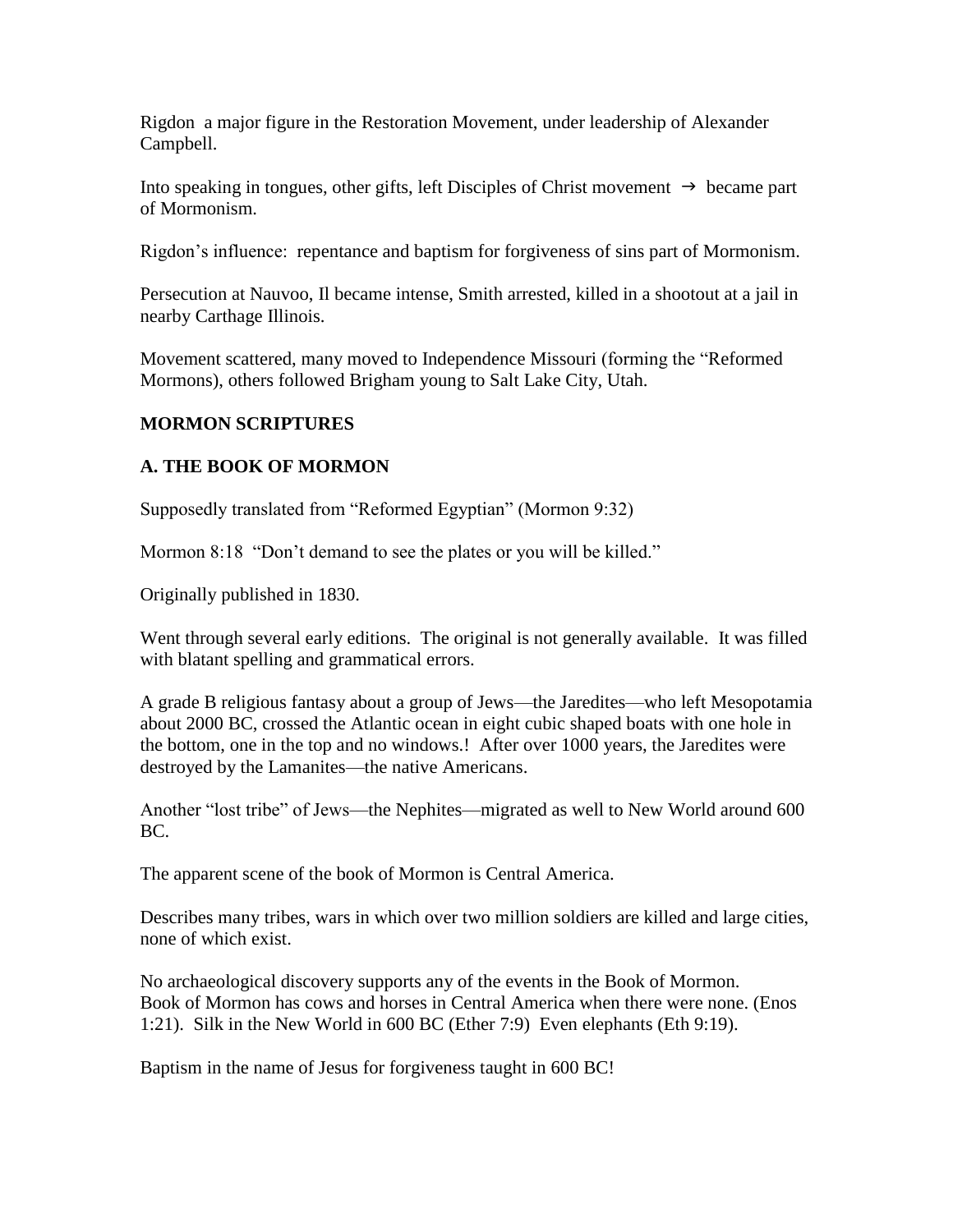Rigdon  a major figure in the Restoration Movement, under leadership of Alexander Campbell.

Into speaking in tongues, other gifts, left Disciples of Christ movement → became part of Mormonism.

Rigdon's influence:  repentance and baptism for forgiveness of sins part of Mormonism.

Persecution at Nauvoo, Il became intense, Smith arrested, killed in a shootout at a jail in nearby Carthage Illinois.

Movement scattered, many moved to Independence Missouri (forming the "Reformed Mormons), others followed Brigham young to Salt Lake City, Utah.

**MORMON SCRIPTURES**

**A. THE BOOK OF MORMON**

Supposedly translated from "Reformed Egyptian" (Mormon 9:32)

Mormon 8:18  "Don't demand to see the plates or you will be killed."

Originally published in 1830.

Went through several early editions.  The original is not generally available.  It was filled with blatant spelling and grammatical errors.

A grade B religious fantasy about a group of Jews—the Jaredites—who left Mesopotamia about 2000 BC, crossed the Atlantic ocean in eight cubic shaped boats with one hole in the bottom, one in the top and no windows.!  After over 1000 years, the Jaredites were destroyed by the Lamanites—the native Americans.

Another "lost tribe" of Jews—the Nephites—migrated as well to New World around 600 BC.

The apparent scene of the book of Mormon is Central America.

Describes many tribes, wars in which over two million soldiers are killed and large cities, none of which exist.

No archaeological discovery supports any of the events in the Book of Mormon.
Book of Mormon has cows and horses in Central America when there were none. (Enos 1:21).  Silk in the New World in 600 BC (Ether 7:9)  Even elephants (Eth 9:19).

Baptism in the name of Jesus for forgiveness taught in 600 BC!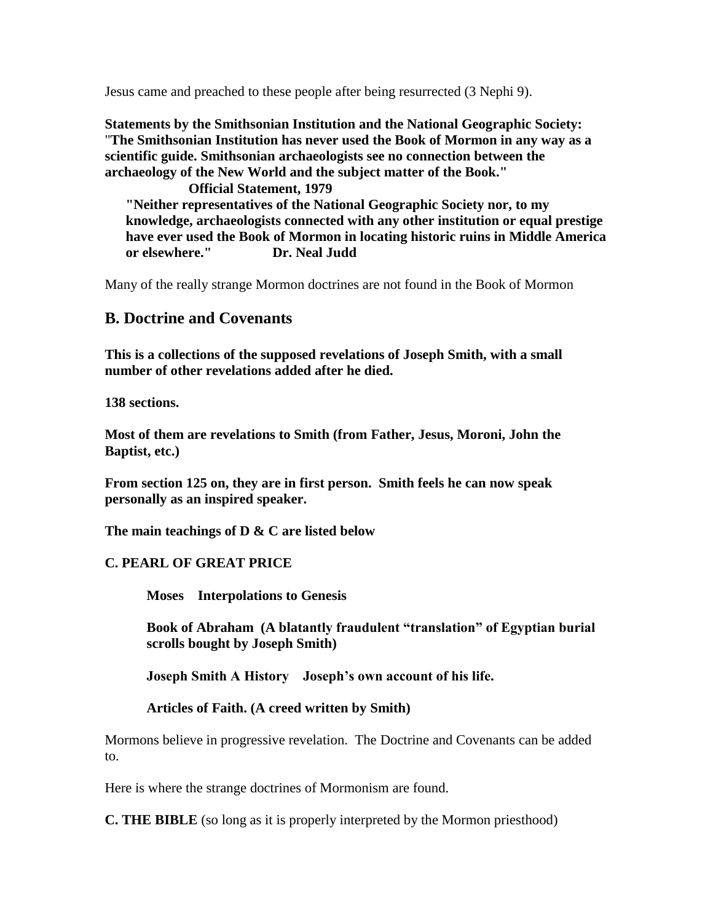Jesus came and preached to these people after being resurrected (3 Nephi 9).

**Statements by the Smithsonian Institution and the National Geographic Society:**
"**The Smithsonian Institution has never used the Book of Mormon in any way as a scientific guide. Smithsonian archaeologists see no connection between the archaeology of the New World and the subject matter of the Book."**

**Official Statement, 1979**

**"Neither representatives of the National Geographic Society nor, to my knowledge, archaeologists connected with any other institution or equal prestige have ever used the Book of Mormon in locating historic ruins in Middle America or elsewhere."** **Dr. Neal Judd**

Many of the really strange Mormon doctrines are not found in the Book of Mormon

## B. Doctrine and Covenants

**This is a collections of the supposed revelations of Joseph Smith, with a small number of other revelations added after he died.**

**138 sections.**

**Most of them are revelations to Smith (from Father, Jesus, Moroni, John the Baptist, etc.)**

**From section 125 on, they are in first person. Smith feels he can now speak personally as an inspired speaker.**

**The main teachings of D & C are listed below**

**C. PEARL OF GREAT PRICE**

**Moses Interpolations to Genesis**

**Book of Abraham (A blatantly fraudulent "translation" of Egyptian burial scrolls bought by Joseph Smith)**

**Joseph Smith A History Joseph's own account of his life.**

**Articles of Faith. (A creed written by Smith)**

Mormons believe in progressive revelation. The Doctrine and Covenants can be added to.

Here is where the strange doctrines of Mormonism are found.

**C. THE BIBLE** (so long as it is properly interpreted by the Mormon priesthood)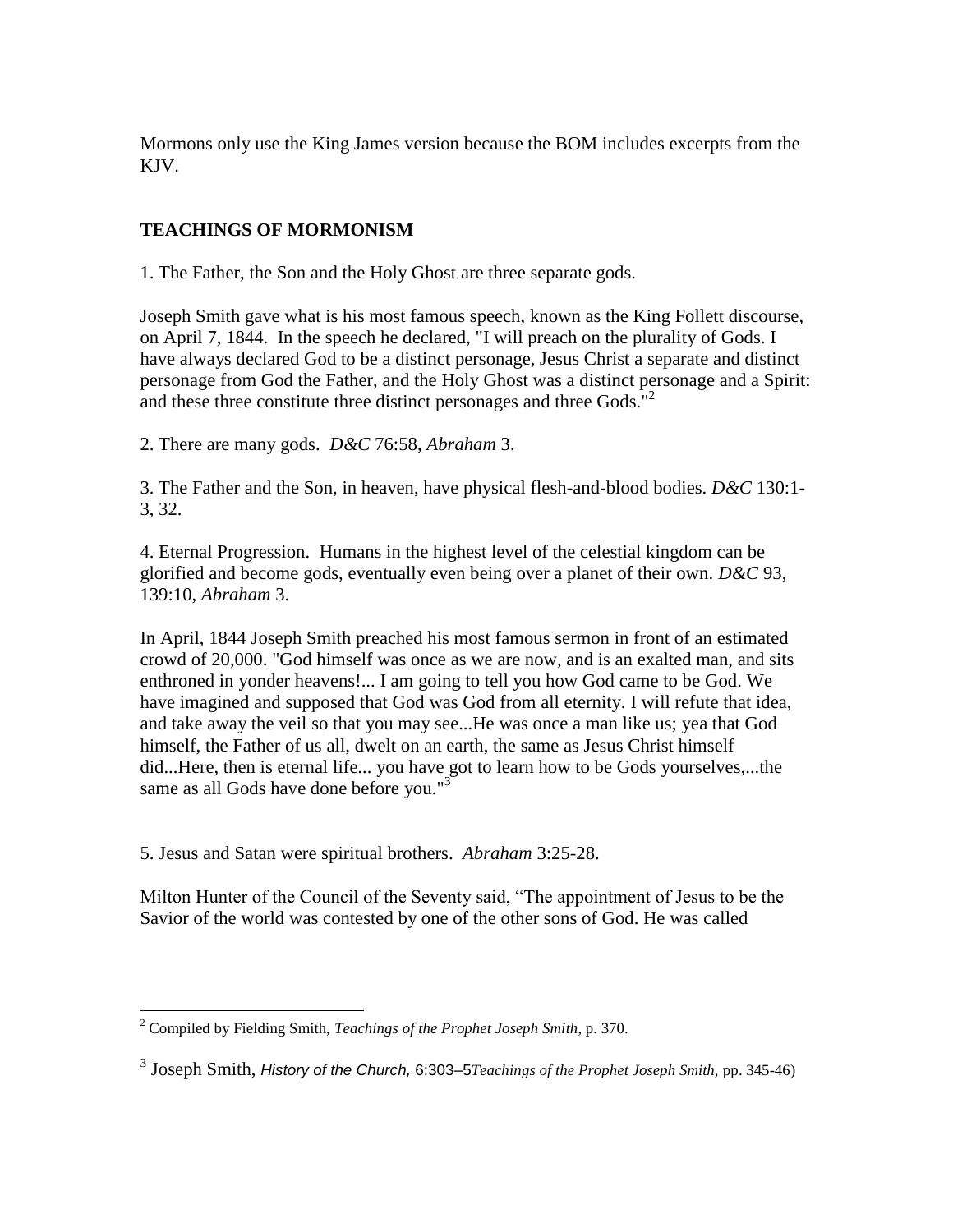Mormons only use the King James version because the BOM includes excerpts from the KJV.

**TEACHINGS OF MORMONISM**

1. The Father, the Son and the Holy Ghost are three separate gods.

Joseph Smith gave what is his most famous speech, known as the King Follett discourse, on April 7, 1844. In the speech he declared, "I will preach on the plurality of Gods. I have always declared God to be a distinct personage, Jesus Christ a separate and distinct personage from God the Father, and the Holy Ghost was a distinct personage and a Spirit: and these three constitute three distinct personages and three Gods."[2]

2. There are many gods. *D&C* 76:58, *Abraham* 3.

3. The Father and the Son, in heaven, have physical flesh-and-blood bodies. *D&C* 130:1-3, 32.

4. Eternal Progression. Humans in the highest level of the celestial kingdom can be glorified and become gods, eventually even being over a planet of their own. *D&C* 93, 139:10, *Abraham* 3.

In April, 1844 Joseph Smith preached his most famous sermon in front of an estimated crowd of 20,000. "God himself was once as we are now, and is an exalted man, and sits enthroned in yonder heavens!... I am going to tell you how God came to be God. We have imagined and supposed that God was God from all eternity. I will refute that idea, and take away the veil so that you may see...He was once a man like us; yea that God himself, the Father of us all, dwelt on an earth, the same as Jesus Christ himself did...Here, then is eternal life... you have got to learn how to be Gods yourselves,...the same as all Gods have done before you."[3]

5. Jesus and Satan were spiritual brothers. *Abraham* 3:25-28.

Milton Hunter of the Council of the Seventy said, "The appointment of Jesus to be the Savior of the world was contested by one of the other sons of God. He was called

---

[2] Compiled by Fielding Smith, *Teachings of the Prophet Joseph Smith*, p. 370.

[3] Joseph Smith, *History of the Church,* 6:303–5*Teachings of the Prophet Joseph Smith,* pp. 345-46)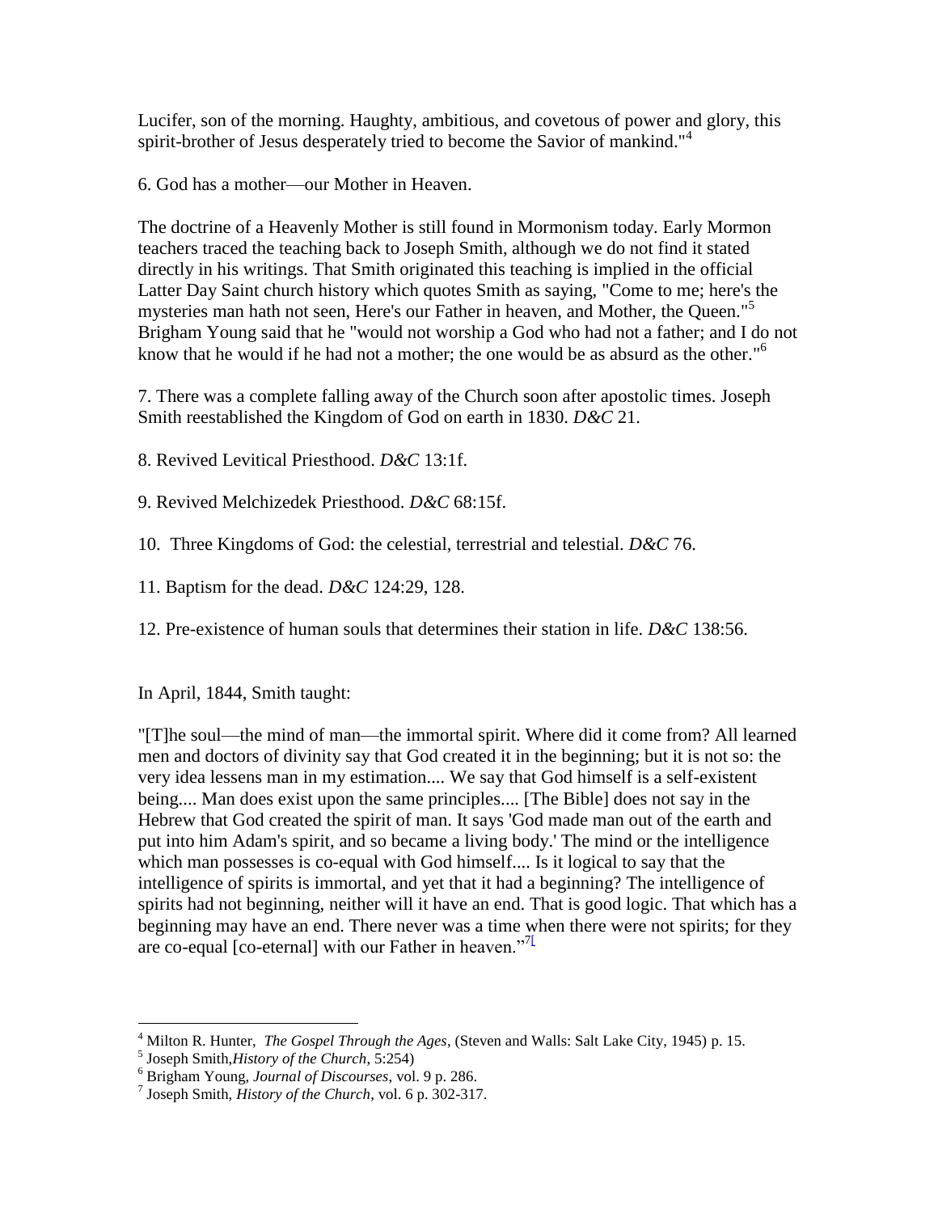Lucifer, son of the morning. Haughty, ambitious, and covetous of power and glory, this spirit-brother of Jesus desperately tried to become the Savior of mankind."[4]

6. God has a mother—our Mother in Heaven.

The doctrine of a Heavenly Mother is still found in Mormonism today. Early Mormon teachers traced the teaching back to Joseph Smith, although we do not find it stated directly in his writings. That Smith originated this teaching is implied in the official Latter Day Saint church history which quotes Smith as saying, "Come to me; here's the mysteries man hath not seen, Here's our Father in heaven, and Mother, the Queen."[5] Brigham Young said that he "would not worship a God who had not a father; and I do not know that he would if he had not a mother; the one would be as absurd as the other."[6]

7. There was a complete falling away of the Church soon after apostolic times. Joseph Smith reestablished the Kingdom of God on earth in 1830. *D&C* 21.

8. Revived Levitical Priesthood. *D&C* 13:1f.

9. Revived Melchizedek Priesthood. *D&C* 68:15f.

10. Three Kingdoms of God: the celestial, terrestrial and telestial. *D&C* 76.

11. Baptism for the dead. *D&C* 124:29, 128.

12. Pre-existence of human souls that determines their station in life. *D&C* 138:56.

In April, 1844, Smith taught:

"[T]he soul—the mind of man—the immortal spirit. Where did it come from? All learned men and doctors of divinity say that God created it in the beginning; but it is not so: the very idea lessens man in my estimation.... We say that God himself is a self-existent being.... Man does exist upon the same principles.... [The Bible] does not say in the Hebrew that God created the spirit of man. It says 'God made man out of the earth and put into him Adam's spirit, and so became a living body.' The mind or the intelligence which man possesses is co-equal with God himself.... Is it logical to say that the intelligence of spirits is immortal, and yet that it had a beginning? The intelligence of spirits had not beginning, neither will it have an end. That is good logic. That which has a beginning may have an end. There never was a time when there were not spirits; for they are co-equal [co-eternal] with our Father in heaven."[7]

---

[4] Milton R. Hunter, *The Gospel Through the Ages*, (Steven and Walls: Salt Lake City, 1945) p. 15.

[5] Joseph Smith, *History of the Church*, 5:254)

[6] Brigham Young, *Journal of Discourses*, vol. 9 p. 286.

[7] Joseph Smith, *History of the Church*, vol. 6 p. 302-317.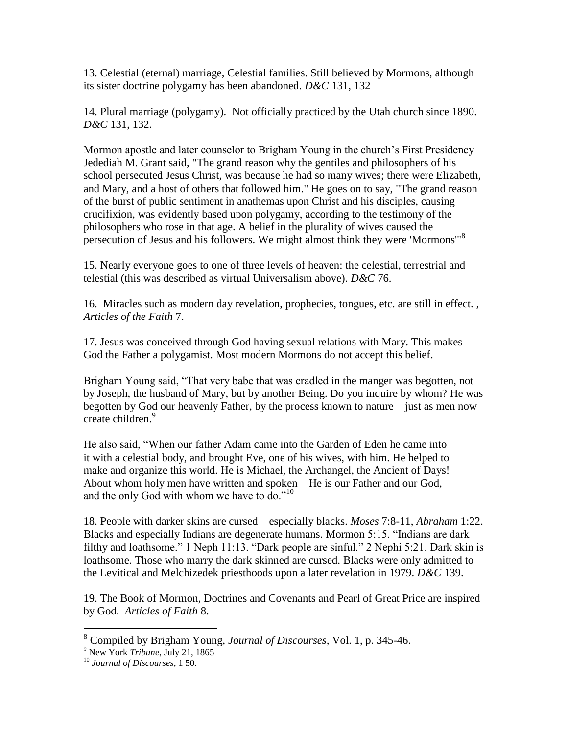13. Celestial (eternal) marriage, Celestial families. Still believed by Mormons, although its sister doctrine polygamy has been abandoned. *D&C* 131, 132

14. Plural marriage (polygamy). Not officially practiced by the Utah church since 1890. *D&C* 131, 132.

Mormon apostle and later counselor to Brigham Young in the church's First Presidency Jedediah M. Grant said, "The grand reason why the gentiles and philosophers of his school persecuted Jesus Christ, was because he had so many wives; there were Elizabeth, and Mary, and a host of others that followed him." He goes on to say, "The grand reason of the burst of public sentiment in anathemas upon Christ and his disciples, causing crucifixion, was evidently based upon polygamy, according to the testimony of the philosophers who rose in that age. A belief in the plurality of wives caused the persecution of Jesus and his followers. We might almost think they were 'Mormons'"[8]

15. Nearly everyone goes to one of three levels of heaven: the celestial, terrestrial and telestial (this was described as virtual Universalism above). *D&C* 76.

16. Miracles such as modern day revelation, prophecies, tongues, etc. are still in effect. , *Articles of the Faith* 7.

17. Jesus was conceived through God having sexual relations with Mary. This makes God the Father a polygamist. Most modern Mormons do not accept this belief.

Brigham Young said, "That very babe that was cradled in the manger was begotten, not by Joseph, the husband of Mary, but by another Being. Do you inquire by whom? He was begotten by God our heavenly Father, by the process known to nature—just as men now create children.[9]

He also said, "When our father Adam came into the Garden of Eden he came into it with a celestial body, and brought Eve, one of his wives, with him. He helped to make and organize this world. He is Michael, the Archangel, the Ancient of Days! About whom holy men have written and spoken—He is our Father and our God, and the only God with whom we have to do."[10]

18. People with darker skins are cursed—especially blacks. *Moses* 7:8-11, *Abraham* 1:22. Blacks and especially Indians are degenerate humans. Mormon 5:15. "Indians are dark filthy and loathsome." 1 Neph 11:13. "Dark people are sinful." 2 Nephi 5:21. Dark skin is loathsome. Those who marry the dark skinned are cursed. Blacks were only admitted to the Levitical and Melchizedek priesthoods upon a later revelation in 1979. *D&C* 139.

19. The Book of Mormon, Doctrines and Covenants and Pearl of Great Price are inspired by God. *Articles of Faith* 8.

---

[8] Compiled by Brigham Young, *Journal of Discourses*, Vol. 1, p. 345-46.

[9] New York *Tribune*, July 21, 1865

[10] *Journal of Discourses*, 1 50.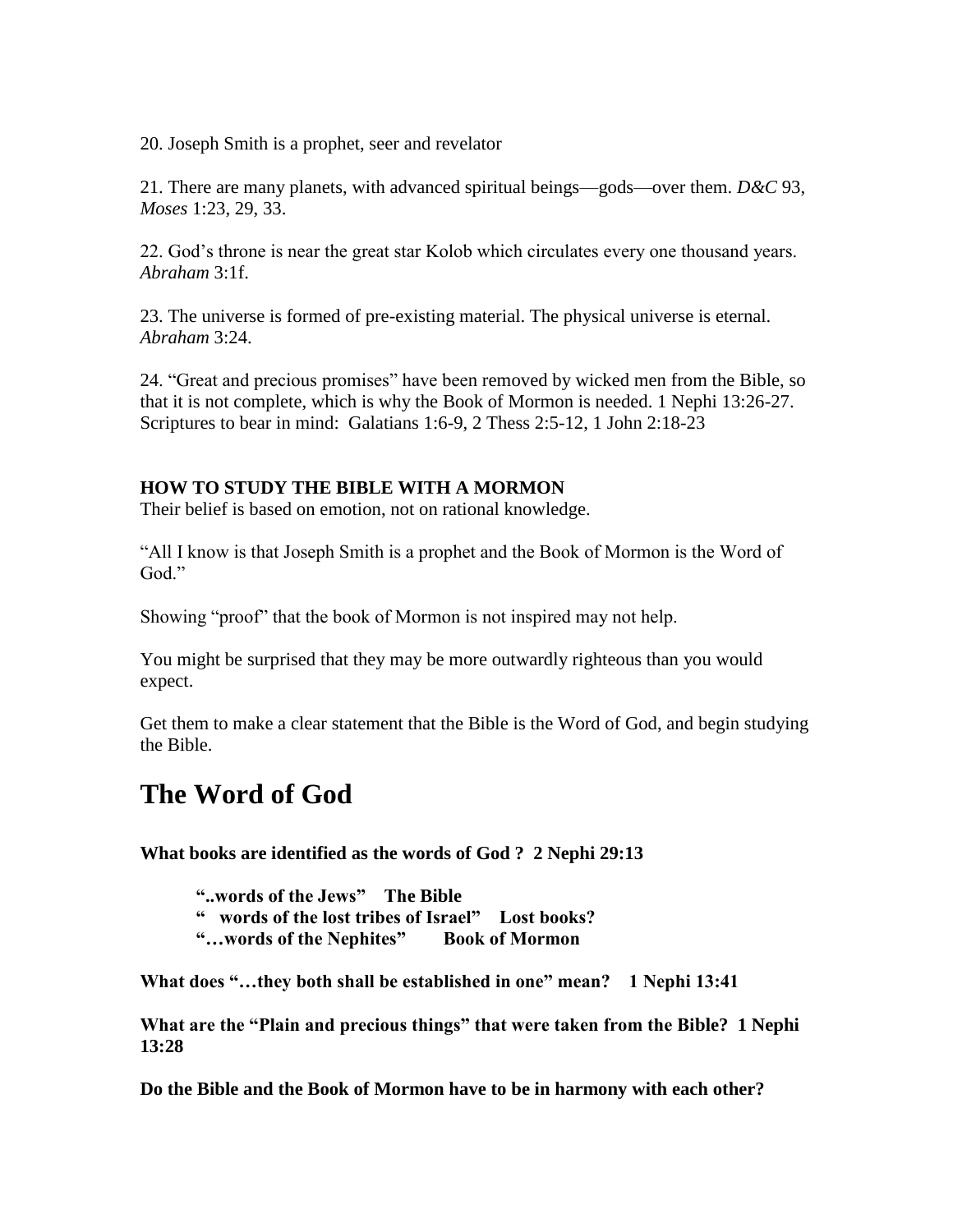20. Joseph Smith is a prophet, seer and revelator

21. There are many planets, with advanced spiritual beings—gods—over them. *D&C* 93, *Moses* 1:23, 29, 33.

22. God's throne is near the great star Kolob which circulates every one thousand years. *Abraham* 3:1f.

23. The universe is formed of pre-existing material. The physical universe is eternal. *Abraham* 3:24.

24. "Great and precious promises" have been removed by wicked men from the Bible, so that it is not complete, which is why the Book of Mormon is needed. 1 Nephi 13:26-27.
Scriptures to bear in mind: Galatians 1:6-9, 2 Thess 2:5-12, 1 John 2:18-23

**HOW TO STUDY THE BIBLE WITH A MORMON**

Their belief is based on emotion, not on rational knowledge.

"All I know is that Joseph Smith is a prophet and the Book of Mormon is the Word of God."

Showing "proof" that the book of Mormon is not inspired may not help.

You might be surprised that they may be more outwardly righteous than you would expect.

Get them to make a clear statement that the Bible is the Word of God, and begin studying the Bible.

# The Word of God

**What books are identified as the words of God ? 2 Nephi 29:13**

> **"..words of the Jews" The Bible**
> **" words of the lost tribes of Israel" Lost books?**
> **"…words of the Nephites" Book of Mormon**

**What does "…they both shall be established in one" mean? 1 Nephi 13:41**

**What are the "Plain and precious things" that were taken from the Bible? 1 Nephi 13:28**

**Do the Bible and the Book of Mormon have to be in harmony with each other?**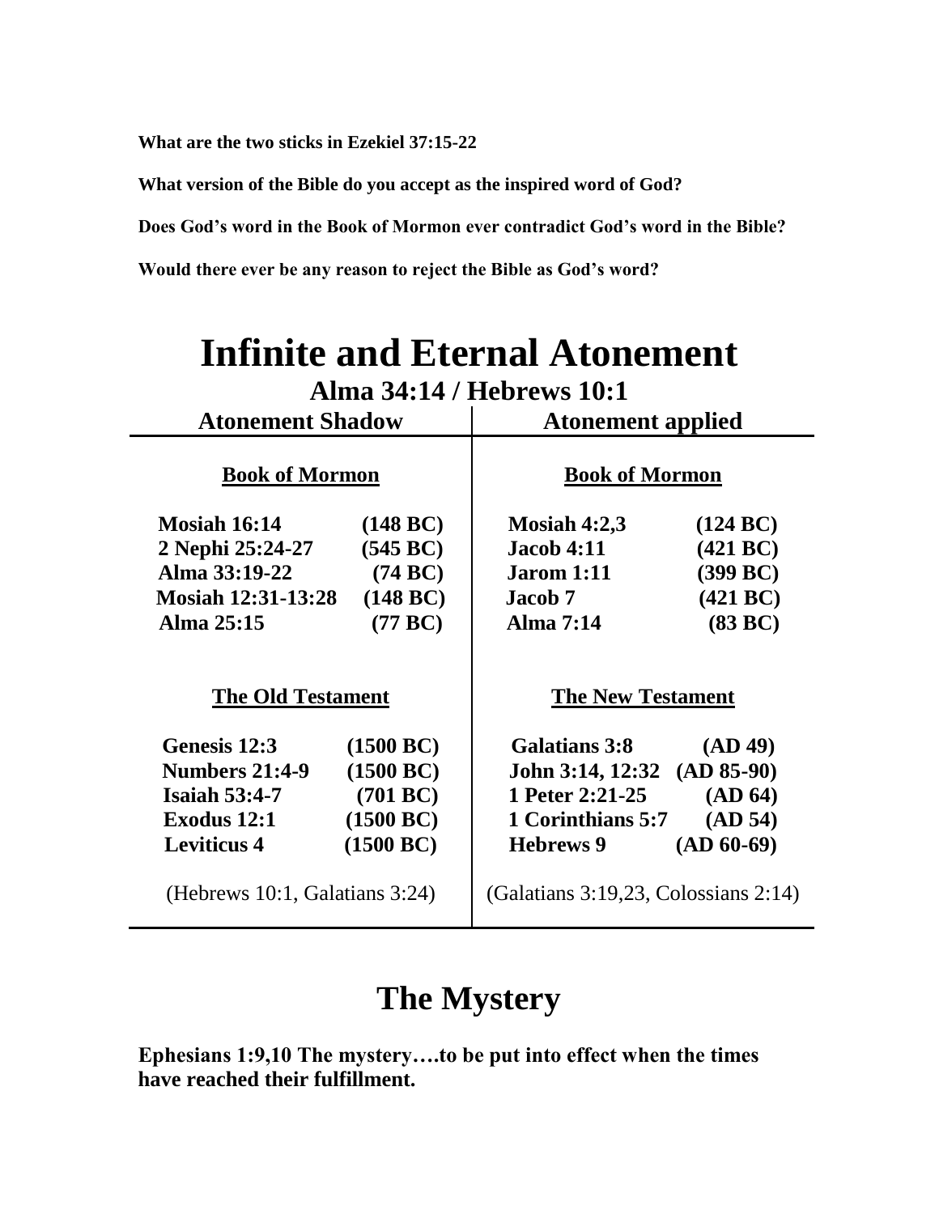**What are the two sticks in Ezekiel 37:15-22**

**What version of the Bible do you accept as the inspired word of God?**

**Does God's word in the Book of Mormon ever contradict God's word in the Bible?**

**Would there ever be any reason to reject the Bible as God's word?**

# Infinite and Eternal Atonement

## Alma 34:14 / Hebrews 10:1

| Atonement Shadow | | Atonement applied | |
|---|---|---|---|
| **Book of Mormon** | | **Book of Mormon** | |
| **Mosiah 16:14** | **(148 BC)** | **Mosiah 4:2,3** | **(124 BC)** |
| **2 Nephi 25:24-27** | **(545 BC)** | **Jacob 4:11** | **(421 BC)** |
| **Alma 33:19-22** | **(74 BC)** | **Jarom 1:11** | **(399 BC)** |
| **Mosiah 12:31-13:28** | **(148 BC)** | **Jacob 7** | **(421 BC)** |
| **Alma 25:15** | **(77 BC)** | **Alma 7:14** | **(83 BC)** |
| **The Old Testament** | | **The New Testament** | |
| **Genesis 12:3** | **(1500 BC)** | **Galatians 3:8** | **(AD 49)** |
| **Numbers 21:4-9** | **(1500 BC)** | **John 3:14, 12:32** | **(AD 85-90)** |
| **Isaiah 53:4-7** | **(701 BC)** | **1 Peter 2:21-25** | **(AD 64)** |
| **Exodus 12:1** | **(1500 BC)** | **1 Corinthians 5:7** | **(AD 54)** |
| **Leviticus 4** | **(1500 BC)** | **Hebrews 9** | **(AD 60-69)** |
| (Hebrews 10:1, Galatians 3:24) | | (Galatians 3:19,23, Colossians 2:14) | |

# The Mystery

**Ephesians 1:9,10 The mystery….to be put into effect when the times have reached their fulfillment.**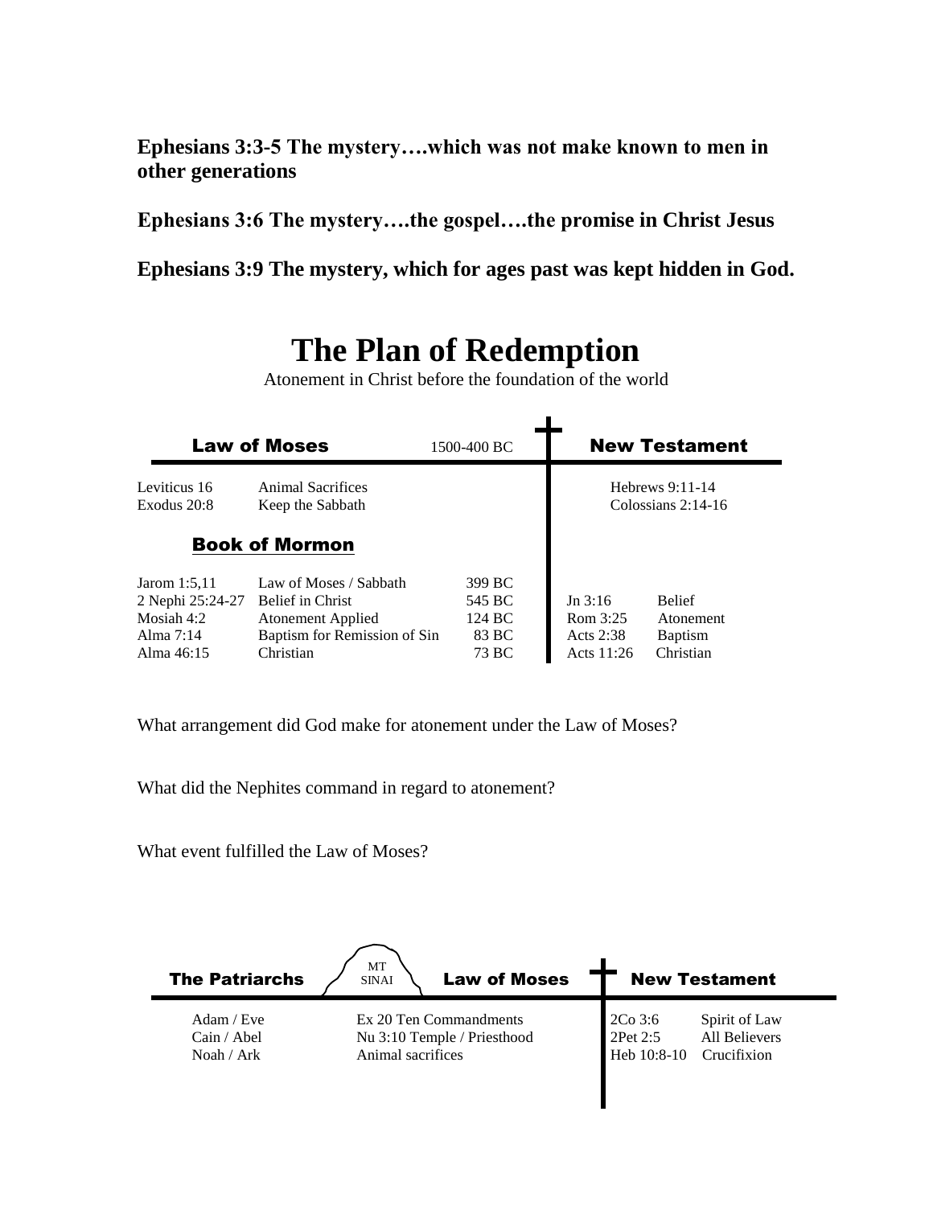**Ephesians 3:3-5 The mystery….which was not make known to men in other generations**

**Ephesians 3:6 The mystery….the gospel….the promise in Christ Jesus**

**Ephesians 3:9 The mystery, which for ages past was kept hidden in God.**

# The Plan of Redemption

Atonement in Christ before the foundation of the world

| **Law of Moses** | | 1500-400 BC | **New Testament** | |
|---|---|---|---|---|
| Leviticus 16 | Animal Sacrifices | | Hebrews 9:11-14 | |
| Exodus 20:8 | Keep the Sabbath | | Colossians 2:14-16 | |
| **Book of Mormon** | | | | |
| Jarom 1:5,11 | Law of Moses / Sabbath | 399 BC | | |
| 2 Nephi 25:24-27 | Belief in Christ | 545 BC | Jn 3:16 | Belief |
| Mosiah 4:2 | Atonement Applied | 124 BC | Rom 3:25 | Atonement |
| Alma 7:14 | Baptism for Remission of Sin | 83 BC | Acts 2:38 | Baptism |
| Alma 46:15 | Christian | 73 BC | Acts 11:26 | Christian |

What arrangement did God make for atonement under the Law of Moses?

What did the Nephites command in regard to atonement?

What event fulfilled the Law of Moses?

| **The Patriarchs** | MT SINAI **Law of Moses** | **New Testament** | |
|---|---|---|---|
| Adam / Eve | Ex 20 Ten Commandments | 2Co 3:6 | Spirit of Law |
| Cain / Abel | Nu 3:10 Temple / Priesthood | 2Pet 2:5 | All Believers |
| Noah / Ark | Animal sacrifices | Heb 10:8-10 | Crucifixion |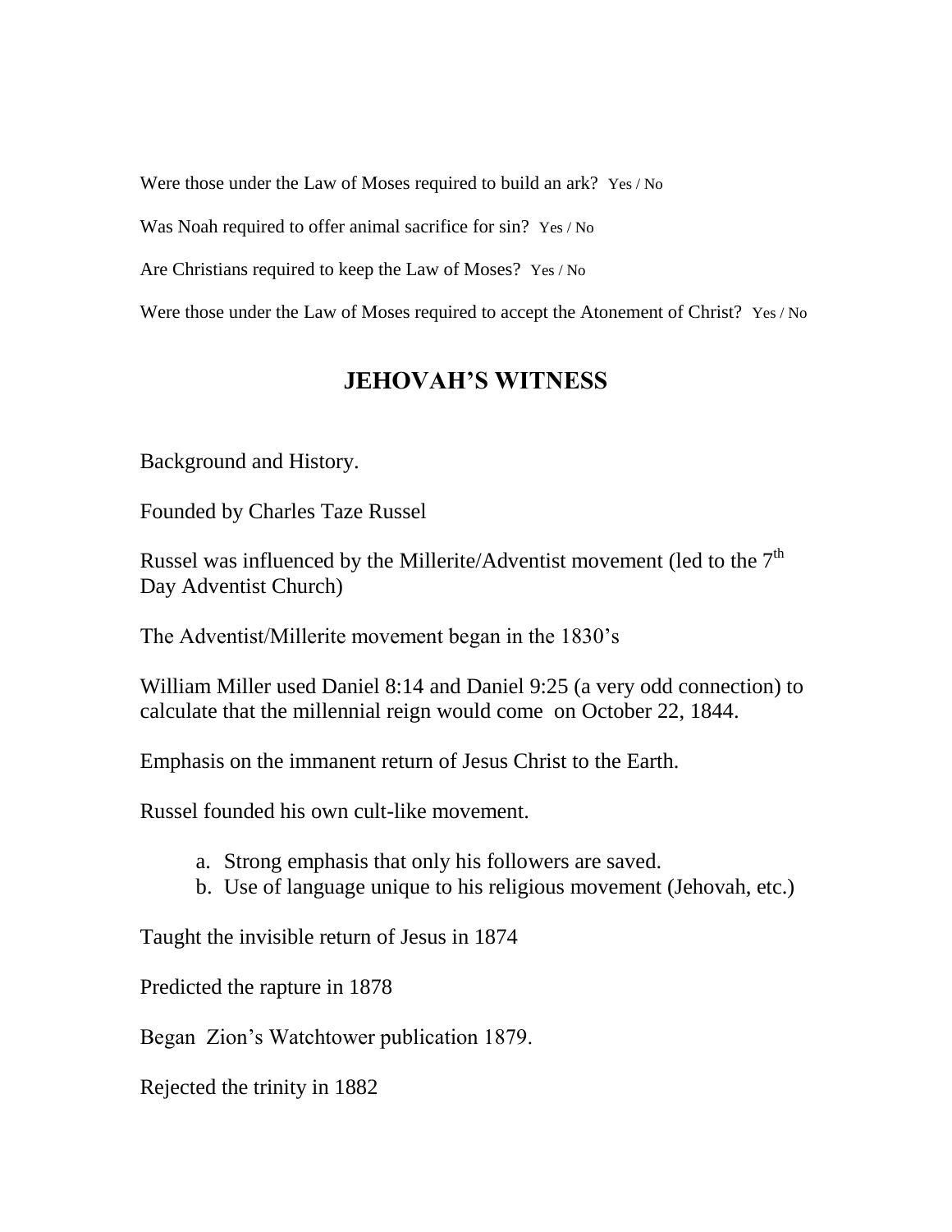Were those under the Law of Moses required to build an ark? Yes / No

Was Noah required to offer animal sacrifice for sin? Yes / No

Are Christians required to keep the Law of Moses? Yes / No

Were those under the Law of Moses required to accept the Atonement of Christ? Yes / No

## JEHOVAH'S WITNESS

Background and History.

Founded by Charles Taze Russel

Russel was influenced by the Millerite/Adventist movement (led to the 7th Day Adventist Church)

The Adventist/Millerite movement began in the 1830's

William Miller used Daniel 8:14 and Daniel 9:25 (a very odd connection) to calculate that the millennial reign would come on October 22, 1844.

Emphasis on the immanent return of Jesus Christ to the Earth.

Russel founded his own cult-like movement.

a. Strong emphasis that only his followers are saved.
b. Use of language unique to his religious movement (Jehovah, etc.)

Taught the invisible return of Jesus in 1874

Predicted the rapture in 1878

Began Zion's Watchtower publication 1879.

Rejected the trinity in 1882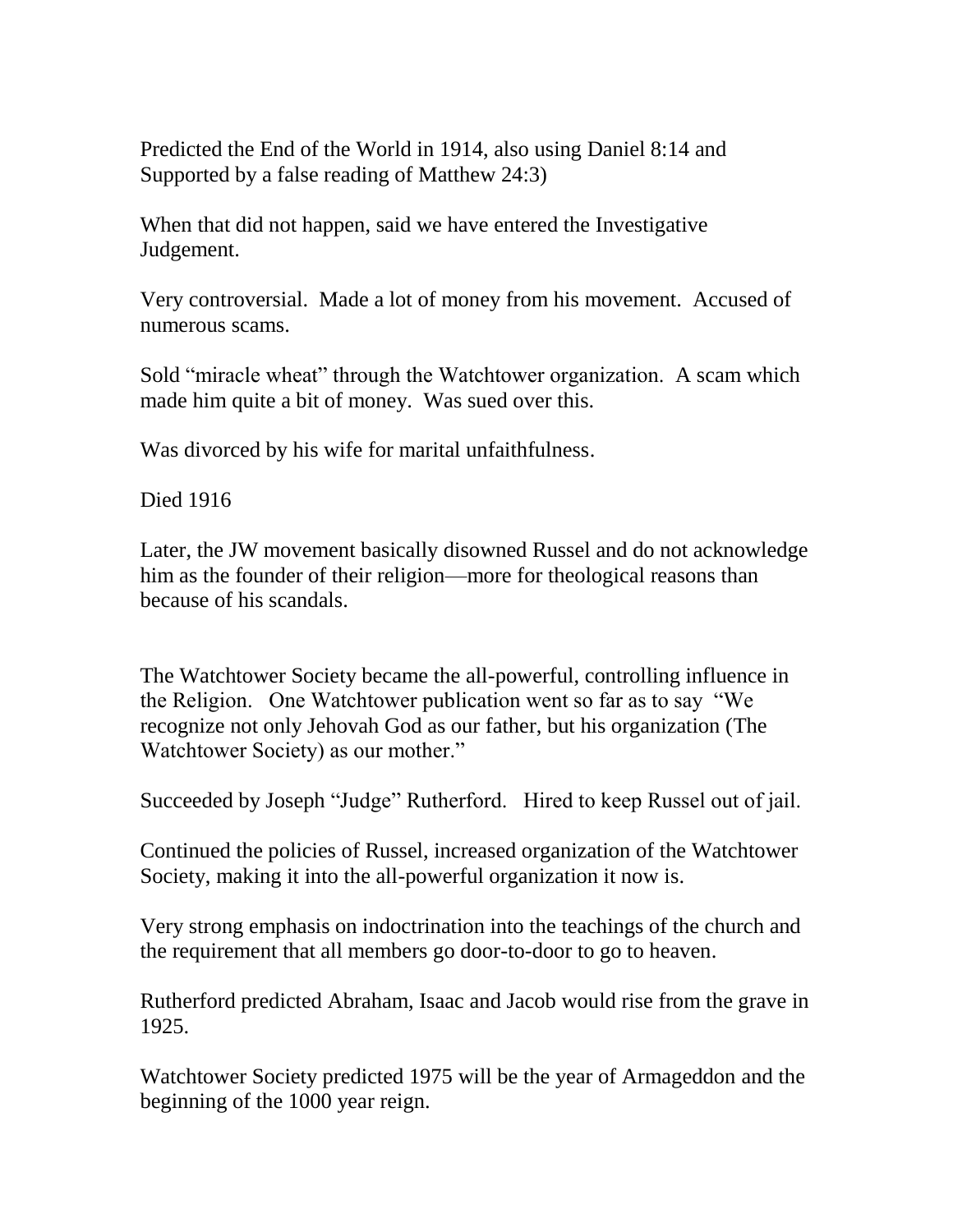Predicted the End of the World in 1914, also using Daniel 8:14 and Supported by a false reading of Matthew 24:3)

When that did not happen, said we have entered the Investigative Judgement.

Very controversial. Made a lot of money from his movement. Accused of numerous scams.

Sold "miracle wheat" through the Watchtower organization. A scam which made him quite a bit of money. Was sued over this.

Was divorced by his wife for marital unfaithfulness.

Died 1916

Later, the JW movement basically disowned Russel and do not acknowledge him as the founder of their religion—more for theological reasons than because of his scandals.

The Watchtower Society became the all-powerful, controlling influence in the Religion. One Watchtower publication went so far as to say "We recognize not only Jehovah God as our father, but his organization (The Watchtower Society) as our mother."

Succeeded by Joseph "Judge" Rutherford. Hired to keep Russel out of jail.

Continued the policies of Russel, increased organization of the Watchtower Society, making it into the all-powerful organization it now is.

Very strong emphasis on indoctrination into the teachings of the church and the requirement that all members go door-to-door to go to heaven.

Rutherford predicted Abraham, Isaac and Jacob would rise from the grave in 1925.

Watchtower Society predicted 1975 will be the year of Armageddon and the beginning of the 1000 year reign.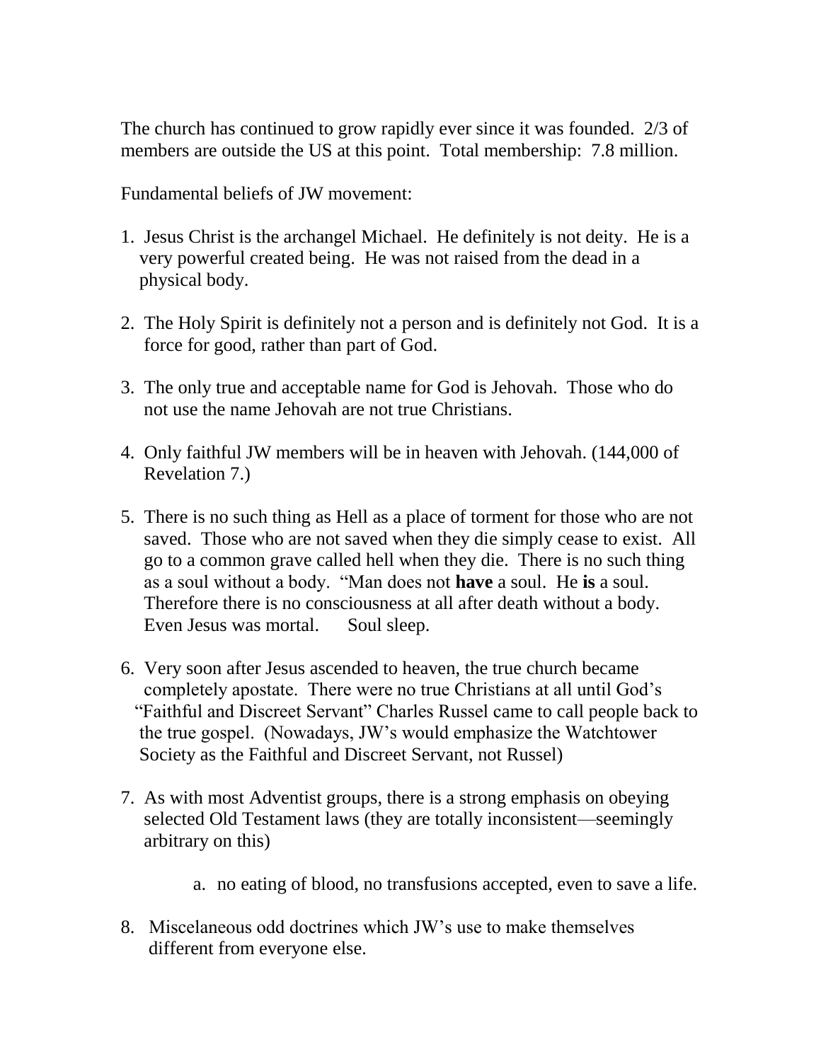The church has continued to grow rapidly ever since it was founded. 2/3 of members are outside the US at this point. Total membership: 7.8 million.

Fundamental beliefs of JW movement:

1. Jesus Christ is the archangel Michael. He definitely is not deity. He is a very powerful created being. He was not raised from the dead in a physical body.

2. The Holy Spirit is definitely not a person and is definitely not God. It is a force for good, rather than part of God.

3. The only true and acceptable name for God is Jehovah. Those who do not use the name Jehovah are not true Christians.

4. Only faithful JW members will be in heaven with Jehovah. (144,000 of Revelation 7.)

5. There is no such thing as Hell as a place of torment for those who are not saved. Those who are not saved when they die simply cease to exist. All go to a common grave called hell when they die. There is no such thing as a soul without a body. "Man does not **have** a soul. He **is** a soul. Therefore there is no consciousness at all after death without a body. Even Jesus was mortal. Soul sleep.

6. Very soon after Jesus ascended to heaven, the true church became completely apostate. There were no true Christians at all until God's "Faithful and Discreet Servant" Charles Russel came to call people back to the true gospel. (Nowadays, JW's would emphasize the Watchtower Society as the Faithful and Discreet Servant, not Russel)

7. As with most Adventist groups, there is a strong emphasis on obeying selected Old Testament laws (they are totally inconsistent—seemingly arbitrary on this)

    a. no eating of blood, no transfusions accepted, even to save a life.

8. Miscelaneous odd doctrines which JW's use to make themselves different from everyone else.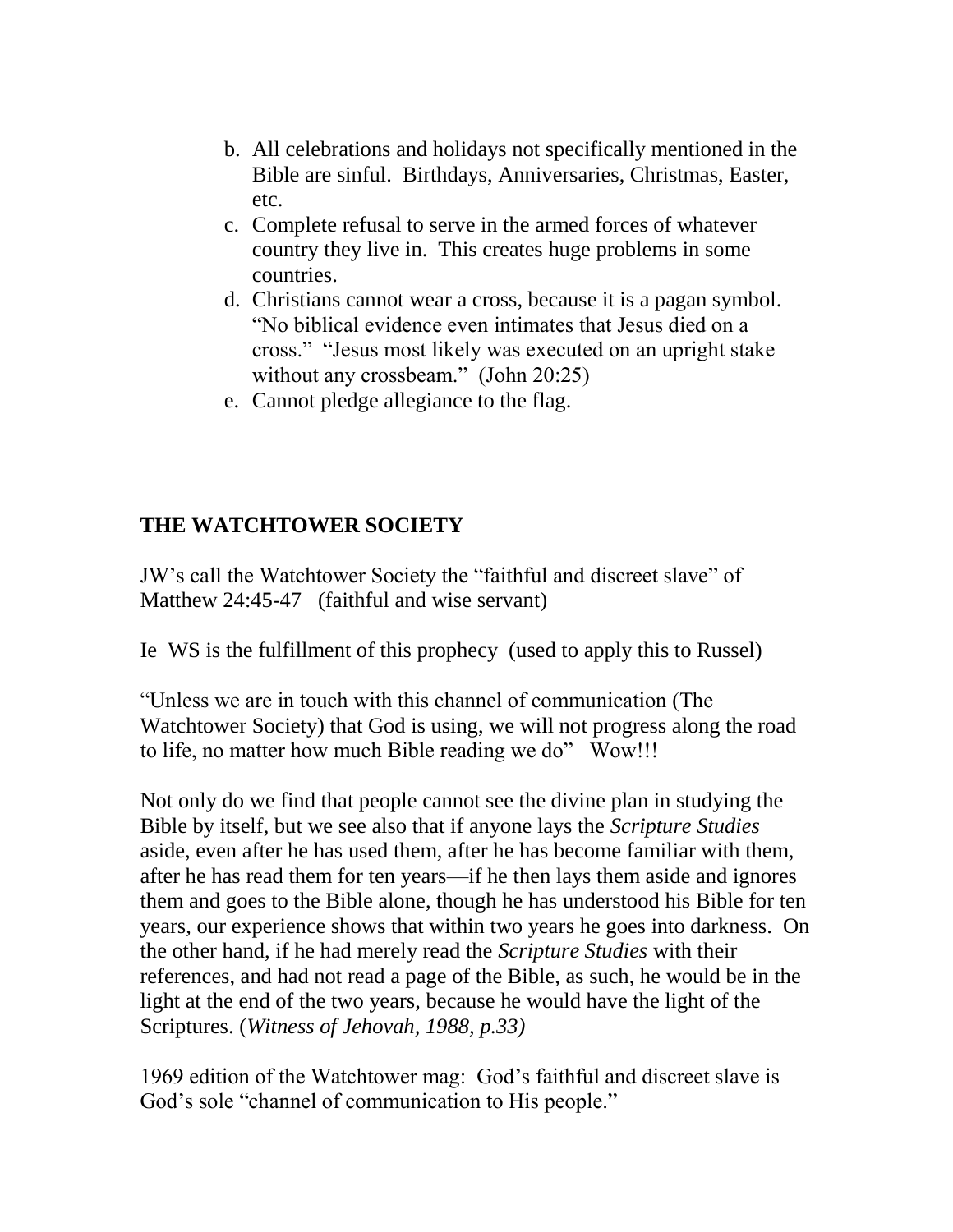b. All celebrations and holidays not specifically mentioned in the Bible are sinful. Birthdays, Anniversaries, Christmas, Easter, etc.
c. Complete refusal to serve in the armed forces of whatever country they live in. This creates huge problems in some countries.
d. Christians cannot wear a cross, because it is a pagan symbol. "No biblical evidence even intimates that Jesus died on a cross." "Jesus most likely was executed on an upright stake without any crossbeam." (John 20:25)
e. Cannot pledge allegiance to the flag.

**THE WATCHTOWER SOCIETY**

JW's call the Watchtower Society the "faithful and discreet slave" of Matthew 24:45-47 (faithful and wise servant)

Ie WS is the fulfillment of this prophecy (used to apply this to Russel)

"Unless we are in touch with this channel of communication (The Watchtower Society) that God is using, we will not progress along the road to life, no matter how much Bible reading we do" Wow!!!

Not only do we find that people cannot see the divine plan in studying the Bible by itself, but we see also that if anyone lays the *Scripture Studies* aside, even after he has used them, after he has become familiar with them, after he has read them for ten years—if he then lays them aside and ignores them and goes to the Bible alone, though he has understood his Bible for ten years, our experience shows that within two years he goes into darkness. On the other hand, if he had merely read the *Scripture Studies* with their references, and had not read a page of the Bible, as such, he would be in the light at the end of the two years, because he would have the light of the Scriptures. (*Witness of Jehovah, 1988, p.33)*

1969 edition of the Watchtower mag: God's faithful and discreet slave is God's sole "channel of communication to His people."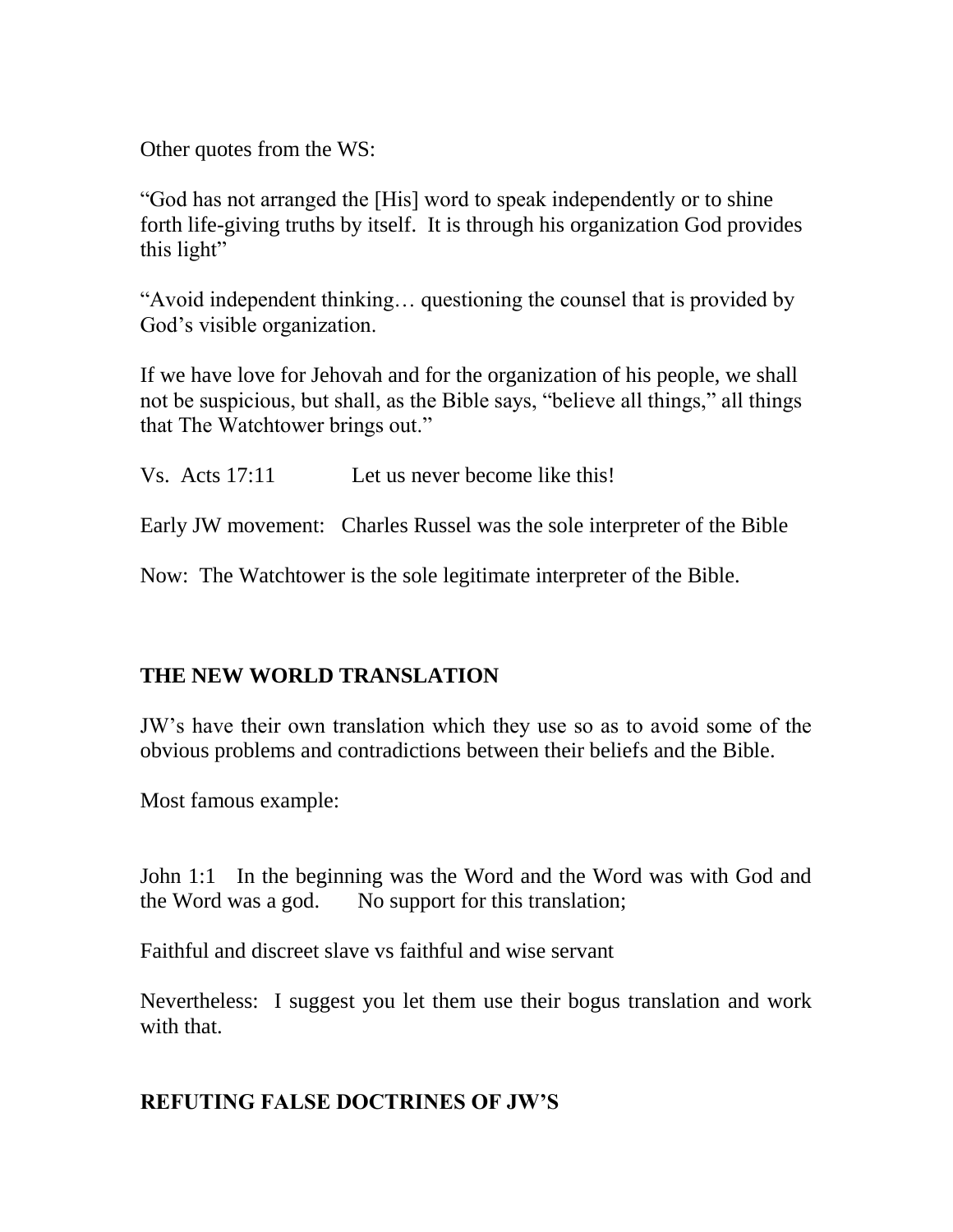Other quotes from the WS:

“God has not arranged the [His] word to speak independently or to shine forth life-giving truths by itself. It is through his organization God provides this light”

“Avoid independent thinking… questioning the counsel that is provided by God’s visible organization.

If we have love for Jehovah and for the organization of his people, we shall not be suspicious, but shall, as the Bible says, “believe all things,” all things that The Watchtower brings out.”

Vs. Acts 17:11 Let us never become like this!

Early JW movement: Charles Russel was the sole interpreter of the Bible

Now: The Watchtower is the sole legitimate interpreter of the Bible.

## THE NEW WORLD TRANSLATION

JW’s have their own translation which they use so as to avoid some of the obvious problems and contradictions between their beliefs and the Bible.

Most famous example:

John 1:1 In the beginning was the Word and the Word was with God and the Word was a god. No support for this translation;

Faithful and discreet slave vs faithful and wise servant

Nevertheless: I suggest you let them use their bogus translation and work with that.

## REFUTING FALSE DOCTRINES OF JW’S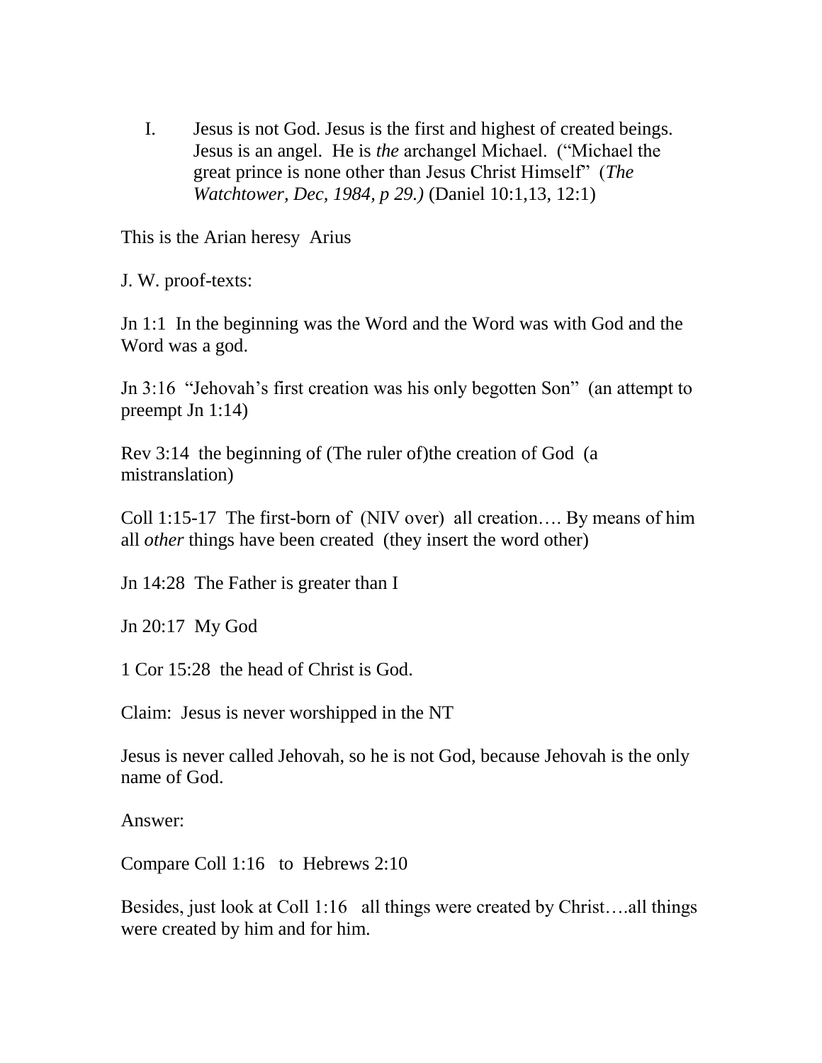I. Jesus is not God. Jesus is the first and highest of created beings. Jesus is an angel. He is *the* archangel Michael. ("Michael the great prince is none other than Jesus Christ Himself" (*The Watchtower, Dec, 1984, p 29.)* (Daniel 10:1,13, 12:1)

This is the Arian heresy Arius

J. W. proof-texts:

Jn 1:1 In the beginning was the Word and the Word was with God and the Word was a god.

Jn 3:16 "Jehovah's first creation was his only begotten Son" (an attempt to preempt Jn 1:14)

Rev 3:14 the beginning of (The ruler of)the creation of God (a mistranslation)

Coll 1:15-17 The first-born of (NIV over) all creation…. By means of him all *other* things have been created (they insert the word other)

Jn 14:28 The Father is greater than I

Jn 20:17 My God

1 Cor 15:28 the head of Christ is God.

Claim: Jesus is never worshipped in the NT

Jesus is never called Jehovah, so he is not God, because Jehovah is the only name of God.

Answer:

Compare Coll 1:16 to Hebrews 2:10

Besides, just look at Coll 1:16 all things were created by Christ….all things were created by him and for him.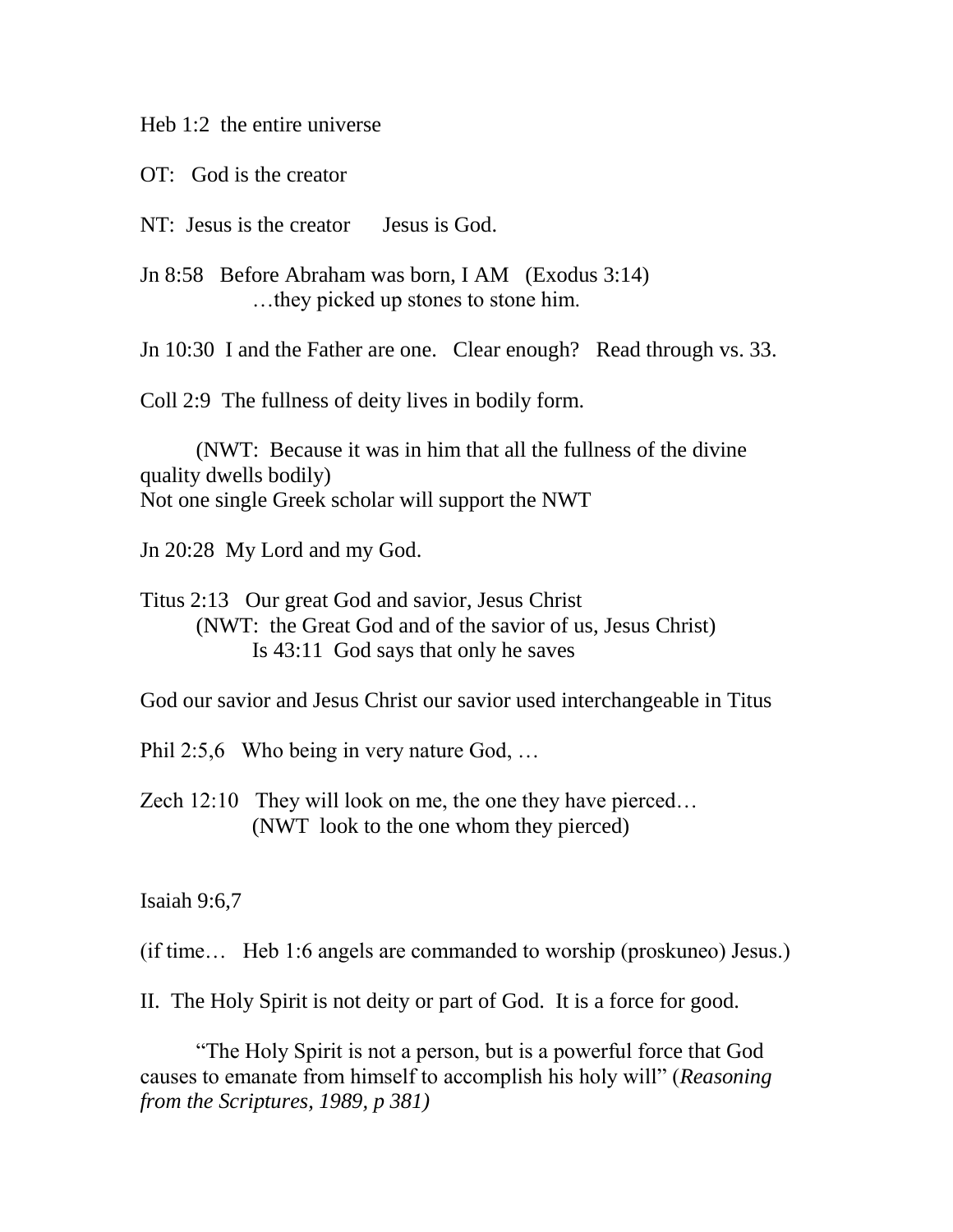Heb 1:2 the entire universe

OT: God is the creator

NT: Jesus is the creator Jesus is God.

Jn 8:58 Before Abraham was born, I AM (Exodus 3:14)
…they picked up stones to stone him.

Jn 10:30 I and the Father are one. Clear enough? Read through vs. 33.

Coll 2:9 The fullness of deity lives in bodily form.

(NWT: Because it was in him that all the fullness of the divine quality dwells bodily)
Not one single Greek scholar will support the NWT

Jn 20:28 My Lord and my God.

Titus 2:13 Our great God and savior, Jesus Christ
(NWT: the Great God and of the savior of us, Jesus Christ)
Is 43:11 God says that only he saves

God our savior and Jesus Christ our savior used interchangeable in Titus

Phil 2:5,6 Who being in very nature God, …

Zech 12:10 They will look on me, the one they have pierced…
(NWT look to the one whom they pierced)

Isaiah 9:6,7

(if time… Heb 1:6 angels are commanded to worship (proskuneo) Jesus.)

II. The Holy Spirit is not deity or part of God. It is a force for good.

"The Holy Spirit is not a person, but is a powerful force that God causes to emanate from himself to accomplish his holy will" (*Reasoning from the Scriptures, 1989, p 381)*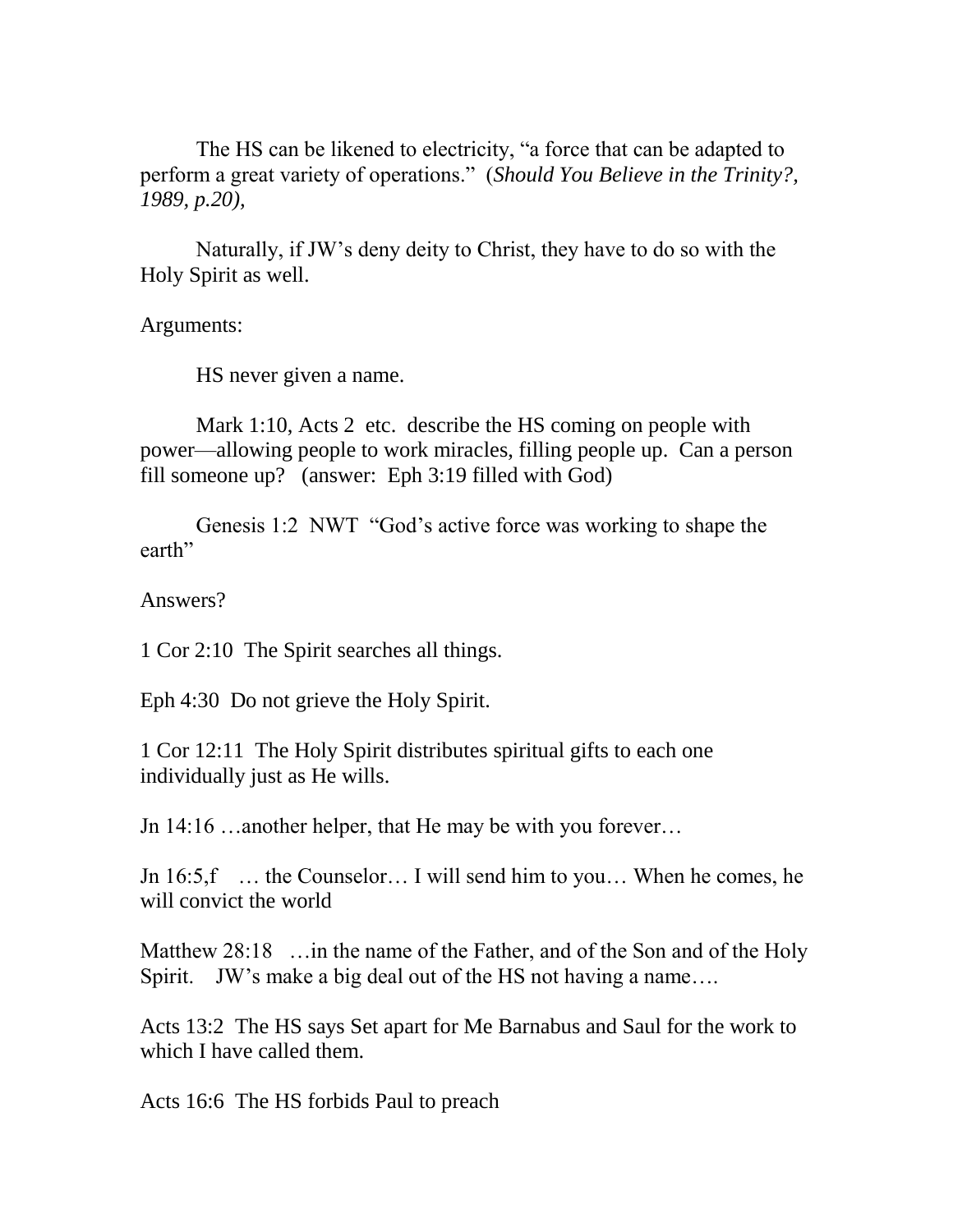The HS can be likened to electricity, "a force that can be adapted to perform a great variety of operations." (*Should You Believe in the Trinity?, 1989, p.20),*

Naturally, if JW's deny deity to Christ, they have to do so with the Holy Spirit as well.

Arguments:

HS never given a name.

Mark 1:10, Acts 2 etc. describe the HS coming on people with power—allowing people to work miracles, filling people up. Can a person fill someone up? (answer: Eph 3:19 filled with God)

Genesis 1:2 NWT "God's active force was working to shape the earth"

Answers?

1 Cor 2:10 The Spirit searches all things.

Eph 4:30 Do not grieve the Holy Spirit.

1 Cor 12:11 The Holy Spirit distributes spiritual gifts to each one individually just as He wills.

Jn 14:16 …another helper, that He may be with you forever…

Jn 16:5,f … the Counselor… I will send him to you… When he comes, he will convict the world

Matthew 28:18 …in the name of the Father, and of the Son and of the Holy Spirit. JW's make a big deal out of the HS not having a name….

Acts 13:2 The HS says Set apart for Me Barnabus and Saul for the work to which I have called them.

Acts 16:6 The HS forbids Paul to preach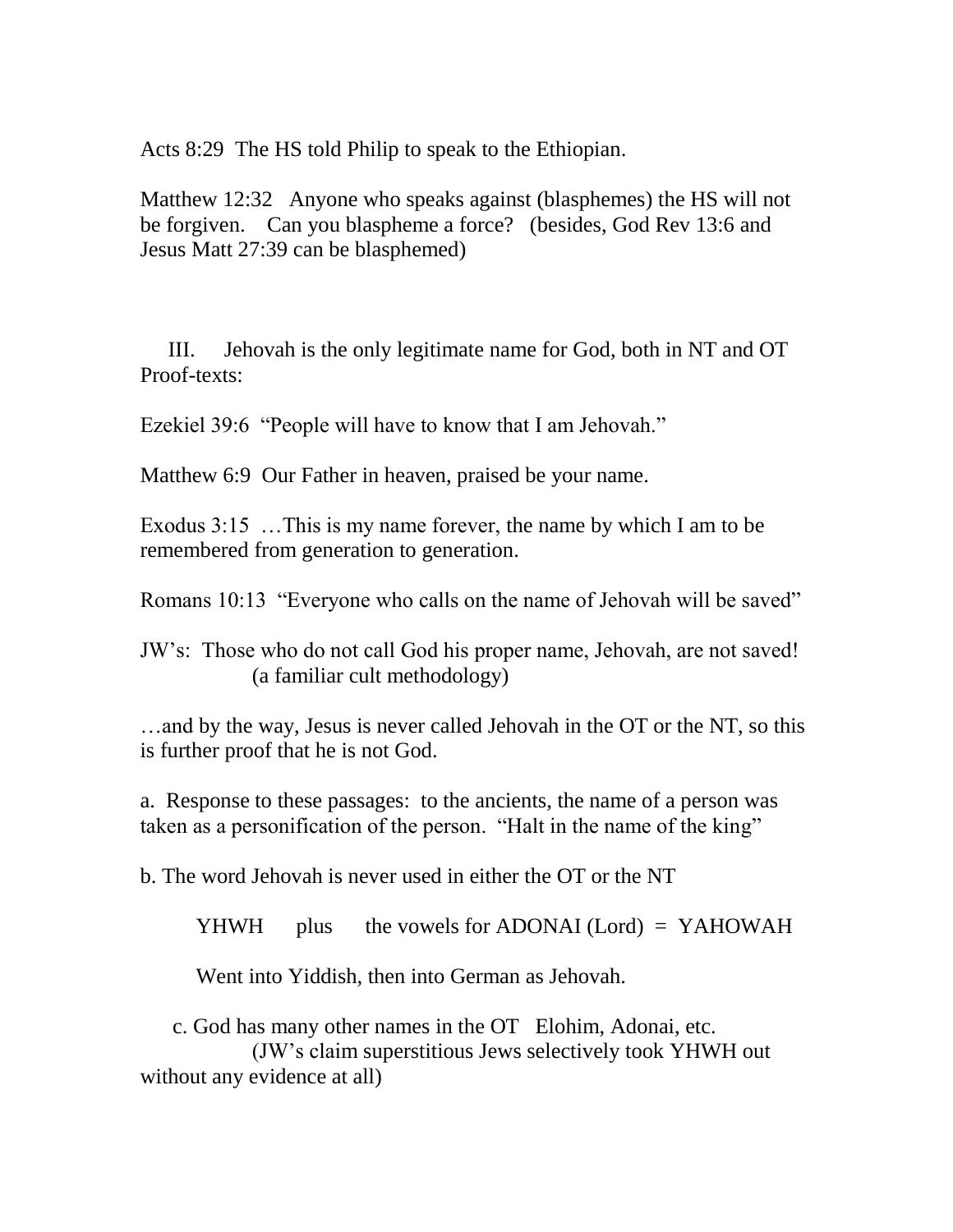Acts 8:29 The HS told Philip to speak to the Ethiopian.

Matthew 12:32 Anyone who speaks against (blasphemes) the HS will not be forgiven. Can you blaspheme a force? (besides, God Rev 13:6 and Jesus Matt 27:39 can be blasphemed)

III. Jehovah is the only legitimate name for God, both in NT and OT Proof-texts:

Ezekiel 39:6 "People will have to know that I am Jehovah."

Matthew 6:9 Our Father in heaven, praised be your name.

Exodus 3:15 …This is my name forever, the name by which I am to be remembered from generation to generation.

Romans 10:13 "Everyone who calls on the name of Jehovah will be saved"

JW's: Those who do not call God his proper name, Jehovah, are not saved! (a familiar cult methodology)

…and by the way, Jesus is never called Jehovah in the OT or the NT, so this is further proof that he is not God.

a. Response to these passages: to the ancients, the name of a person was taken as a personification of the person. "Halt in the name of the king"

b. The word Jehovah is never used in either the OT or the NT

YHWH plus the vowels for ADONAI (Lord) = YAHOWAH

Went into Yiddish, then into German as Jehovah.

c. God has many other names in the OT Elohim, Adonai, etc. (JW's claim superstitious Jews selectively took YHWH out without any evidence at all)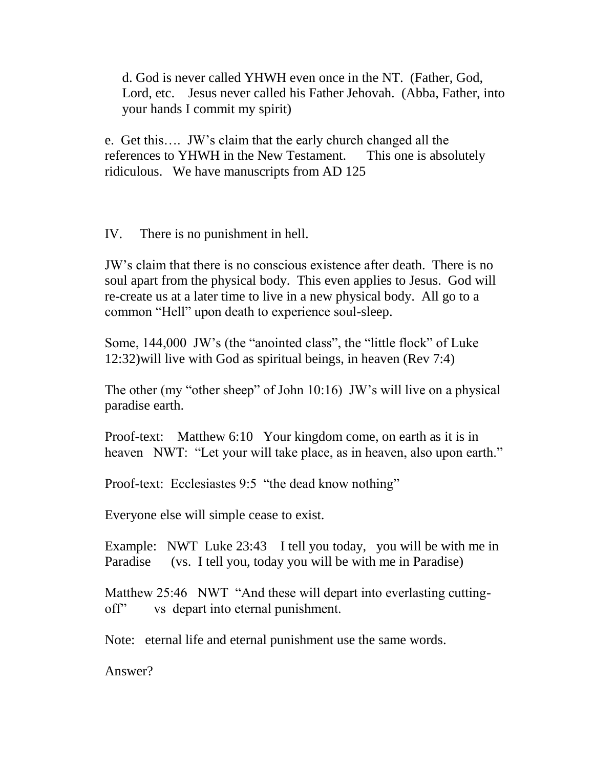d. God is never called YHWH even once in the NT. (Father, God, Lord, etc. Jesus never called his Father Jehovah. (Abba, Father, into your hands I commit my spirit)

e. Get this…. JW's claim that the early church changed all the references to YHWH in the New Testament. This one is absolutely ridiculous. We have manuscripts from AD 125

IV. There is no punishment in hell.

JW's claim that there is no conscious existence after death. There is no soul apart from the physical body. This even applies to Jesus. God will re-create us at a later time to live in a new physical body. All go to a common "Hell" upon death to experience soul-sleep.

Some, 144,000 JW's (the "anointed class", the "little flock" of Luke 12:32)will live with God as spiritual beings, in heaven (Rev 7:4)

The other (my "other sheep" of John 10:16) JW's will live on a physical paradise earth.

Proof-text: Matthew 6:10 Your kingdom come, on earth as it is in heaven NWT: "Let your will take place, as in heaven, also upon earth."

Proof-text: Ecclesiastes 9:5 "the dead know nothing"

Everyone else will simple cease to exist.

Example: NWT Luke 23:43 I tell you today, you will be with me in Paradise (vs. I tell you, today you will be with me in Paradise)

Matthew 25:46 NWT "And these will depart into everlasting cutting-off" vs depart into eternal punishment.

Note: eternal life and eternal punishment use the same words.

Answer?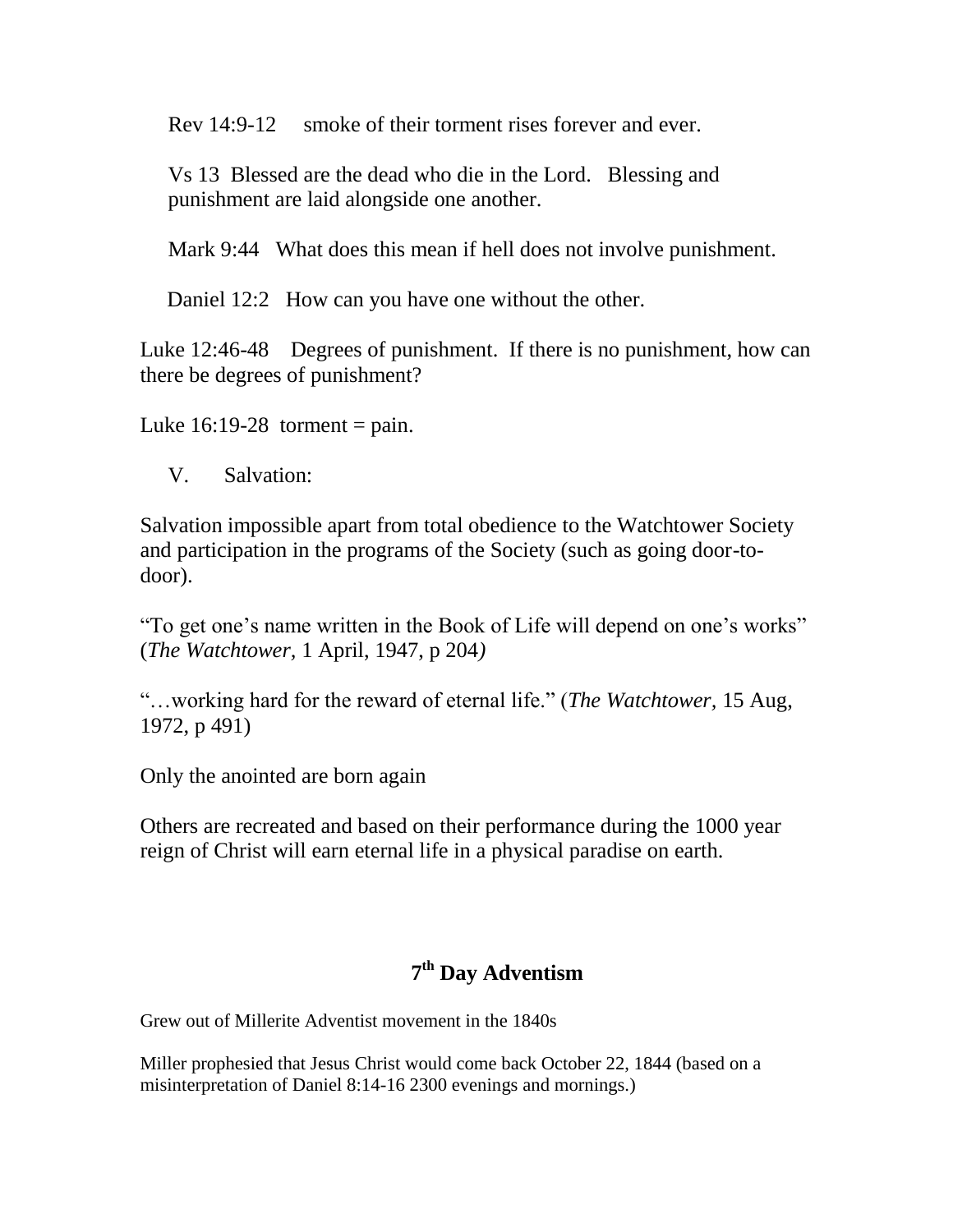Rev 14:9-12 smoke of their torment rises forever and ever.

Vs 13 Blessed are the dead who die in the Lord. Blessing and punishment are laid alongside one another.

Mark 9:44 What does this mean if hell does not involve punishment.

Daniel 12:2 How can you have one without the other.

Luke 12:46-48 Degrees of punishment. If there is no punishment, how can there be degrees of punishment?

Luke 16:19-28 torment = pain.

V. Salvation:

Salvation impossible apart from total obedience to the Watchtower Society and participation in the programs of the Society (such as going door-to-door).

"To get one's name written in the Book of Life will depend on one's works" (*The Watchtower,* 1 April, 1947, p 204)

"…working hard for the reward of eternal life." (*The Watchtower,* 15 Aug, 1972, p 491)

Only the anointed are born again

Others are recreated and based on their performance during the 1000 year reign of Christ will earn eternal life in a physical paradise on earth.

## 7th Day Adventism

Grew out of Millerite Adventist movement in the 1840s

Miller prophesied that Jesus Christ would come back October 22, 1844 (based on a misinterpretation of Daniel 8:14-16 2300 evenings and mornings.)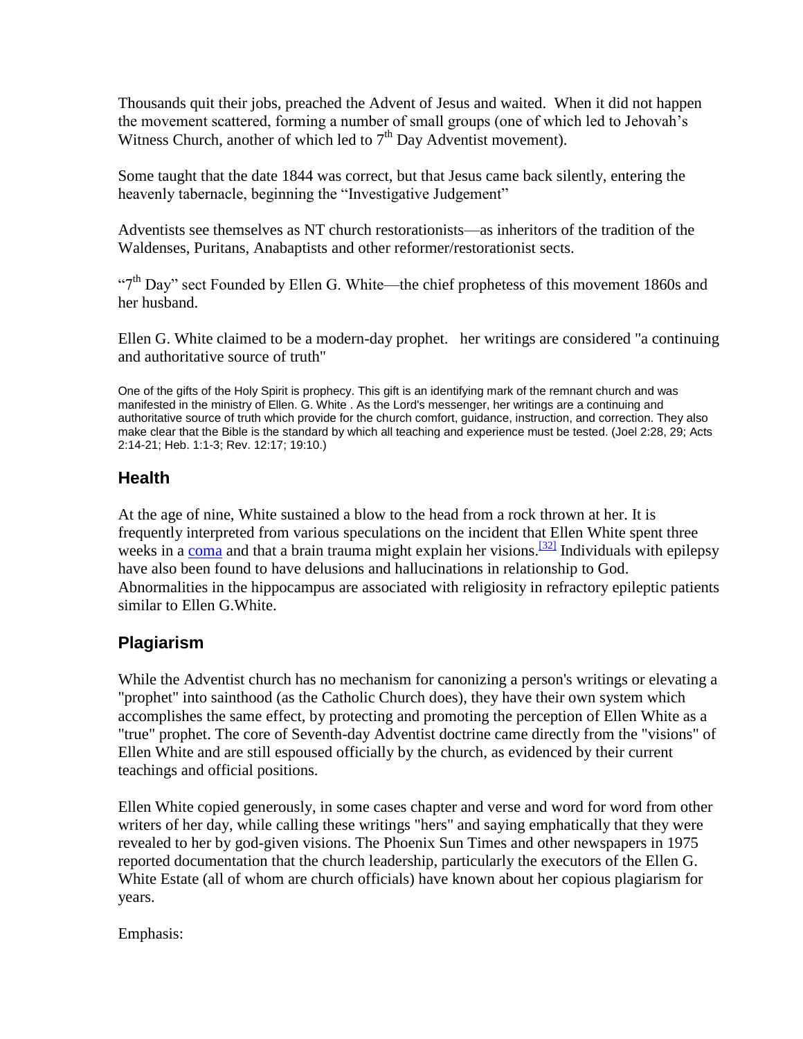Thousands quit their jobs, preached the Advent of Jesus and waited. When it did not happen the movement scattered, forming a number of small groups (one of which led to Jehovah's Witness Church, another of which led to 7th Day Adventist movement).

Some taught that the date 1844 was correct, but that Jesus came back silently, entering the heavenly tabernacle, beginning the "Investigative Judgement"

Adventists see themselves as NT church restorationists—as inheritors of the tradition of the Waldenses, Puritans, Anabaptists and other reformer/restorationist sects.

"7th Day" sect Founded by Ellen G. White—the chief prophetess of this movement 1860s and her husband.

Ellen G. White claimed to be a modern-day prophet. her writings are considered "a continuing and authoritative source of truth"

One of the gifts of the Holy Spirit is prophecy. This gift is an identifying mark of the remnant church and was manifested in the ministry of Ellen. G. White . As the Lord's messenger, her writings are a continuing and authoritative source of truth which provide for the church comfort, guidance, instruction, and correction. They also make clear that the Bible is the standard by which all teaching and experience must be tested. (Joel 2:28, 29; Acts 2:14-21; Heb. 1:1-3; Rev. 12:17; 19:10.)

## Health

At the age of nine, White sustained a blow to the head from a rock thrown at her. It is frequently interpreted from various speculations on the incident that Ellen White spent three weeks in a coma and that a brain trauma might explain her visions.[32] Individuals with epilepsy have also been found to have delusions and hallucinations in relationship to God. Abnormalities in the hippocampus are associated with religiosity in refractory epileptic patients similar to Ellen G.White.

## Plagiarism

While the Adventist church has no mechanism for canonizing a person's writings or elevating a "prophet" into sainthood (as the Catholic Church does), they have their own system which accomplishes the same effect, by protecting and promoting the perception of Ellen White as a "true" prophet. The core of Seventh-day Adventist doctrine came directly from the "visions" of Ellen White and are still espoused officially by the church, as evidenced by their current teachings and official positions.

Ellen White copied generously, in some cases chapter and verse and word for word from other writers of her day, while calling these writings "hers" and saying emphatically that they were revealed to her by god-given visions. The Phoenix Sun Times and other newspapers in 1975 reported documentation that the church leadership, particularly the executors of the Ellen G. White Estate (all of whom are church officials) have known about her copious plagiarism for years.

Emphasis: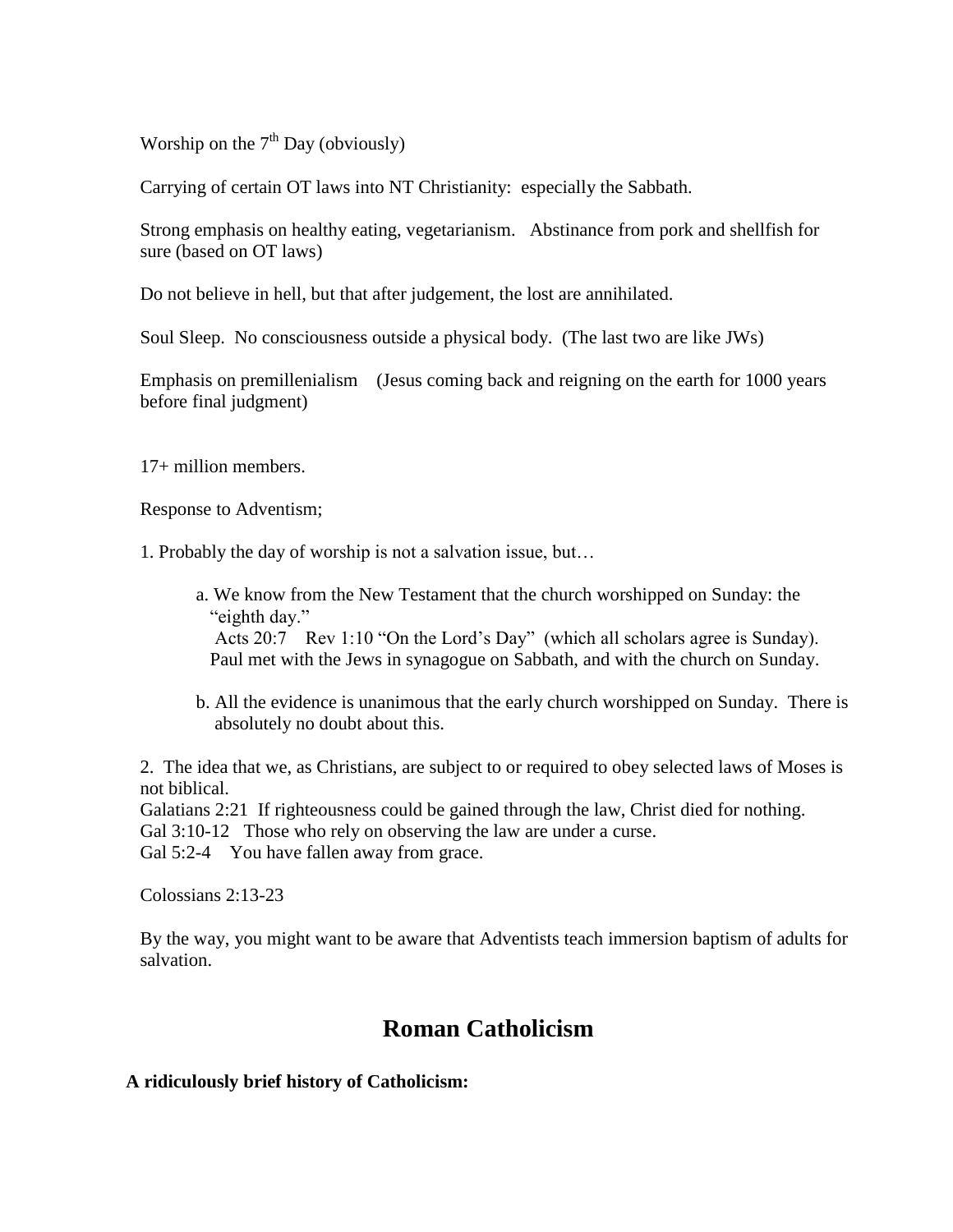Worship on the 7th Day (obviously)

Carrying of certain OT laws into NT Christianity: especially the Sabbath.

Strong emphasis on healthy eating, vegetarianism. Abstinance from pork and shellfish for sure (based on OT laws)

Do not believe in hell, but that after judgement, the lost are annihilated.

Soul Sleep. No consciousness outside a physical body. (The last two are like JWs)

Emphasis on premillenialism (Jesus coming back and reigning on the earth for 1000 years before final judgment)

17+ million members.

Response to Adventism;

1. Probably the day of worship is not a salvation issue, but…

   a. We know from the New Testament that the church worshipped on Sunday: the "eighth day."
      Acts 20:7 Rev 1:10 "On the Lord's Day" (which all scholars agree is Sunday).
      Paul met with the Jews in synagogue on Sabbath, and with the church on Sunday.

   b. All the evidence is unanimous that the early church worshipped on Sunday. There is absolutely no doubt about this.

2. The idea that we, as Christians, are subject to or required to obey selected laws of Moses is not biblical.
Galatians 2:21 If righteousness could be gained through the law, Christ died for nothing.
Gal 3:10-12 Those who rely on observing the law are under a curse.
Gal 5:2-4 You have fallen away from grace.

Colossians 2:13-23

By the way, you might want to be aware that Adventists teach immersion baptism of adults for salvation.

## Roman Catholicism

**A ridiculously brief history of Catholicism:**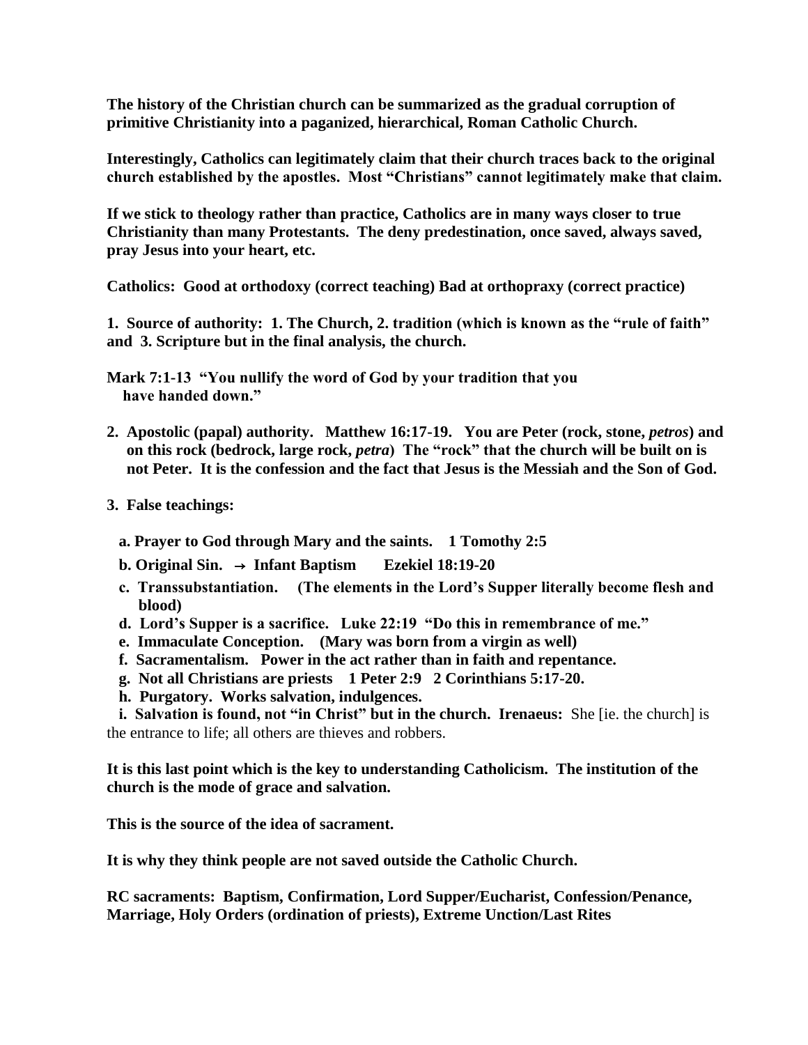**The history of the Christian church can be summarized as the gradual corruption of primitive Christianity into a paganized, hierarchical, Roman Catholic Church.**

**Interestingly, Catholics can legitimately claim that their church traces back to the original church established by the apostles. Most "Christians" cannot legitimately make that claim.**

**If we stick to theology rather than practice, Catholics are in many ways closer to true Christianity than many Protestants. The deny predestination, once saved, always saved, pray Jesus into your heart, etc.**

**Catholics: Good at orthodoxy (correct teaching) Bad at orthopraxy (correct practice)**

**1. Source of authority: 1. The Church, 2. tradition (which is known as the "rule of faith" and 3. Scripture but in the final analysis, the church.**

**Mark 7:1-13 "You nullify the word of God by your tradition that you have handed down."**

**2. Apostolic (papal) authority. Matthew 16:17-19. You are Peter (rock, stone, *petros*) and on this rock (bedrock, large rock, *petra*) The "rock" that the church will be built on is not Peter. It is the confession and the fact that Jesus is the Messiah and the Son of God.**

**3. False teachings:**

- **a. Prayer to God through Mary and the saints. 1 Tomothy 2:5**
- **b. Original Sin. → Infant Baptism Ezekiel 18:19-20**
- **c. Transsubstantiation. (The elements in the Lord's Supper literally become flesh and blood)**
- **d. Lord's Supper is a sacrifice. Luke 22:19 "Do this in remembrance of me."**
- **e. Immaculate Conception. (Mary was born from a virgin as well)**
- **f. Sacramentalism. Power in the act rather than in faith and repentance.**
- **g. Not all Christians are priests 1 Peter 2:9 2 Corinthians 5:17-20.**
- **h. Purgatory. Works salvation, indulgences.**
- **i. Salvation is found, not "in Christ" but in the church. Irenaeus:** She [ie. the church] is the entrance to life; all others are thieves and robbers.

**It is this last point which is the key to understanding Catholicism. The institution of the church is the mode of grace and salvation.**

**This is the source of the idea of sacrament.**

**It is why they think people are not saved outside the Catholic Church.**

**RC sacraments: Baptism, Confirmation, Lord Supper/Eucharist, Confession/Penance, Marriage, Holy Orders (ordination of priests), Extreme Unction/Last Rites**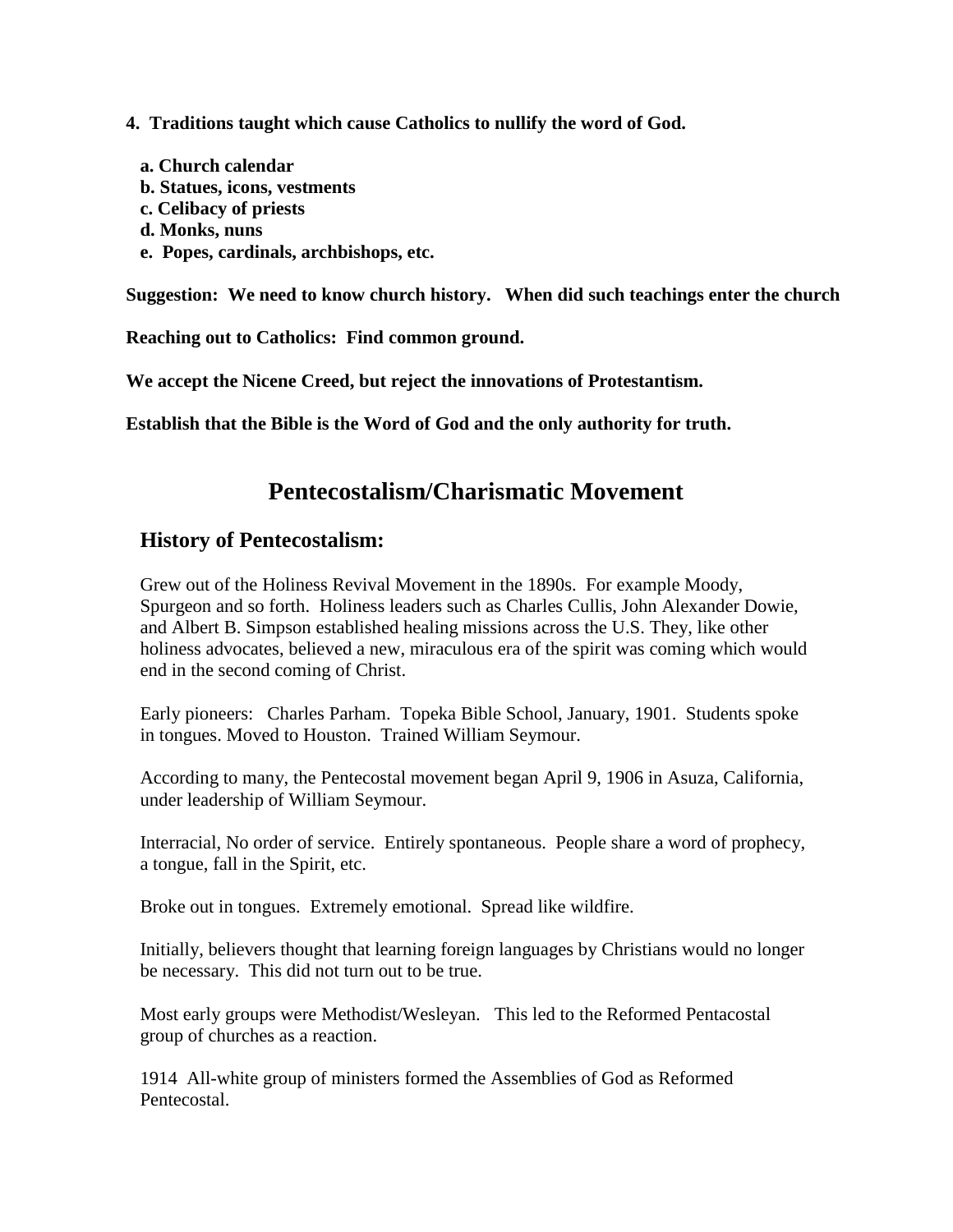**4. Traditions taught which cause Catholics to nullify the word of God.**

- **a. Church calendar**
- **b. Statues, icons, vestments**
- **c. Celibacy of priests**
- **d. Monks, nuns**
- **e. Popes, cardinals, archbishops, etc.**

**Suggestion: We need to know church history. When did such teachings enter the church**

**Reaching out to Catholics: Find common ground.**

**We accept the Nicene Creed, but reject the innovations of Protestantism.**

**Establish that the Bible is the Word of God and the only authority for truth.**

# Pentecostalism/Charismatic Movement

## History of Pentecostalism:

Grew out of the Holiness Revival Movement in the 1890s. For example Moody, Spurgeon and so forth. Holiness leaders such as Charles Cullis, John Alexander Dowie, and Albert B. Simpson established healing missions across the U.S. They, like other holiness advocates, believed a new, miraculous era of the spirit was coming which would end in the second coming of Christ.

Early pioneers: Charles Parham. Topeka Bible School, January, 1901. Students spoke in tongues. Moved to Houston. Trained William Seymour.

According to many, the Pentecostal movement began April 9, 1906 in Asuza, California, under leadership of William Seymour.

Interracial, No order of service. Entirely spontaneous. People share a word of prophecy, a tongue, fall in the Spirit, etc.

Broke out in tongues. Extremely emotional. Spread like wildfire.

Initially, believers thought that learning foreign languages by Christians would no longer be necessary. This did not turn out to be true.

Most early groups were Methodist/Wesleyan. This led to the Reformed Pentacostal group of churches as a reaction.

1914 All-white group of ministers formed the Assemblies of God as Reformed Pentecostal.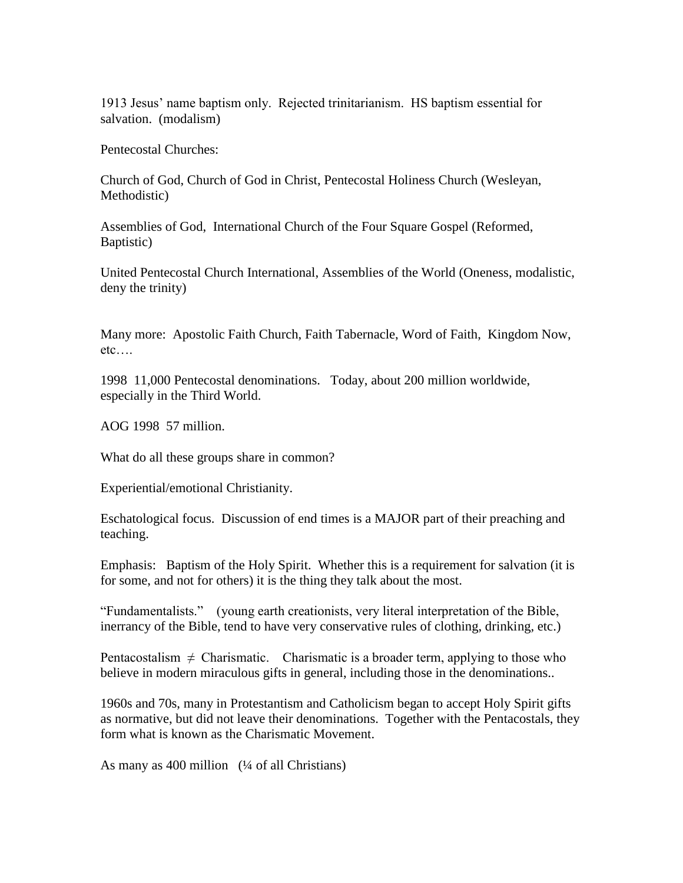1913 Jesus' name baptism only. Rejected trinitarianism. HS baptism essential for salvation. (modalism)

Pentecostal Churches:

Church of God, Church of God in Christ, Pentecostal Holiness Church (Wesleyan, Methodistic)

Assemblies of God, International Church of the Four Square Gospel (Reformed, Baptistic)

United Pentecostal Church International, Assemblies of the World (Oneness, modalistic, deny the trinity)

Many more: Apostolic Faith Church, Faith Tabernacle, Word of Faith, Kingdom Now, etc….

1998 11,000 Pentecostal denominations. Today, about 200 million worldwide, especially in the Third World.

AOG 1998 57 million.

What do all these groups share in common?

Experiential/emotional Christianity.

Eschatological focus. Discussion of end times is a MAJOR part of their preaching and teaching.

Emphasis: Baptism of the Holy Spirit. Whether this is a requirement for salvation (it is for some, and not for others) it is the thing they talk about the most.

"Fundamentalists." (young earth creationists, very literal interpretation of the Bible, inerrancy of the Bible, tend to have very conservative rules of clothing, drinking, etc.)

Pentacostalism $\neq$ Charismatic. Charismatic is a broader term, applying to those who believe in modern miraculous gifts in general, including those in the denominations..

1960s and 70s, many in Protestantism and Catholicism began to accept Holy Spirit gifts as normative, but did not leave their denominations. Together with the Pentacostals, they form what is known as the Charismatic Movement.

As many as 400 million (¼ of all Christians)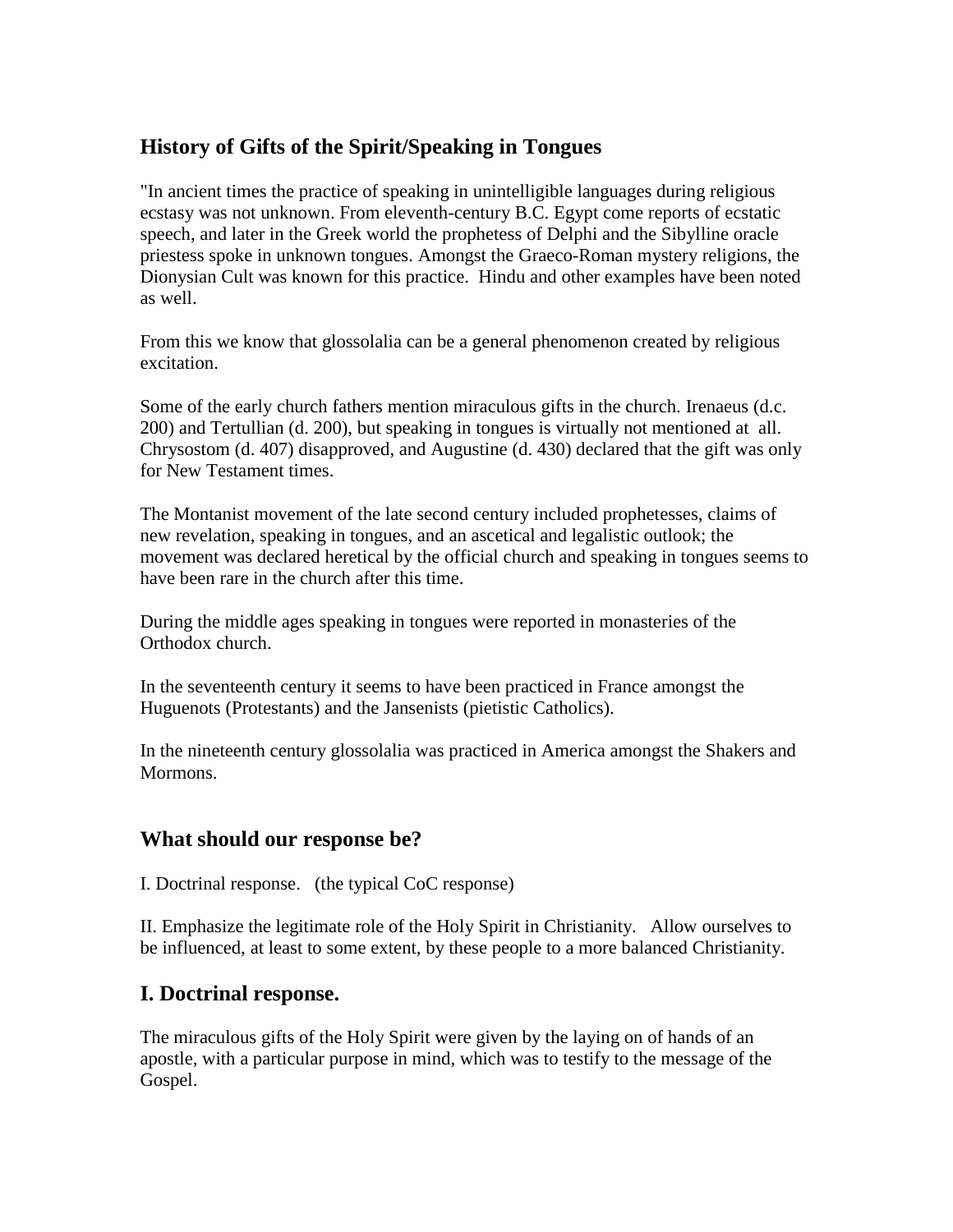## History of Gifts of the Spirit/Speaking in Tongues

"In ancient times the practice of speaking in unintelligible languages during religious ecstasy was not unknown. From eleventh-century B.C. Egypt come reports of ecstatic speech, and later in the Greek world the prophetess of Delphi and the Sibylline oracle priestess spoke in unknown tongues. Amongst the Graeco-Roman mystery religions, the Dionysian Cult was known for this practice. Hindu and other examples have been noted as well.

From this we know that glossolalia can be a general phenomenon created by religious excitation.

Some of the early church fathers mention miraculous gifts in the church. Irenaeus (d.c. 200) and Tertullian (d. 200), but speaking in tongues is virtually not mentioned at all. Chrysostom (d. 407) disapproved, and Augustine (d. 430) declared that the gift was only for New Testament times.

The Montanist movement of the late second century included prophetesses, claims of new revelation, speaking in tongues, and an ascetical and legalistic outlook; the movement was declared heretical by the official church and speaking in tongues seems to have been rare in the church after this time.

During the middle ages speaking in tongues were reported in monasteries of the Orthodox church.

In the seventeenth century it seems to have been practiced in France amongst the Huguenots (Protestants) and the Jansenists (pietistic Catholics).

In the nineteenth century glossolalia was practiced in America amongst the Shakers and Mormons.

## What should our response be?

I. Doctrinal response. (the typical CoC response)

II. Emphasize the legitimate role of the Holy Spirit in Christianity. Allow ourselves to be influenced, at least to some extent, by these people to a more balanced Christianity.

## I. Doctrinal response.

The miraculous gifts of the Holy Spirit were given by the laying on of hands of an apostle, with a particular purpose in mind, which was to testify to the message of the Gospel.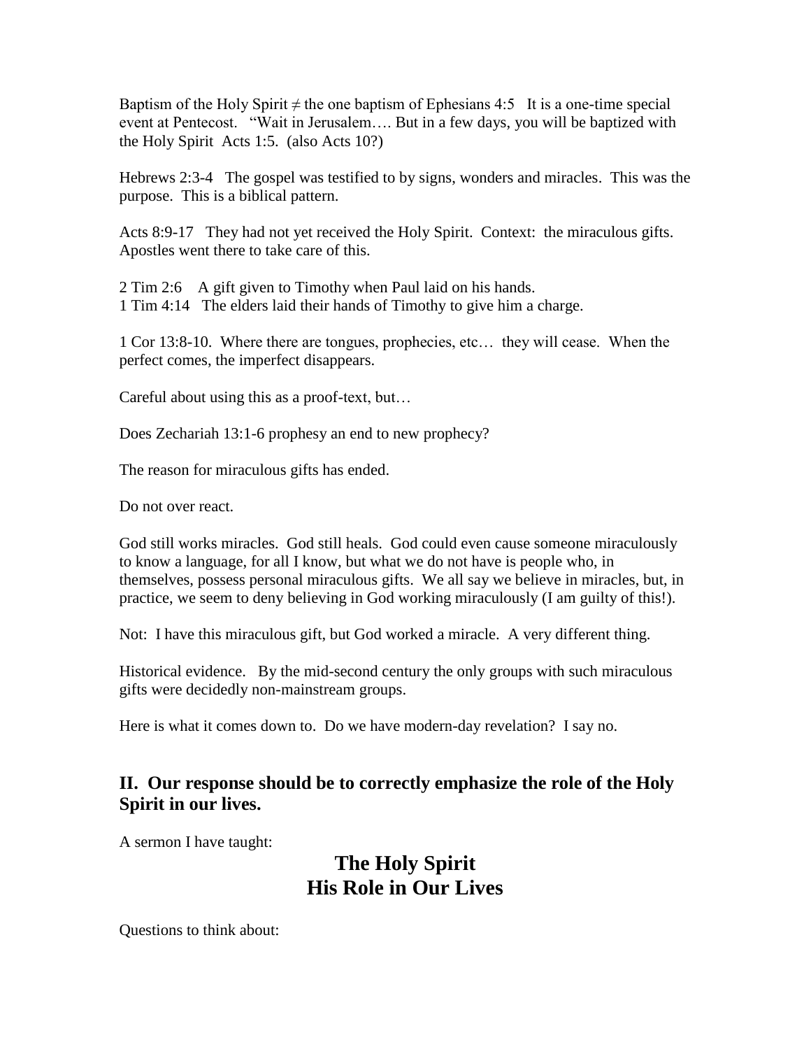Baptism of the Holy Spirit ≠ the one baptism of Ephesians 4:5   It is a one-time special event at Pentecost.   "Wait in Jerusalem…. But in a few days, you will be baptized with the Holy Spirit  Acts 1:5.  (also Acts 10?)

Hebrews 2:3-4   The gospel was testified to by signs, wonders and miracles.  This was the purpose.  This is a biblical pattern.

Acts 8:9-17   They had not yet received the Holy Spirit.  Context:  the miraculous gifts.  Apostles went there to take care of this.

2 Tim 2:6    A gift given to Timothy when Paul laid on his hands.  
1 Tim 4:14   The elders laid their hands of Timothy to give him a charge.

1 Cor 13:8-10.  Where there are tongues, prophecies, etc…  they will cease.  When the perfect comes, the imperfect disappears.

Careful about using this as a proof-text, but…

Does Zechariah 13:1-6 prophesy an end to new prophecy?

The reason for miraculous gifts has ended.

Do not over react.

God still works miracles.  God still heals.  God could even cause someone miraculously to know a language, for all I know, but what we do not have is people who, in themselves, possess personal miraculous gifts.  We all say we believe in miracles, but, in practice, we seem to deny believing in God working miraculously (I am guilty of this!).

Not:  I have this miraculous gift, but God worked a miracle.  A very different thing.

Historical evidence.   By the mid-second century the only groups with such miraculous gifts were decidedly non-mainstream groups.

Here is what it comes down to.  Do we have modern-day revelation?  I say no.

## II.  Our response should be to correctly emphasize the role of the Holy Spirit in our lives.

A sermon I have taught:

## The Holy Spirit
## His Role in Our Lives

Questions to think about: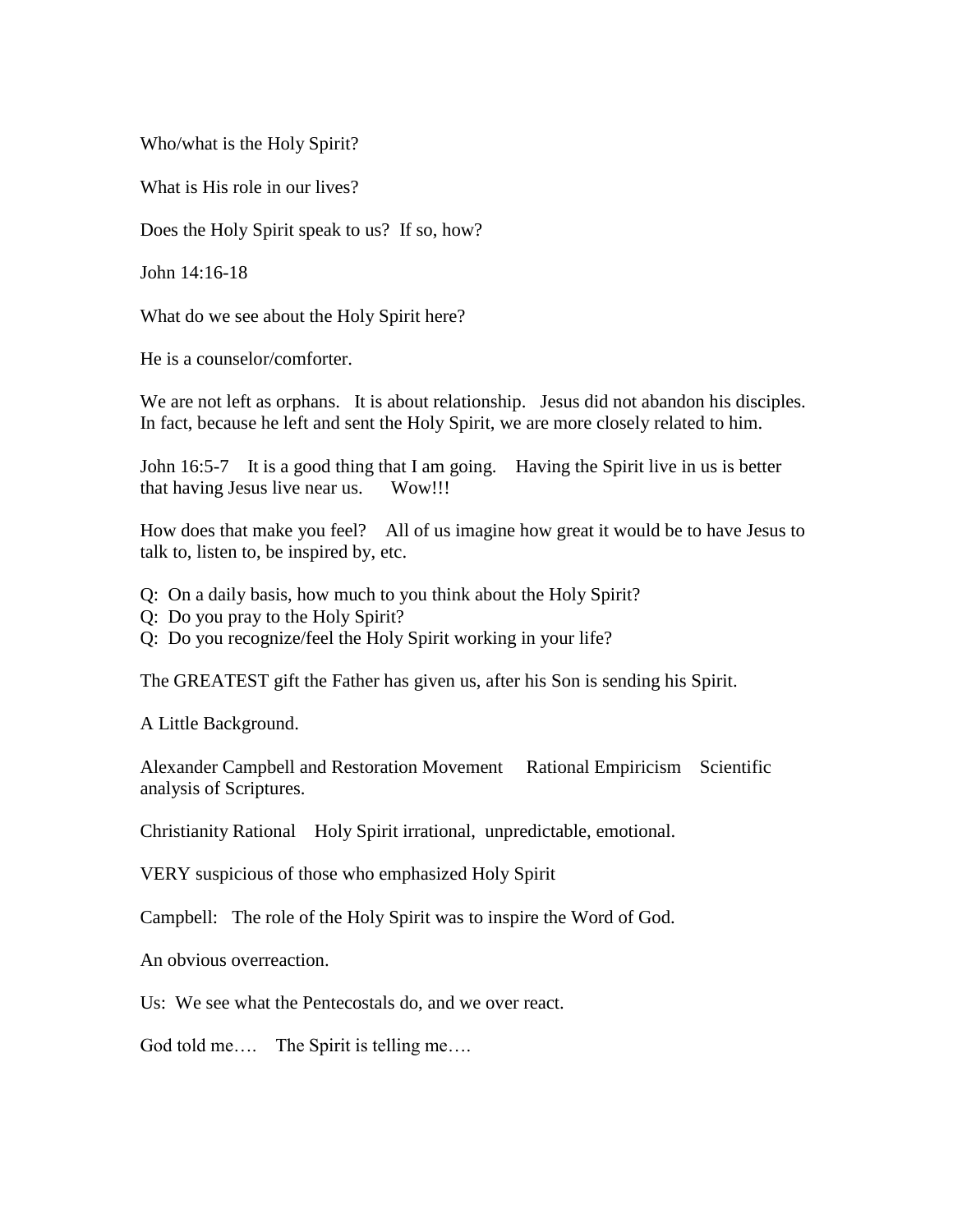Who/what is the Holy Spirit?

What is His role in our lives?

Does the Holy Spirit speak to us? If so, how?

John 14:16-18

What do we see about the Holy Spirit here?

He is a counselor/comforter.

We are not left as orphans. It is about relationship. Jesus did not abandon his disciples. In fact, because he left and sent the Holy Spirit, we are more closely related to him.

John 16:5-7 It is a good thing that I am going. Having the Spirit live in us is better that having Jesus live near us. Wow!!!

How does that make you feel? All of us imagine how great it would be to have Jesus to talk to, listen to, be inspired by, etc.

Q: On a daily basis, how much to you think about the Holy Spirit?
Q: Do you pray to the Holy Spirit?
Q: Do you recognize/feel the Holy Spirit working in your life?

The GREATEST gift the Father has given us, after his Son is sending his Spirit.

A Little Background.

Alexander Campbell and Restoration Movement Rational Empiricism Scientific analysis of Scriptures.

Christianity Rational Holy Spirit irrational, unpredictable, emotional.

VERY suspicious of those who emphasized Holy Spirit

Campbell: The role of the Holy Spirit was to inspire the Word of God.

An obvious overreaction.

Us: We see what the Pentecostals do, and we over react.

God told me…. The Spirit is telling me….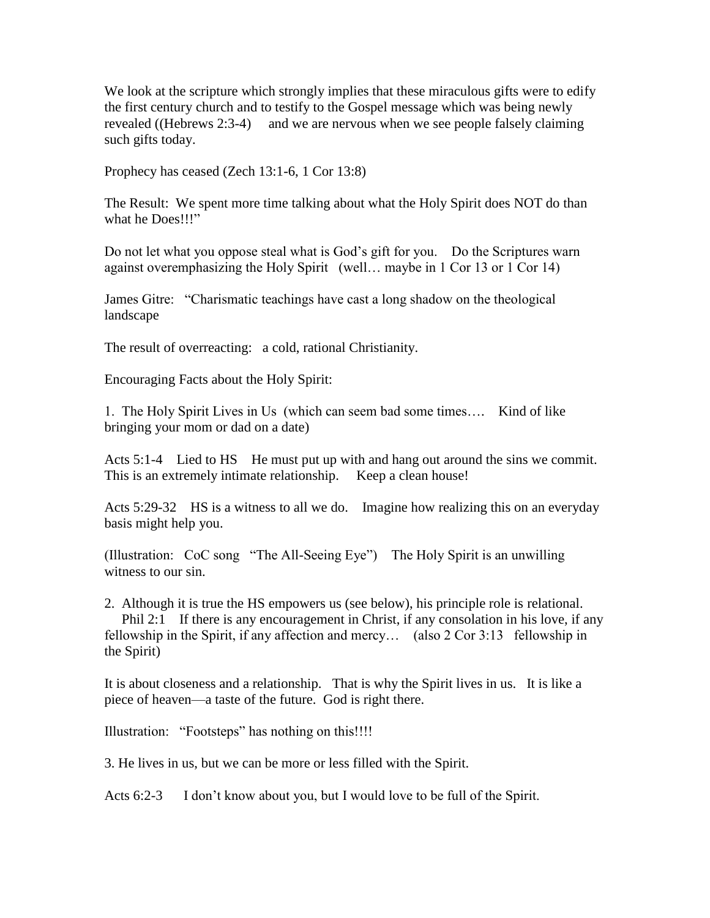We look at the scripture which strongly implies that these miraculous gifts were to edify the first century church and to testify to the Gospel message which was being newly revealed ((Hebrews 2:3-4) and we are nervous when we see people falsely claiming such gifts today.

Prophecy has ceased (Zech 13:1-6, 1 Cor 13:8)

The Result: We spent more time talking about what the Holy Spirit does NOT do than what he Does!!!"

Do not let what you oppose steal what is God's gift for you. Do the Scriptures warn against overemphasizing the Holy Spirit (well… maybe in 1 Cor 13 or 1 Cor 14)

James Gitre: "Charismatic teachings have cast a long shadow on the theological landscape

The result of overreacting: a cold, rational Christianity.

Encouraging Facts about the Holy Spirit:

1. The Holy Spirit Lives in Us (which can seem bad some times…. Kind of like bringing your mom or dad on a date)

Acts 5:1-4 Lied to HS He must put up with and hang out around the sins we commit. This is an extremely intimate relationship. Keep a clean house!

Acts 5:29-32 HS is a witness to all we do. Imagine how realizing this on an everyday basis might help you.

(Illustration: CoC song "The All-Seeing Eye") The Holy Spirit is an unwilling witness to our sin.

2. Although it is true the HS empowers us (see below), his principle role is relational.
Phil 2:1 If there is any encouragement in Christ, if any consolation in his love, if any fellowship in the Spirit, if any affection and mercy… (also 2 Cor 3:13 fellowship in the Spirit)

It is about closeness and a relationship. That is why the Spirit lives in us. It is like a piece of heaven—a taste of the future. God is right there.

Illustration: "Footsteps" has nothing on this!!!!

3. He lives in us, but we can be more or less filled with the Spirit.

Acts 6:2-3 I don't know about you, but I would love to be full of the Spirit.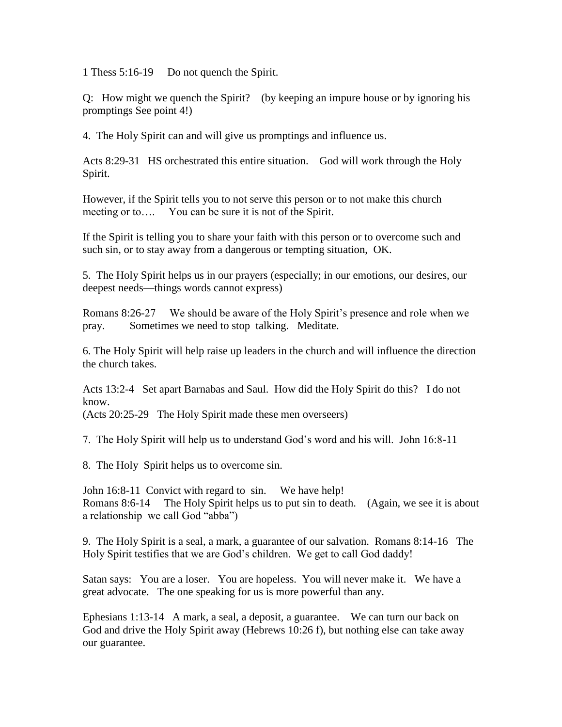1 Thess 5:16-19   Do not quench the Spirit.

Q:  How might we quench the Spirit?   (by keeping an impure house or by ignoring his promptings See point 4!)

4. The Holy Spirit can and will give us promptings and influence us.

Acts 8:29-31  HS orchestrated this entire situation.   God will work through the Holy Spirit.

However, if the Spirit tells you to not serve this person or to not make this church meeting or to….   You can be sure it is not of the Spirit.

If the Spirit is telling you to share your faith with this person or to overcome such and such sin, or to stay away from a dangerous or tempting situation,  OK.

5. The Holy Spirit helps us in our prayers (especially; in our emotions, our desires, our deepest needs—things words cannot express)

Romans 8:26-27   We should be aware of the Holy Spirit's presence and role when we pray.   Sometimes we need to stop  talking.  Meditate.

6. The Holy Spirit will help raise up leaders in the church and will influence the direction the church takes.

Acts 13:2-4  Set apart Barnabas and Saul.  How did the Holy Spirit do this?  I do not know.
(Acts 20:25-29  The Holy Spirit made these men overseers)

7. The Holy Spirit will help us to understand God's word and his will.  John 16:8-11

8. The Holy  Spirit helps us to overcome sin.

John 16:8-11  Convict with regard to  sin.   We have help!
Romans 8:6-14   The Holy Spirit helps us to put sin to death.   (Again, we see it is about a relationship  we call God "abba")

9. The Holy Spirit is a seal, a mark, a guarantee of our salvation.  Romans 8:14-16  The Holy Spirit testifies that we are God's children.  We get to call God daddy!

Satan says:  You are a loser.  You are hopeless.  You will never make it.  We have a great advocate.  The one speaking for us is more powerful than any.

Ephesians 1:13-14  A mark, a seal, a deposit, a guarantee.   We can turn our back on God and drive the Holy Spirit away (Hebrews 10:26 f), but nothing else can take away our guarantee.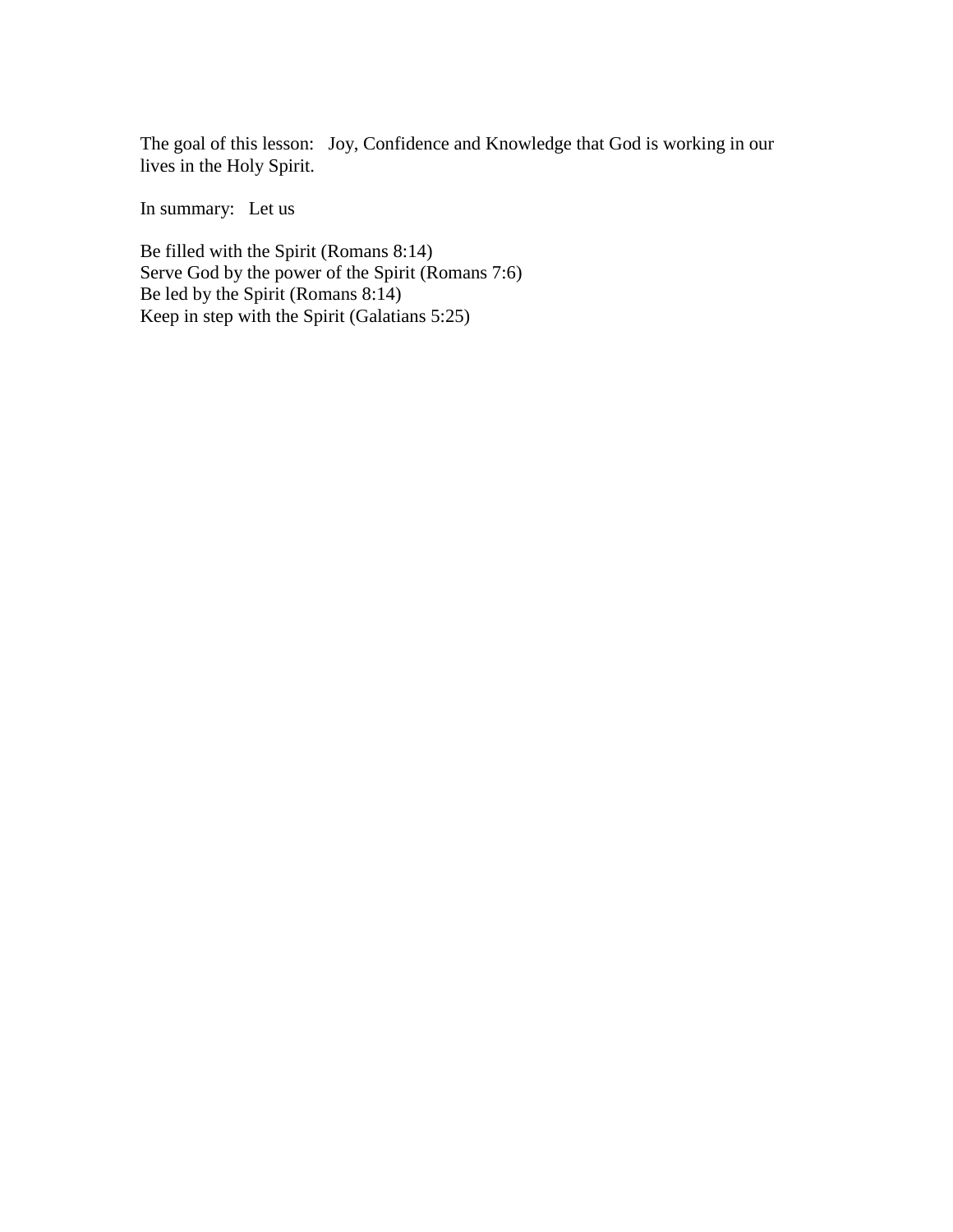The goal of this lesson: Joy, Confidence and Knowledge that God is working in our lives in the Holy Spirit.

In summary: Let us

Be filled with the Spirit (Romans 8:14)
Serve God by the power of the Spirit (Romans 7:6)
Be led by the Spirit (Romans 8:14)
Keep in step with the Spirit (Galatians 5:25)